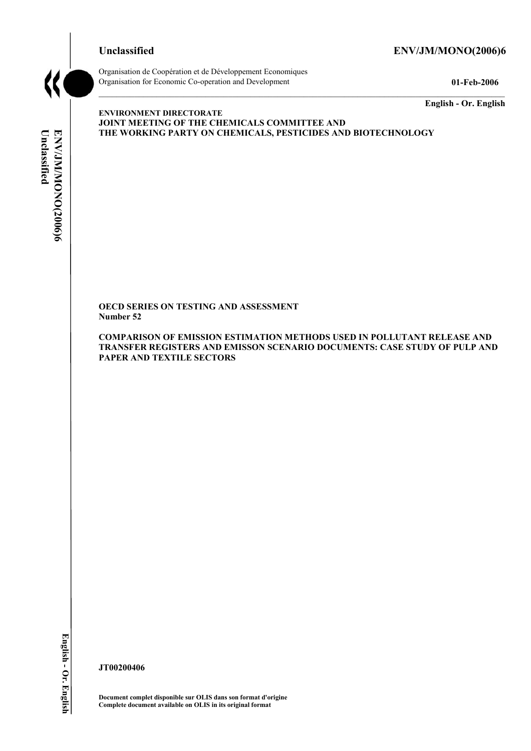**Unclassified** **ENV/JM/MONO(2006)6**

Organisation de Coopération et de Développement Economiques
Organisation for Economic Co-operation and Development **01-Feb-2006**

**English - Or. English**

**ENVIRONMENT DIRECTORATE**
**JOINT MEETING OF THE CHEMICALS COMMITTEE AND**
**THE WORKING PARTY ON CHEMICALS, PESTICIDES AND BIOTECHNOLOGY**

**OECD SERIES ON TESTING AND ASSESSMENT**
**Number 52**

**COMPARISON OF EMISSION ESTIMATION METHODS USED IN POLLUTANT RELEASE AND TRANSFER REGISTERS AND EMISSON SCENARIO DOCUMENTS: CASE STUDY OF PULP AND PAPER AND TEXTILE SECTORS**

**JT00200406**

**Document complet disponible sur OLIS dans son format d'origine**
**Complete document available on OLIS in its original format**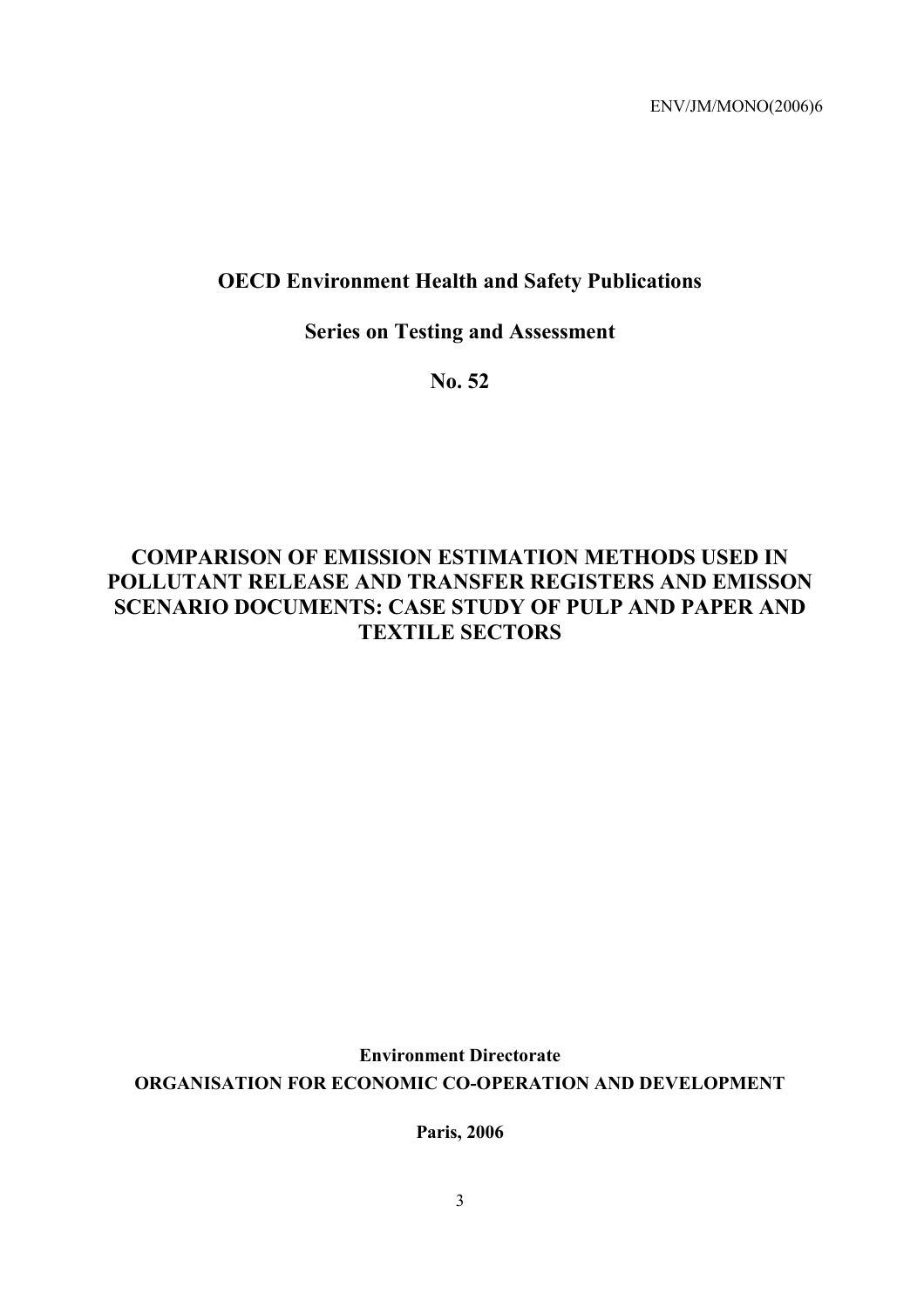ENV/JM/MONO(2006)6

**OECD Environment Health and Safety Publications**

**Series on Testing and Assessment**

**No. 52**

# COMPARISON OF EMISSION ESTIMATION METHODS USED IN POLLUTANT RELEASE AND TRANSFER REGISTERS AND EMISSON SCENARIO DOCUMENTS: CASE STUDY OF PULP AND PAPER AND TEXTILE SECTORS

**Environment Directorate**

**ORGANISATION FOR ECONOMIC CO-OPERATION AND DEVELOPMENT**

**Paris, 2006**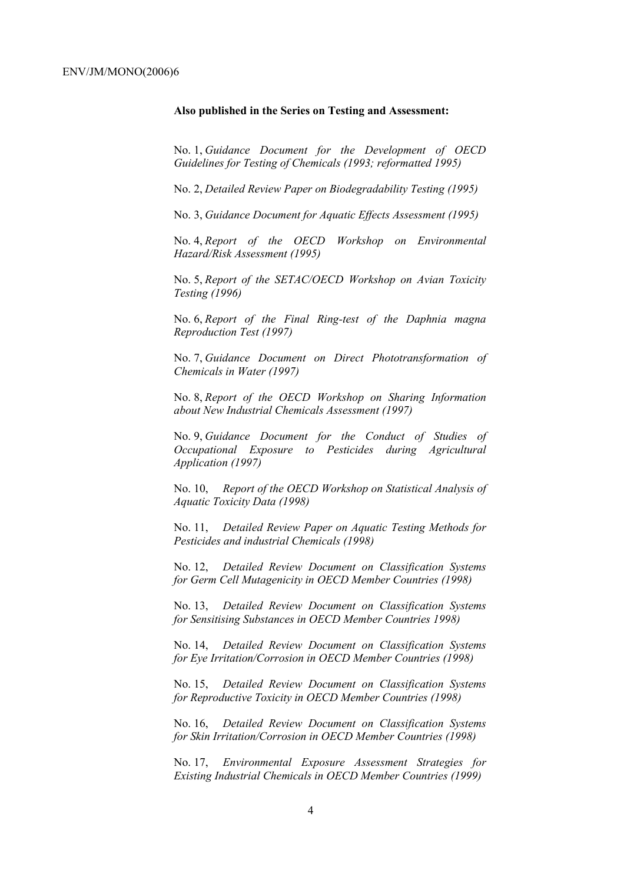**Also published in the Series on Testing and Assessment:**

No. 1, *Guidance Document for the Development of OECD Guidelines for Testing of Chemicals (1993; reformatted 1995)*

No. 2, *Detailed Review Paper on Biodegradability Testing (1995)*

No. 3, *Guidance Document for Aquatic Effects Assessment (1995)*

No. 4, *Report of the OECD Workshop on Environmental Hazard/Risk Assessment (1995)*

No. 5, *Report of the SETAC/OECD Workshop on Avian Toxicity Testing (1996)*

No. 6, *Report of the Final Ring-test of the Daphnia magna Reproduction Test (1997)*

No. 7, *Guidance Document on Direct Phototransformation of Chemicals in Water (1997)*

No. 8, *Report of the OECD Workshop on Sharing Information about New Industrial Chemicals Assessment (1997)*

No. 9, *Guidance Document for the Conduct of Studies of Occupational Exposure to Pesticides during Agricultural Application (1997)*

No. 10, *Report of the OECD Workshop on Statistical Analysis of Aquatic Toxicity Data (1998)*

No. 11, *Detailed Review Paper on Aquatic Testing Methods for Pesticides and industrial Chemicals (1998)*

No. 12, *Detailed Review Document on Classification Systems for Germ Cell Mutagenicity in OECD Member Countries (1998)*

No. 13, *Detailed Review Document on Classification Systems for Sensitising Substances in OECD Member Countries 1998)*

No. 14, *Detailed Review Document on Classification Systems for Eye Irritation/Corrosion in OECD Member Countries (1998)*

No. 15, *Detailed Review Document on Classification Systems for Reproductive Toxicity in OECD Member Countries (1998)*

No. 16, *Detailed Review Document on Classification Systems for Skin Irritation/Corrosion in OECD Member Countries (1998)*

No. 17, *Environmental Exposure Assessment Strategies for Existing Industrial Chemicals in OECD Member Countries (1999)*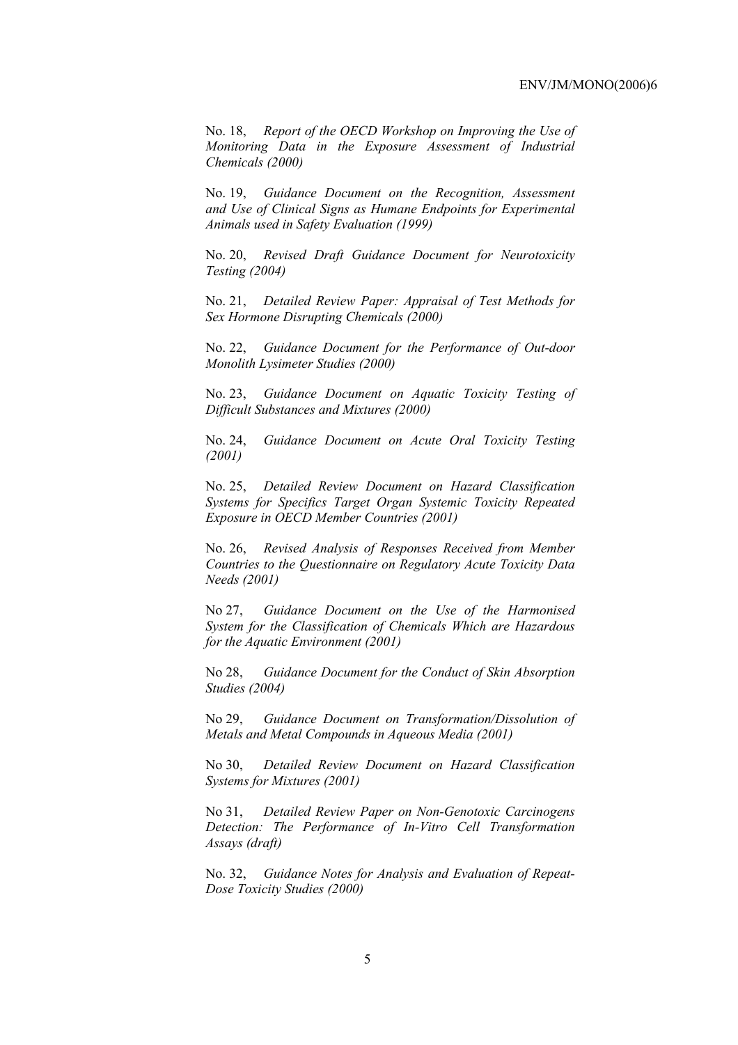No. 18, *Report of the OECD Workshop on Improving the Use of Monitoring Data in the Exposure Assessment of Industrial Chemicals (2000)*

No. 19, *Guidance Document on the Recognition, Assessment and Use of Clinical Signs as Humane Endpoints for Experimental Animals used in Safety Evaluation (1999)*

No. 20, *Revised Draft Guidance Document for Neurotoxicity Testing (2004)*

No. 21, *Detailed Review Paper: Appraisal of Test Methods for Sex Hormone Disrupting Chemicals (2000)*

No. 22, *Guidance Document for the Performance of Out-door Monolith Lysimeter Studies (2000)*

No. 23, *Guidance Document on Aquatic Toxicity Testing of Difficult Substances and Mixtures (2000)*

No. 24, *Guidance Document on Acute Oral Toxicity Testing (2001)*

No. 25, *Detailed Review Document on Hazard Classification Systems for Specifics Target Organ Systemic Toxicity Repeated Exposure in OECD Member Countries (2001)*

No. 26, *Revised Analysis of Responses Received from Member Countries to the Questionnaire on Regulatory Acute Toxicity Data Needs (2001)*

No 27, *Guidance Document on the Use of the Harmonised System for the Classification of Chemicals Which are Hazardous for the Aquatic Environment (2001)*

No 28, *Guidance Document for the Conduct of Skin Absorption Studies (2004)*

No 29, *Guidance Document on Transformation/Dissolution of Metals and Metal Compounds in Aqueous Media (2001)*

No 30, *Detailed Review Document on Hazard Classification Systems for Mixtures (2001)*

No 31, *Detailed Review Paper on Non-Genotoxic Carcinogens Detection: The Performance of In-Vitro Cell Transformation Assays (draft)*

No. 32, *Guidance Notes for Analysis and Evaluation of Repeat-Dose Toxicity Studies (2000)*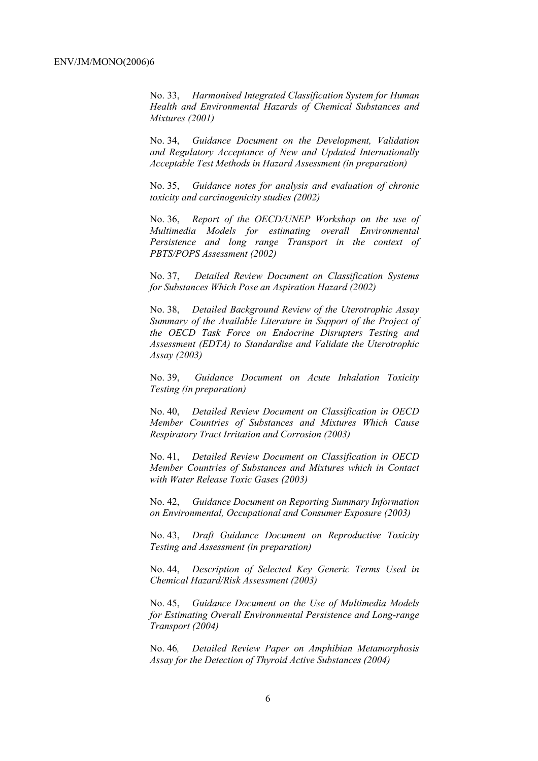No. 33, *Harmonised Integrated Classification System for Human Health and Environmental Hazards of Chemical Substances and Mixtures (2001)*

No. 34, *Guidance Document on the Development, Validation and Regulatory Acceptance of New and Updated Internationally Acceptable Test Methods in Hazard Assessment (in preparation)*

No. 35, *Guidance notes for analysis and evaluation of chronic toxicity and carcinogenicity studies (2002)*

No. 36, *Report of the OECD/UNEP Workshop on the use of Multimedia Models for estimating overall Environmental Persistence and long range Transport in the context of PBTS/POPS Assessment (2002)*

No. 37, *Detailed Review Document on Classification Systems for Substances Which Pose an Aspiration Hazard (2002)*

No. 38, *Detailed Background Review of the Uterotrophic Assay Summary of the Available Literature in Support of the Project of the OECD Task Force on Endocrine Disrupters Testing and Assessment (EDTA) to Standardise and Validate the Uterotrophic Assay (2003)*

No. 39, *Guidance Document on Acute Inhalation Toxicity Testing (in preparation)*

No. 40, *Detailed Review Document on Classification in OECD Member Countries of Substances and Mixtures Which Cause Respiratory Tract Irritation and Corrosion (2003)*

No. 41, *Detailed Review Document on Classification in OECD Member Countries of Substances and Mixtures which in Contact with Water Release Toxic Gases (2003)*

No. 42, *Guidance Document on Reporting Summary Information on Environmental, Occupational and Consumer Exposure (2003)*

No. 43, *Draft Guidance Document on Reproductive Toxicity Testing and Assessment (in preparation)*

No. 44, *Description of Selected Key Generic Terms Used in Chemical Hazard/Risk Assessment (2003)*

No. 45, *Guidance Document on the Use of Multimedia Models for Estimating Overall Environmental Persistence and Long-range Transport (2004)*

No. 46*, Detailed Review Paper on Amphibian Metamorphosis Assay for the Detection of Thyroid Active Substances (2004)*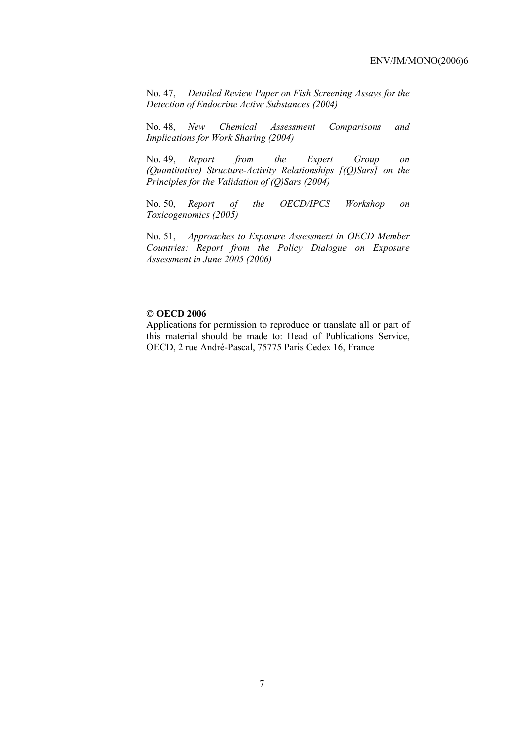No. 47, *Detailed Review Paper on Fish Screening Assays for the Detection of Endocrine Active Substances (2004)*

No. 48, *New Chemical Assessment Comparisons and Implications for Work Sharing (2004)*

No. 49, *Report from the Expert Group on (Quantitative) Structure-Activity Relationships [(Q)Sars] on the Principles for the Validation of (Q)Sars (2004)*

No. 50, *Report of the OECD/IPCS Workshop on Toxicogenomics (2005)*

No. 51, *Approaches to Exposure Assessment in OECD Member Countries: Report from the Policy Dialogue on Exposure Assessment in June 2005 (2006)*

**© OECD 2006**

Applications for permission to reproduce or translate all or part of this material should be made to: Head of Publications Service, OECD, 2 rue André-Pascal, 75775 Paris Cedex 16, France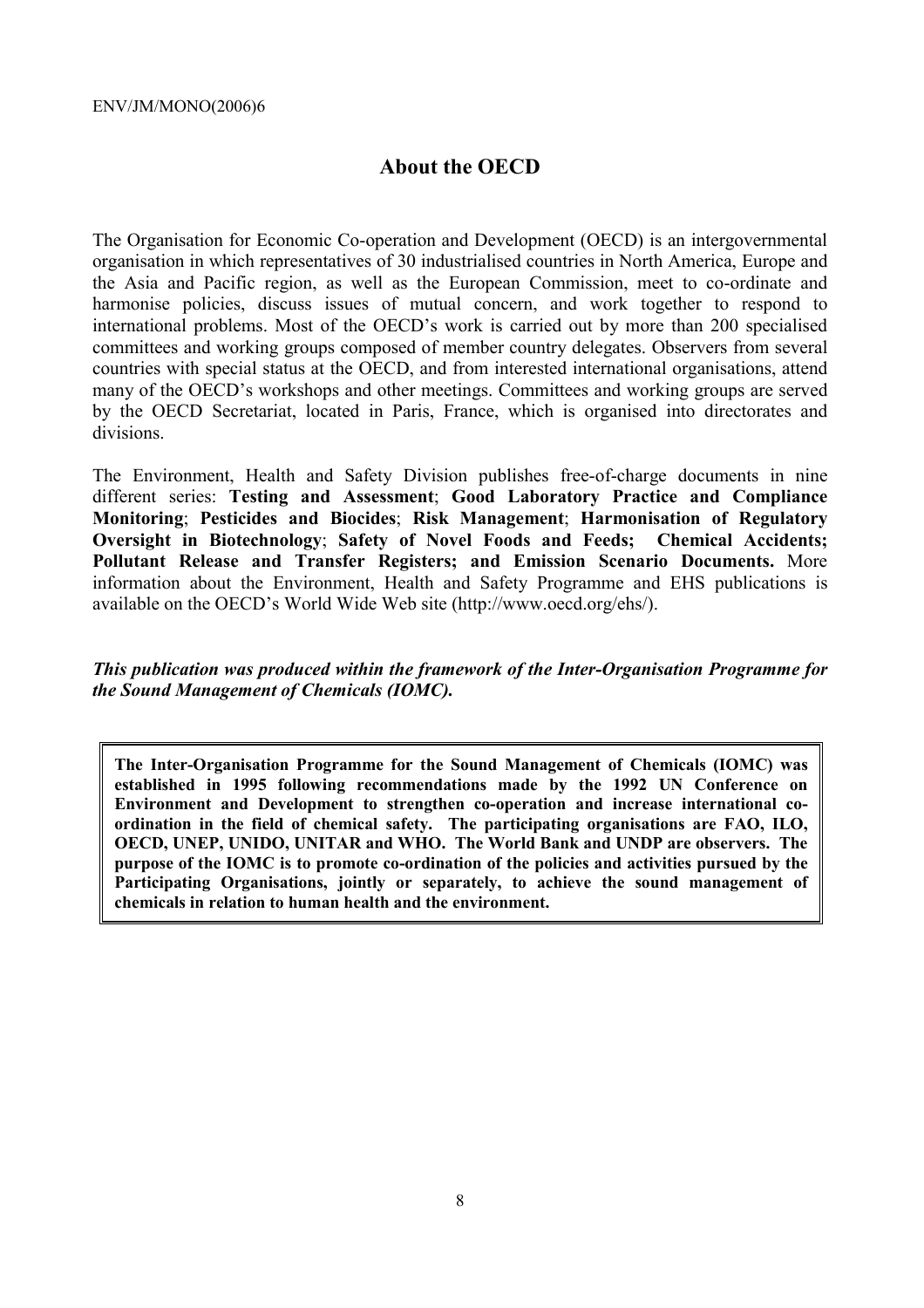## About the OECD

The Organisation for Economic Co-operation and Development (OECD) is an intergovernmental organisation in which representatives of 30 industrialised countries in North America, Europe and the Asia and Pacific region, as well as the European Commission, meet to co-ordinate and harmonise policies, discuss issues of mutual concern, and work together to respond to international problems. Most of the OECD's work is carried out by more than 200 specialised committees and working groups composed of member country delegates. Observers from several countries with special status at the OECD, and from interested international organisations, attend many of the OECD's workshops and other meetings. Committees and working groups are served by the OECD Secretariat, located in Paris, France, which is organised into directorates and divisions.

The Environment, Health and Safety Division publishes free-of-charge documents in nine different series: **Testing and Assessment**; **Good Laboratory Practice and Compliance Monitoring**; **Pesticides and Biocides**; **Risk Management**; **Harmonisation of Regulatory Oversight in Biotechnology**; **Safety of Novel Foods and Feeds; Chemical Accidents; Pollutant Release and Transfer Registers; and Emission Scenario Documents.** More information about the Environment, Health and Safety Programme and EHS publications is available on the OECD's World Wide Web site (http://www.oecd.org/ehs/).

***This publication was produced within the framework of the Inter-Organisation Programme for the Sound Management of Chemicals (IOMC).***

**The Inter-Organisation Programme for the Sound Management of Chemicals (IOMC) was established in 1995 following recommendations made by the 1992 UN Conference on Environment and Development to strengthen co-operation and increase international co-ordination in the field of chemical safety. The participating organisations are FAO, ILO, OECD, UNEP, UNIDO, UNITAR and WHO. The World Bank and UNDP are observers. The purpose of the IOMC is to promote co-ordination of the policies and activities pursued by the Participating Organisations, jointly or separately, to achieve the sound management of chemicals in relation to human health and the environment.**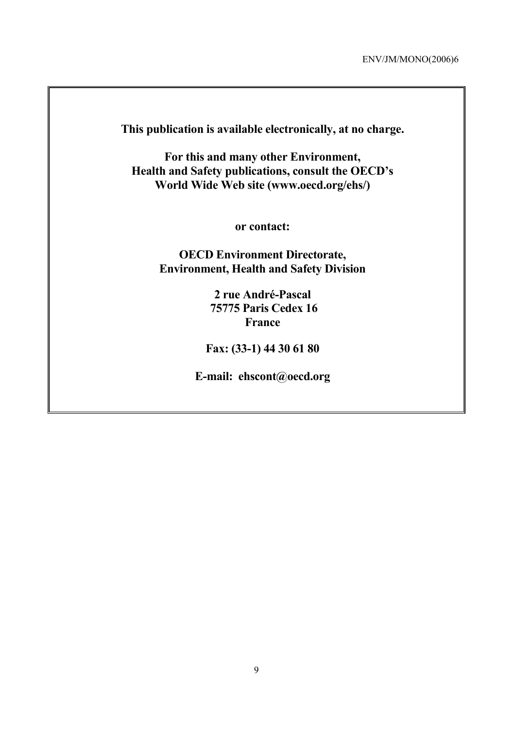**This publication is available electronically, at no charge.**

**For this and many other Environment,**
**Health and Safety publications, consult the OECD's**
**World Wide Web site (www.oecd.org/ehs/)**

**or contact:**

**OECD Environment Directorate,**
**Environment, Health and Safety Division**

**2 rue André-Pascal**
**75775 Paris Cedex 16**
**France**

**Fax: (33-1) 44 30 61 80**

**E-mail: ehscont@oecd.org**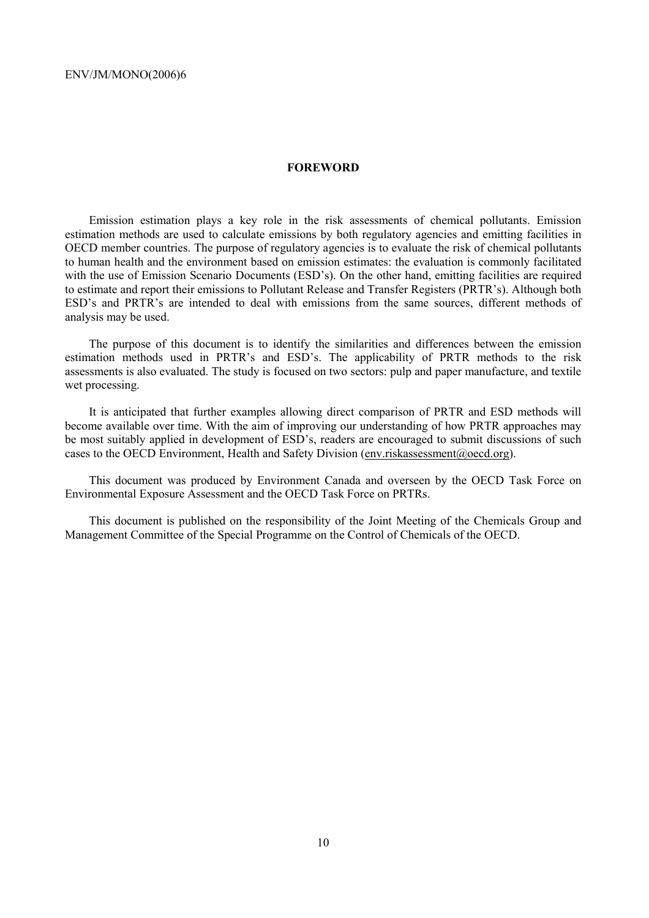## FOREWORD

Emission estimation plays a key role in the risk assessments of chemical pollutants. Emission estimation methods are used to calculate emissions by both regulatory agencies and emitting facilities in OECD member countries. The purpose of regulatory agencies is to evaluate the risk of chemical pollutants to human health and the environment based on emission estimates: the evaluation is commonly facilitated with the use of Emission Scenario Documents (ESD's). On the other hand, emitting facilities are required to estimate and report their emissions to Pollutant Release and Transfer Registers (PRTR's). Although both ESD's and PRTR's are intended to deal with emissions from the same sources, different methods of analysis may be used.

The purpose of this document is to identify the similarities and differences between the emission estimation methods used in PRTR's and ESD's. The applicability of PRTR methods to the risk assessments is also evaluated. The study is focused on two sectors: pulp and paper manufacture, and textile wet processing.

It is anticipated that further examples allowing direct comparison of PRTR and ESD methods will become available over time. With the aim of improving our understanding of how PRTR approaches may be most suitably applied in development of ESD's, readers are encouraged to submit discussions of such cases to the OECD Environment, Health and Safety Division (env.riskassessment@oecd.org).

This document was produced by Environment Canada and overseen by the OECD Task Force on Environmental Exposure Assessment and the OECD Task Force on PRTRs.

This document is published on the responsibility of the Joint Meeting of the Chemicals Group and Management Committee of the Special Programme on the Control of Chemicals of the OECD.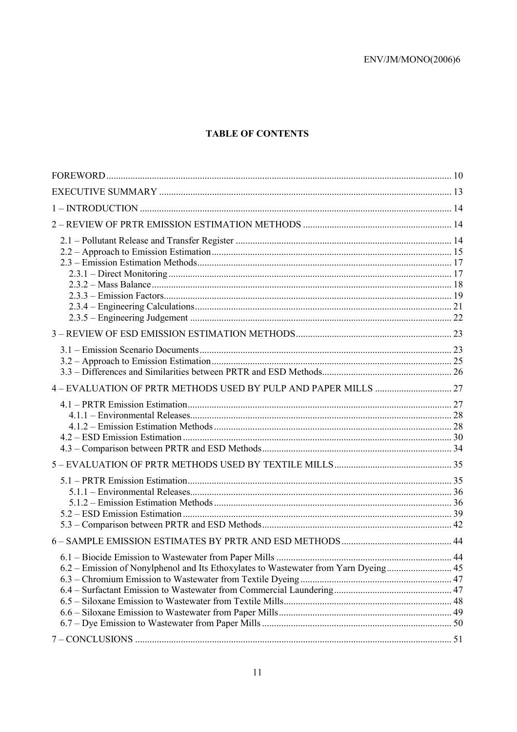**TABLE OF CONTENTS**

FOREWORD ........ 10

EXECUTIVE SUMMARY ........ 13

1 – INTRODUCTION ........ 14

2 – REVIEW OF PRTR EMISSION ESTIMATION METHODS ........ 14

- 2.1 – Pollutant Release and Transfer Register ........ 14
- 2.2 – Approach to Emission Estimation ........ 15
- 2.3 – Emission Estimation Methods ........ 17
  - 2.3.1 – Direct Monitoring ........ 17
  - 2.3.2 – Mass Balance ........ 18
  - 2.3.3 – Emission Factors ........ 19
  - 2.3.4 – Engineering Calculations ........ 21
  - 2.3.5 – Engineering Judgement ........ 22

3 – REVIEW OF ESD EMISSION ESTIMATION METHODS ........ 23

- 3.1 – Emission Scenario Documents ........ 23
- 3.2 – Approach to Emission Estimation ........ 25
- 3.3 – Differences and Similarities between PRTR and ESD Methods ........ 26

4 – EVALUATION OF PRTR METHODS USED BY PULP AND PAPER MILLS ........ 27

- 4.1 – PRTR Emission Estimation ........ 27
  - 4.1.1 – Environmental Releases ........ 28
  - 4.1.2 – Emission Estimation Methods ........ 28
- 4.2 – ESD Emission Estimation ........ 30
- 4.3 – Comparison between PRTR and ESD Methods ........ 34

5 – EVALUATION OF PRTR METHODS USED BY TEXTILE MILLS ........ 35

- 5.1 – PRTR Emission Estimation ........ 35
  - 5.1.1 – Environmental Releases ........ 36
  - 5.1.2 – Emission Estimation Methods ........ 36
- 5.2 – ESD Emission Estimation ........ 39
- 5.3 – Comparison between PRTR and ESD Methods ........ 42

6 – SAMPLE EMISSION ESTIMATES BY PRTR AND ESD METHODS ........ 44

- 6.1 – Biocide Emission to Wastewater from Paper Mills ........ 44
- 6.2 – Emission of Nonylphenol and Its Ethoxylates to Wastewater from Yarn Dyeing ........ 45
- 6.3 – Chromium Emission to Wastewater from Textile Dyeing ........ 47
- 6.4 – Surfactant Emission to Wastewater from Commercial Laundering ........ 47
- 6.5 – Siloxane Emission to Wastewater from Textile Mills ........ 48
- 6.6 – Siloxane Emission to Wastewater from Paper Mills ........ 49
- 6.7 – Dye Emission to Wastewater from Paper Mills ........ 50

7 – CONCLUSIONS ........ 51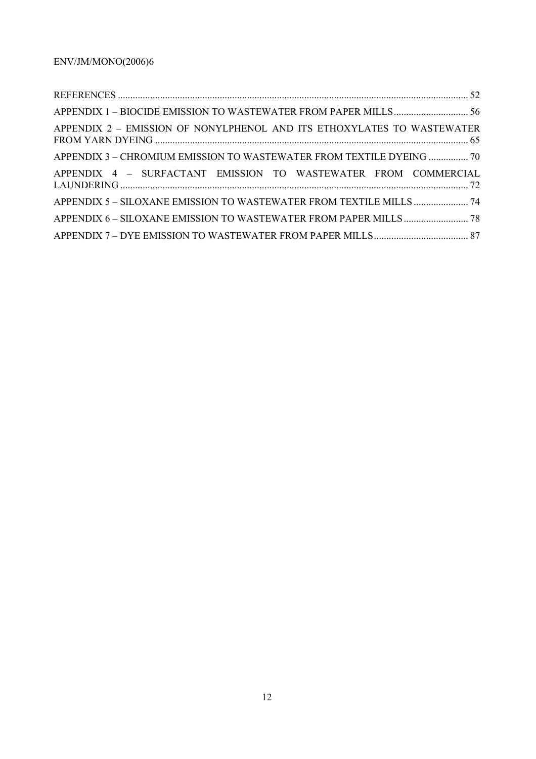REFERENCES ........................................................................................................................................... 52

APPENDIX 1 – BIOCIDE EMISSION TO WASTEWATER FROM PAPER MILLS .............................. 56

APPENDIX 2 – EMISSION OF NONYLPHENOL AND ITS ETHOXYLATES TO WASTEWATER FROM YARN DYEING ............................................................................................................................. 65

APPENDIX 3 – CHROMIUM EMISSION TO WASTEWATER FROM TEXTILE DYEING ................ 70

APPENDIX 4 – SURFACTANT EMISSION TO WASTEWATER FROM COMMERCIAL LAUNDERING ........................................................................................................................................... 72

APPENDIX 5 – SILOXANE EMISSION TO WASTEWATER FROM TEXTILE MILLS ...................... 74

APPENDIX 6 – SILOXANE EMISSION TO WASTEWATER FROM PAPER MILLS .......................... 78

APPENDIX 7 – DYE EMISSION TO WASTEWATER FROM PAPER MILLS ...................................... 87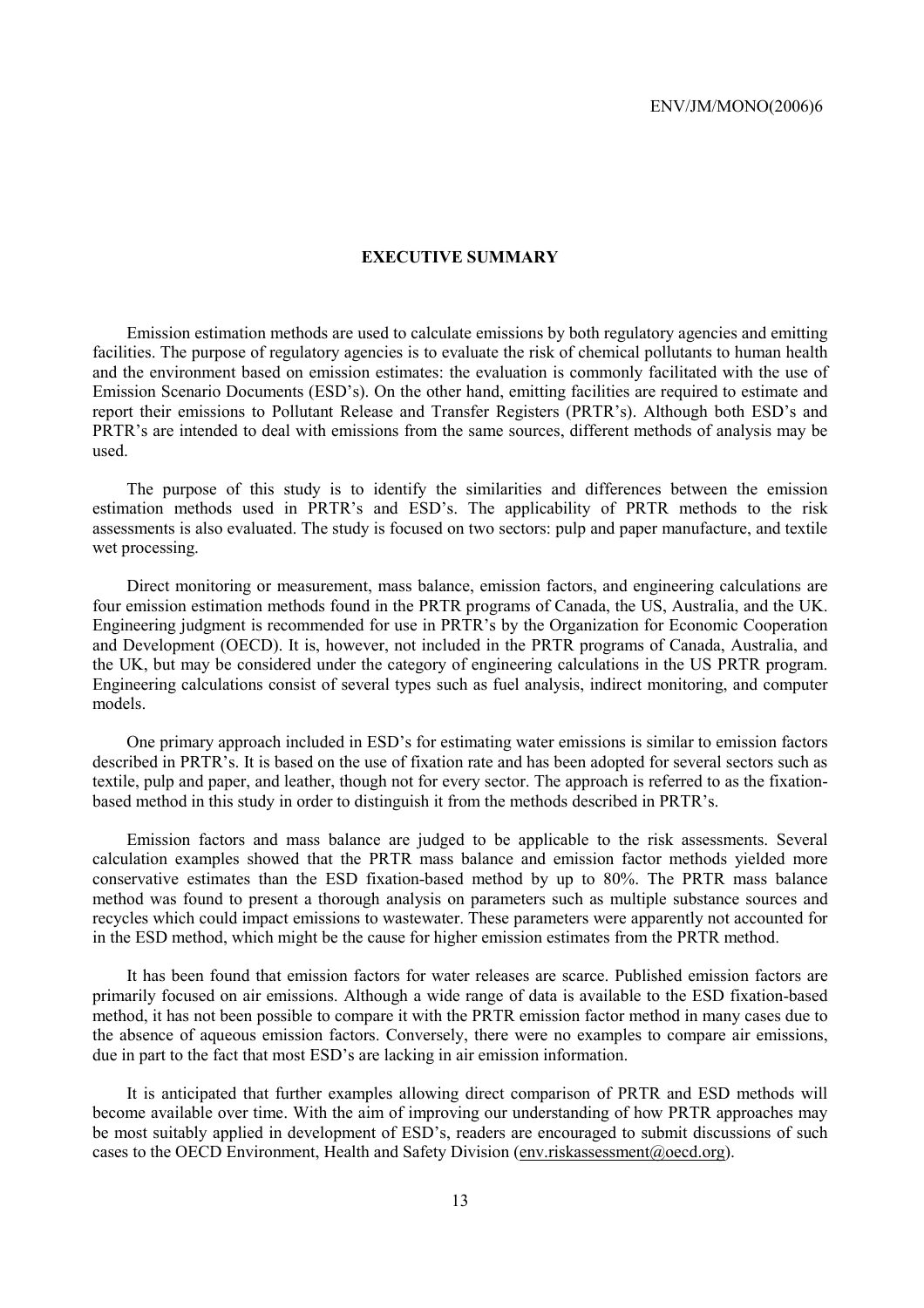## EXECUTIVE SUMMARY

Emission estimation methods are used to calculate emissions by both regulatory agencies and emitting facilities. The purpose of regulatory agencies is to evaluate the risk of chemical pollutants to human health and the environment based on emission estimates: the evaluation is commonly facilitated with the use of Emission Scenario Documents (ESD's). On the other hand, emitting facilities are required to estimate and report their emissions to Pollutant Release and Transfer Registers (PRTR's). Although both ESD's and PRTR's are intended to deal with emissions from the same sources, different methods of analysis may be used.

The purpose of this study is to identify the similarities and differences between the emission estimation methods used in PRTR's and ESD's. The applicability of PRTR methods to the risk assessments is also evaluated. The study is focused on two sectors: pulp and paper manufacture, and textile wet processing.

Direct monitoring or measurement, mass balance, emission factors, and engineering calculations are four emission estimation methods found in the PRTR programs of Canada, the US, Australia, and the UK. Engineering judgment is recommended for use in PRTR's by the Organization for Economic Cooperation and Development (OECD). It is, however, not included in the PRTR programs of Canada, Australia, and the UK, but may be considered under the category of engineering calculations in the US PRTR program. Engineering calculations consist of several types such as fuel analysis, indirect monitoring, and computer models.

One primary approach included in ESD's for estimating water emissions is similar to emission factors described in PRTR's. It is based on the use of fixation rate and has been adopted for several sectors such as textile, pulp and paper, and leather, though not for every sector. The approach is referred to as the fixation-based method in this study in order to distinguish it from the methods described in PRTR's.

Emission factors and mass balance are judged to be applicable to the risk assessments. Several calculation examples showed that the PRTR mass balance and emission factor methods yielded more conservative estimates than the ESD fixation-based method by up to 80%. The PRTR mass balance method was found to present a thorough analysis on parameters such as multiple substance sources and recycles which could impact emissions to wastewater. These parameters were apparently not accounted for in the ESD method, which might be the cause for higher emission estimates from the PRTR method.

It has been found that emission factors for water releases are scarce. Published emission factors are primarily focused on air emissions. Although a wide range of data is available to the ESD fixation-based method, it has not been possible to compare it with the PRTR emission factor method in many cases due to the absence of aqueous emission factors. Conversely, there were no examples to compare air emissions, due in part to the fact that most ESD's are lacking in air emission information.

It is anticipated that further examples allowing direct comparison of PRTR and ESD methods will become available over time. With the aim of improving our understanding of how PRTR approaches may be most suitably applied in development of ESD's, readers are encouraged to submit discussions of such cases to the OECD Environment, Health and Safety Division (env.riskassessment@oecd.org).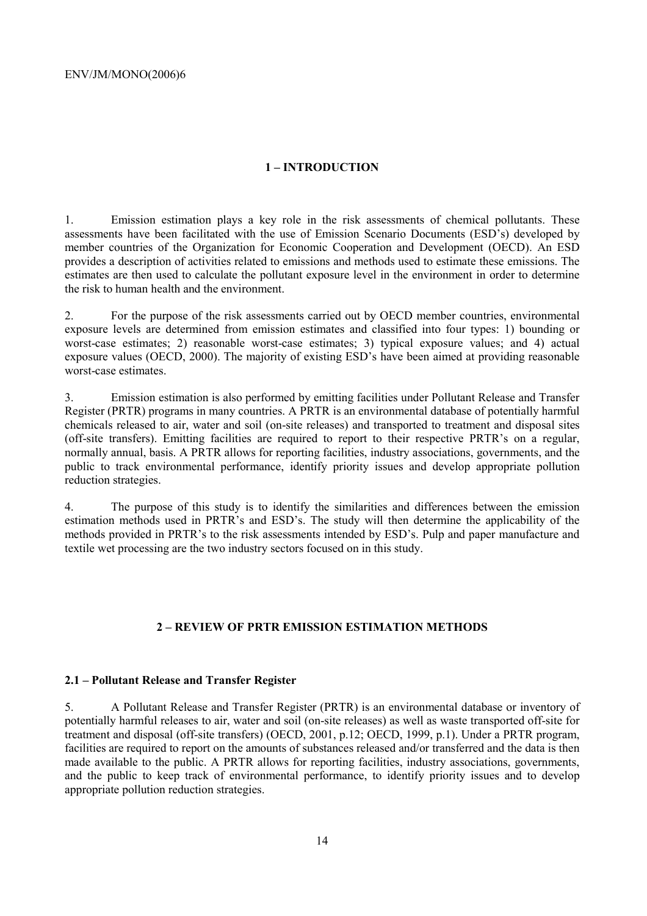# 1 – INTRODUCTION

1. Emission estimation plays a key role in the risk assessments of chemical pollutants. These assessments have been facilitated with the use of Emission Scenario Documents (ESD's) developed by member countries of the Organization for Economic Cooperation and Development (OECD). An ESD provides a description of activities related to emissions and methods used to estimate these emissions. The estimates are then used to calculate the pollutant exposure level in the environment in order to determine the risk to human health and the environment.

2. For the purpose of the risk assessments carried out by OECD member countries, environmental exposure levels are determined from emission estimates and classified into four types: 1) bounding or worst-case estimates; 2) reasonable worst-case estimates; 3) typical exposure values; and 4) actual exposure values (OECD, 2000). The majority of existing ESD's have been aimed at providing reasonable worst-case estimates.

3. Emission estimation is also performed by emitting facilities under Pollutant Release and Transfer Register (PRTR) programs in many countries. A PRTR is an environmental database of potentially harmful chemicals released to air, water and soil (on-site releases) and transported to treatment and disposal sites (off-site transfers). Emitting facilities are required to report to their respective PRTR's on a regular, normally annual, basis. A PRTR allows for reporting facilities, industry associations, governments, and the public to track environmental performance, identify priority issues and develop appropriate pollution reduction strategies.

4. The purpose of this study is to identify the similarities and differences between the emission estimation methods used in PRTR's and ESD's. The study will then determine the applicability of the methods provided in PRTR's to the risk assessments intended by ESD's. Pulp and paper manufacture and textile wet processing are the two industry sectors focused on in this study.

# 2 – REVIEW OF PRTR EMISSION ESTIMATION METHODS

## 2.1 – Pollutant Release and Transfer Register

5. A Pollutant Release and Transfer Register (PRTR) is an environmental database or inventory of potentially harmful releases to air, water and soil (on-site releases) as well as waste transported off-site for treatment and disposal (off-site transfers) (OECD, 2001, p.12; OECD, 1999, p.1). Under a PRTR program, facilities are required to report on the amounts of substances released and/or transferred and the data is then made available to the public. A PRTR allows for reporting facilities, industry associations, governments, and the public to keep track of environmental performance, to identify priority issues and to develop appropriate pollution reduction strategies.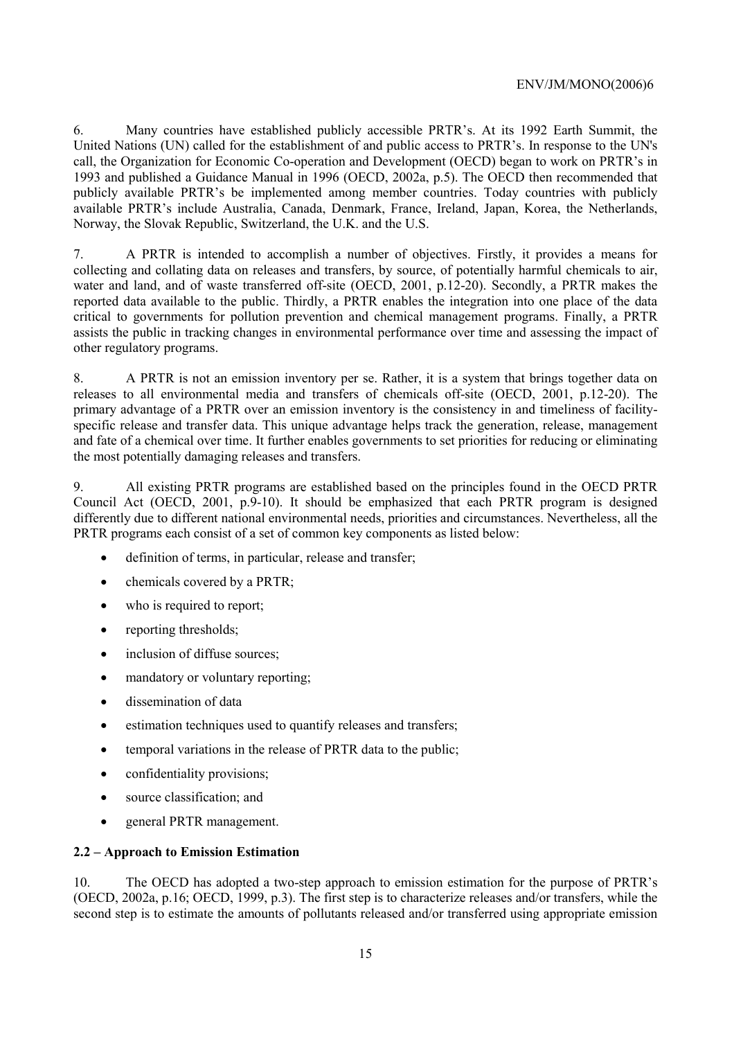6. Many countries have established publicly accessible PRTR's. At its 1992 Earth Summit, the United Nations (UN) called for the establishment of and public access to PRTR's. In response to the UN's call, the Organization for Economic Co-operation and Development (OECD) began to work on PRTR's in 1993 and published a Guidance Manual in 1996 (OECD, 2002a, p.5). The OECD then recommended that publicly available PRTR's be implemented among member countries. Today countries with publicly available PRTR's include Australia, Canada, Denmark, France, Ireland, Japan, Korea, the Netherlands, Norway, the Slovak Republic, Switzerland, the U.K. and the U.S.

7. A PRTR is intended to accomplish a number of objectives. Firstly, it provides a means for collecting and collating data on releases and transfers, by source, of potentially harmful chemicals to air, water and land, and of waste transferred off-site (OECD, 2001, p.12-20). Secondly, a PRTR makes the reported data available to the public. Thirdly, a PRTR enables the integration into one place of the data critical to governments for pollution prevention and chemical management programs. Finally, a PRTR assists the public in tracking changes in environmental performance over time and assessing the impact of other regulatory programs.

8. A PRTR is not an emission inventory per se. Rather, it is a system that brings together data on releases to all environmental media and transfers of chemicals off-site (OECD, 2001, p.12-20). The primary advantage of a PRTR over an emission inventory is the consistency in and timeliness of facility-specific release and transfer data. This unique advantage helps track the generation, release, management and fate of a chemical over time. It further enables governments to set priorities for reducing or eliminating the most potentially damaging releases and transfers.

9. All existing PRTR programs are established based on the principles found in the OECD PRTR Council Act (OECD, 2001, p.9-10). It should be emphasized that each PRTR program is designed differently due to different national environmental needs, priorities and circumstances. Nevertheless, all the PRTR programs each consist of a set of common key components as listed below:

- definition of terms, in particular, release and transfer;
- chemicals covered by a PRTR;
- who is required to report;
- reporting thresholds;
- inclusion of diffuse sources;
- mandatory or voluntary reporting;
- dissemination of data
- estimation techniques used to quantify releases and transfers;
- temporal variations in the release of PRTR data to the public;
- confidentiality provisions;
- source classification; and
- general PRTR management.

**2.2 – Approach to Emission Estimation**

10. The OECD has adopted a two-step approach to emission estimation for the purpose of PRTR's (OECD, 2002a, p.16; OECD, 1999, p.3). The first step is to characterize releases and/or transfers, while the second step is to estimate the amounts of pollutants released and/or transferred using appropriate emission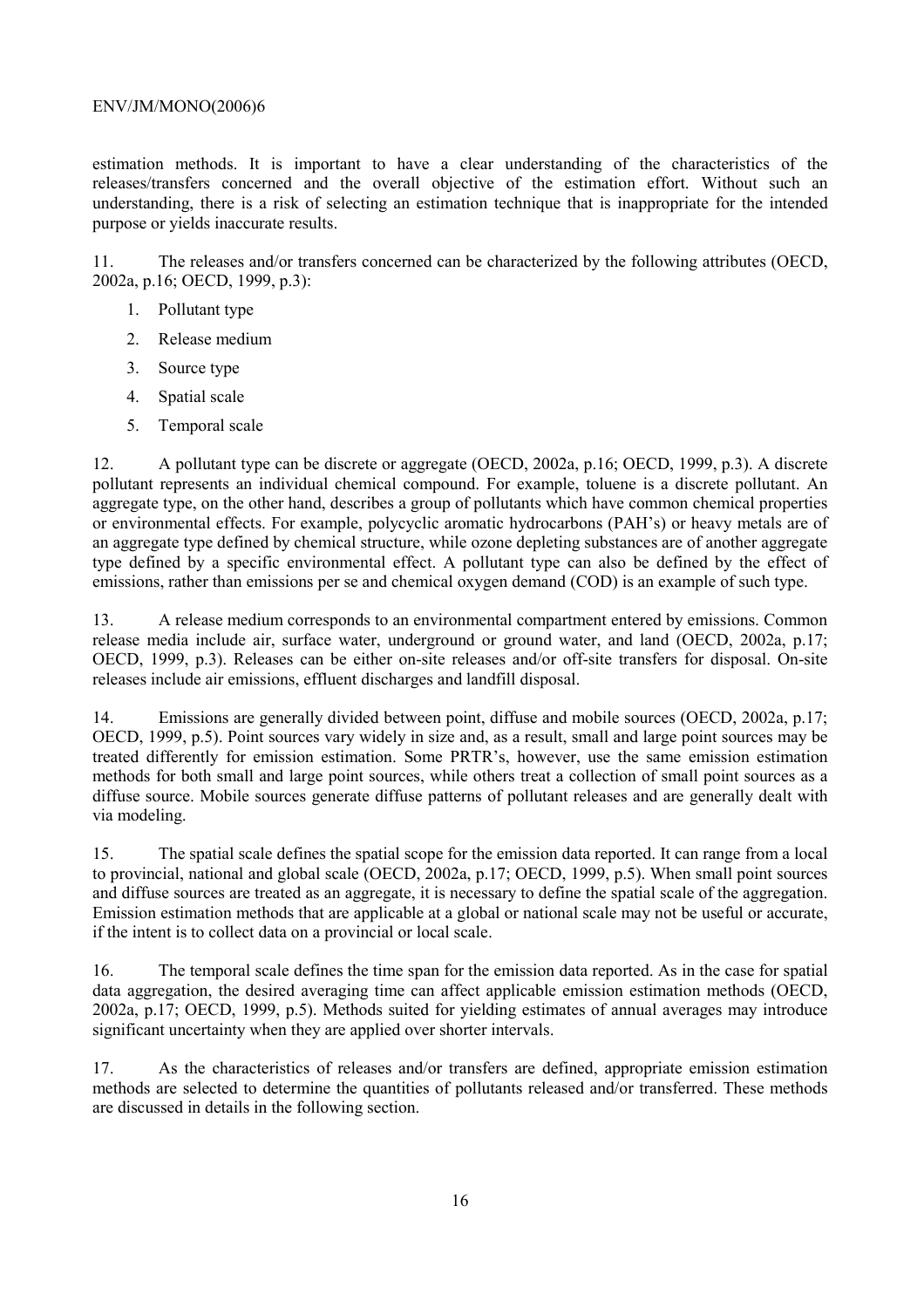estimation methods. It is important to have a clear understanding of the characteristics of the releases/transfers concerned and the overall objective of the estimation effort. Without such an understanding, there is a risk of selecting an estimation technique that is inappropriate for the intended purpose or yields inaccurate results.

11. The releases and/or transfers concerned can be characterized by the following attributes (OECD, 2002a, p.16; OECD, 1999, p.3):

1. Pollutant type
2. Release medium
3. Source type
4. Spatial scale
5. Temporal scale

12. A pollutant type can be discrete or aggregate (OECD, 2002a, p.16; OECD, 1999, p.3). A discrete pollutant represents an individual chemical compound. For example, toluene is a discrete pollutant. An aggregate type, on the other hand, describes a group of pollutants which have common chemical properties or environmental effects. For example, polycyclic aromatic hydrocarbons (PAH's) or heavy metals are of an aggregate type defined by chemical structure, while ozone depleting substances are of another aggregate type defined by a specific environmental effect. A pollutant type can also be defined by the effect of emissions, rather than emissions per se and chemical oxygen demand (COD) is an example of such type.

13. A release medium corresponds to an environmental compartment entered by emissions. Common release media include air, surface water, underground or ground water, and land (OECD, 2002a, p.17; OECD, 1999, p.3). Releases can be either on-site releases and/or off-site transfers for disposal. On-site releases include air emissions, effluent discharges and landfill disposal.

14. Emissions are generally divided between point, diffuse and mobile sources (OECD, 2002a, p.17; OECD, 1999, p.5). Point sources vary widely in size and, as a result, small and large point sources may be treated differently for emission estimation. Some PRTR's, however, use the same emission estimation methods for both small and large point sources, while others treat a collection of small point sources as a diffuse source. Mobile sources generate diffuse patterns of pollutant releases and are generally dealt with via modeling.

15. The spatial scale defines the spatial scope for the emission data reported. It can range from a local to provincial, national and global scale (OECD, 2002a, p.17; OECD, 1999, p.5). When small point sources and diffuse sources are treated as an aggregate, it is necessary to define the spatial scale of the aggregation. Emission estimation methods that are applicable at a global or national scale may not be useful or accurate, if the intent is to collect data on a provincial or local scale.

16. The temporal scale defines the time span for the emission data reported. As in the case for spatial data aggregation, the desired averaging time can affect applicable emission estimation methods (OECD, 2002a, p.17; OECD, 1999, p.5). Methods suited for yielding estimates of annual averages may introduce significant uncertainty when they are applied over shorter intervals.

17. As the characteristics of releases and/or transfers are defined, appropriate emission estimation methods are selected to determine the quantities of pollutants released and/or transferred. These methods are discussed in details in the following section.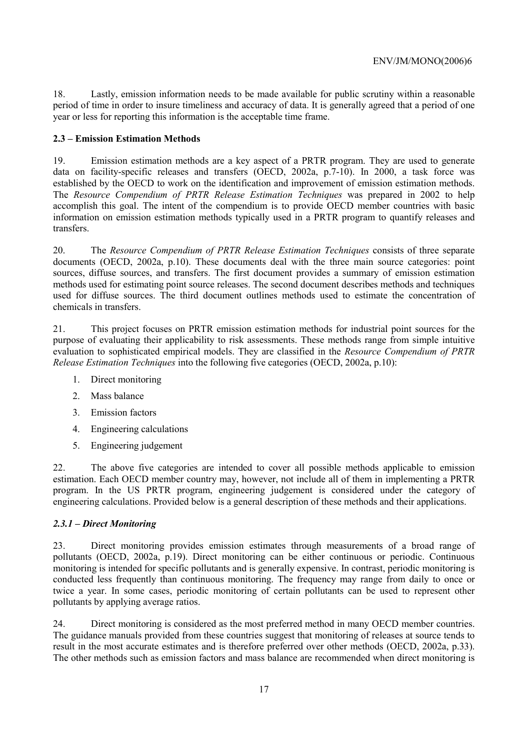18. Lastly, emission information needs to be made available for public scrutiny within a reasonable period of time in order to insure timeliness and accuracy of data. It is generally agreed that a period of one year or less for reporting this information is the acceptable time frame.

### 2.3 – Emission Estimation Methods

19. Emission estimation methods are a key aspect of a PRTR program. They are used to generate data on facility-specific releases and transfers (OECD, 2002a, p.7-10). In 2000, a task force was established by the OECD to work on the identification and improvement of emission estimation methods. The *Resource Compendium of PRTR Release Estimation Techniques* was prepared in 2002 to help accomplish this goal. The intent of the compendium is to provide OECD member countries with basic information on emission estimation methods typically used in a PRTR program to quantify releases and transfers.

20. The *Resource Compendium of PRTR Release Estimation Techniques* consists of three separate documents (OECD, 2002a, p.10). These documents deal with the three main source categories: point sources, diffuse sources, and transfers. The first document provides a summary of emission estimation methods used for estimating point source releases. The second document describes methods and techniques used for diffuse sources. The third document outlines methods used to estimate the concentration of chemicals in transfers.

21. This project focuses on PRTR emission estimation methods for industrial point sources for the purpose of evaluating their applicability to risk assessments. These methods range from simple intuitive evaluation to sophisticated empirical models. They are classified in the *Resource Compendium of PRTR Release Estimation Techniques* into the following five categories (OECD, 2002a, p.10):

1. Direct monitoring
2. Mass balance
3. Emission factors
4. Engineering calculations
5. Engineering judgement

22. The above five categories are intended to cover all possible methods applicable to emission estimation. Each OECD member country may, however, not include all of them in implementing a PRTR program. In the US PRTR program, engineering judgement is considered under the category of engineering calculations. Provided below is a general description of these methods and their applications.

#### *2.3.1 – Direct Monitoring*

23. Direct monitoring provides emission estimates through measurements of a broad range of pollutants (OECD, 2002a, p.19). Direct monitoring can be either continuous or periodic. Continuous monitoring is intended for specific pollutants and is generally expensive. In contrast, periodic monitoring is conducted less frequently than continuous monitoring. The frequency may range from daily to once or twice a year. In some cases, periodic monitoring of certain pollutants can be used to represent other pollutants by applying average ratios.

24. Direct monitoring is considered as the most preferred method in many OECD member countries. The guidance manuals provided from these countries suggest that monitoring of releases at source tends to result in the most accurate estimates and is therefore preferred over other methods (OECD, 2002a, p.33). The other methods such as emission factors and mass balance are recommended when direct monitoring is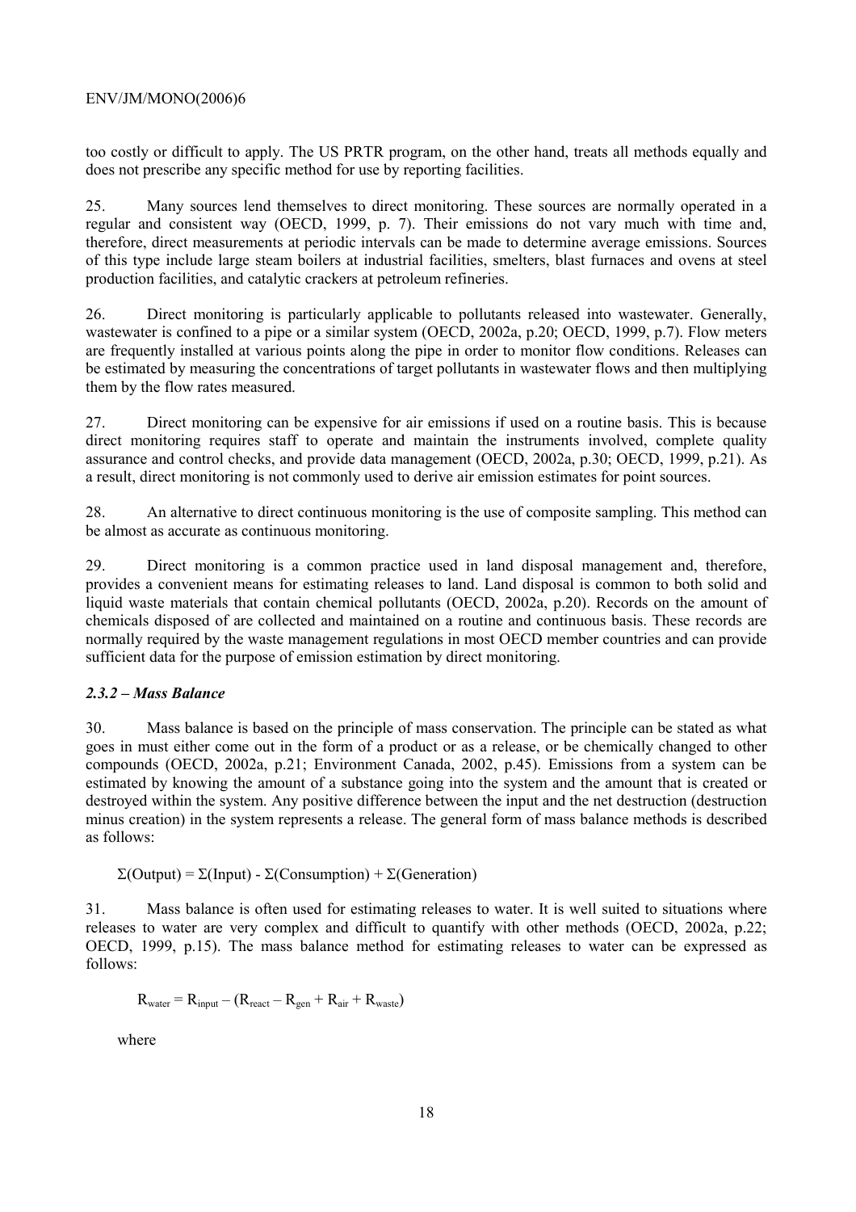too costly or difficult to apply. The US PRTR program, on the other hand, treats all methods equally and does not prescribe any specific method for use by reporting facilities.

25. Many sources lend themselves to direct monitoring. These sources are normally operated in a regular and consistent way (OECD, 1999, p. 7). Their emissions do not vary much with time and, therefore, direct measurements at periodic intervals can be made to determine average emissions. Sources of this type include large steam boilers at industrial facilities, smelters, blast furnaces and ovens at steel production facilities, and catalytic crackers at petroleum refineries.

26. Direct monitoring is particularly applicable to pollutants released into wastewater. Generally, wastewater is confined to a pipe or a similar system (OECD, 2002a, p.20; OECD, 1999, p.7). Flow meters are frequently installed at various points along the pipe in order to monitor flow conditions. Releases can be estimated by measuring the concentrations of target pollutants in wastewater flows and then multiplying them by the flow rates measured.

27. Direct monitoring can be expensive for air emissions if used on a routine basis. This is because direct monitoring requires staff to operate and maintain the instruments involved, complete quality assurance and control checks, and provide data management (OECD, 2002a, p.30; OECD, 1999, p.21). As a result, direct monitoring is not commonly used to derive air emission estimates for point sources.

28. An alternative to direct continuous monitoring is the use of composite sampling. This method can be almost as accurate as continuous monitoring.

29. Direct monitoring is a common practice used in land disposal management and, therefore, provides a convenient means for estimating releases to land. Land disposal is common to both solid and liquid waste materials that contain chemical pollutants (OECD, 2002a, p.20). Records on the amount of chemicals disposed of are collected and maintained on a routine and continuous basis. These records are normally required by the waste management regulations in most OECD member countries and can provide sufficient data for the purpose of emission estimation by direct monitoring.

### *2.3.2 – Mass Balance*

30. Mass balance is based on the principle of mass conservation. The principle can be stated as what goes in must either come out in the form of a product or as a release, or be chemically changed to other compounds (OECD, 2002a, p.21; Environment Canada, 2002, p.45). Emissions from a system can be estimated by knowing the amount of a substance going into the system and the amount that is created or destroyed within the system. Any positive difference between the input and the net destruction (destruction minus creation) in the system represents a release. The general form of mass balance methods is described as follows:

$$\Sigma(\text{Output}) = \Sigma(\text{Input}) - \Sigma(\text{Consumption}) + \Sigma(\text{Generation})$$

31. Mass balance is often used for estimating releases to water. It is well suited to situations where releases to water are very complex and difficult to quantify with other methods (OECD, 2002a, p.22; OECD, 1999, p.15). The mass balance method for estimating releases to water can be expressed as follows:

$$R_{water} = R_{input} - (R_{react} - R_{gen} + R_{air} + R_{waste})$$

where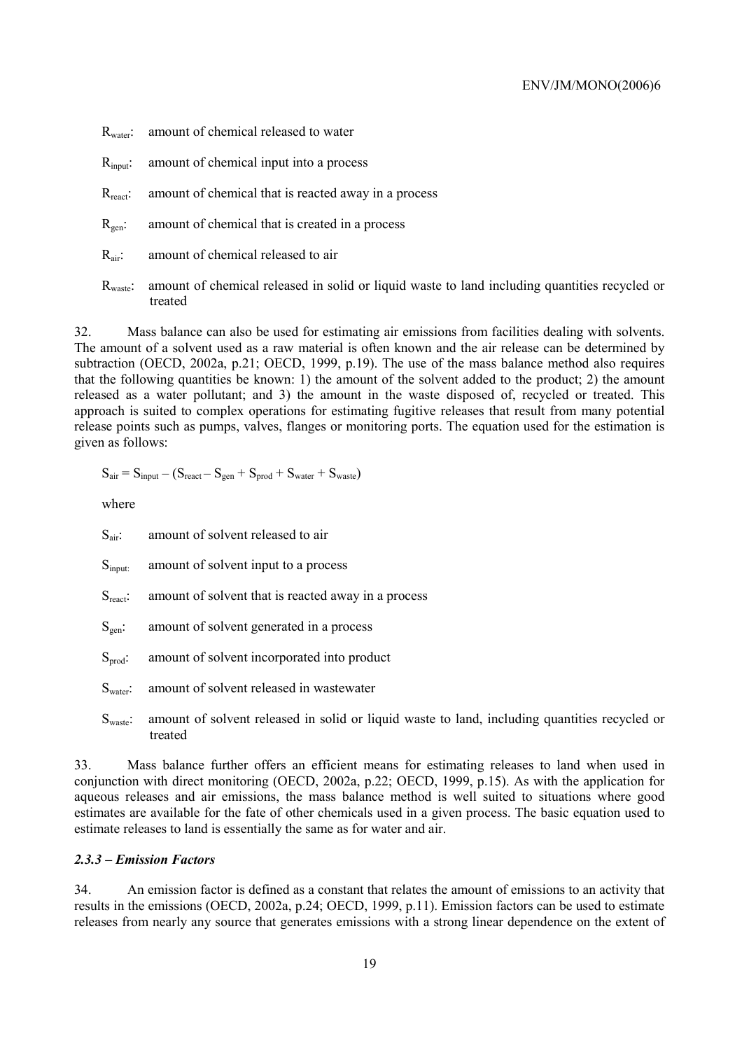$R_{water}$: amount of chemical released to water

$R_{input}$: amount of chemical input into a process

$R_{react}$: amount of chemical that is reacted away in a process

$R_{gen}$: amount of chemical that is created in a process

$R_{air}$: amount of chemical released to air

$R_{waste}$: amount of chemical released in solid or liquid waste to land including quantities recycled or treated

32. Mass balance can also be used for estimating air emissions from facilities dealing with solvents. The amount of a solvent used as a raw material is often known and the air release can be determined by subtraction (OECD, 2002a, p.21; OECD, 1999, p.19). The use of the mass balance method also requires that the following quantities be known: 1) the amount of the solvent added to the product; 2) the amount released as a water pollutant; and 3) the amount in the waste disposed of, recycled or treated. This approach is suited to complex operations for estimating fugitive releases that result from many potential release points such as pumps, valves, flanges or monitoring ports. The equation used for the estimation is given as follows:

$$S_{air} = S_{input} - (S_{react} - S_{gen} + S_{prod} + S_{water} + S_{waste})$$

where

$S_{air}$: amount of solvent released to air

$S_{input}$: amount of solvent input to a process

$S_{react}$: amount of solvent that is reacted away in a process

$S_{gen}$: amount of solvent generated in a process

$S_{prod}$: amount of solvent incorporated into product

$S_{water}$: amount of solvent released in wastewater

$S_{waste}$: amount of solvent released in solid or liquid waste to land, including quantities recycled or treated

33. Mass balance further offers an efficient means for estimating releases to land when used in conjunction with direct monitoring (OECD, 2002a, p.22; OECD, 1999, p.15). As with the application for aqueous releases and air emissions, the mass balance method is well suited to situations where good estimates are available for the fate of other chemicals used in a given process. The basic equation used to estimate releases to land is essentially the same as for water and air.

### *2.3.3 – Emission Factors*

34. An emission factor is defined as a constant that relates the amount of emissions to an activity that results in the emissions (OECD, 2002a, p.24; OECD, 1999, p.11). Emission factors can be used to estimate releases from nearly any source that generates emissions with a strong linear dependence on the extent of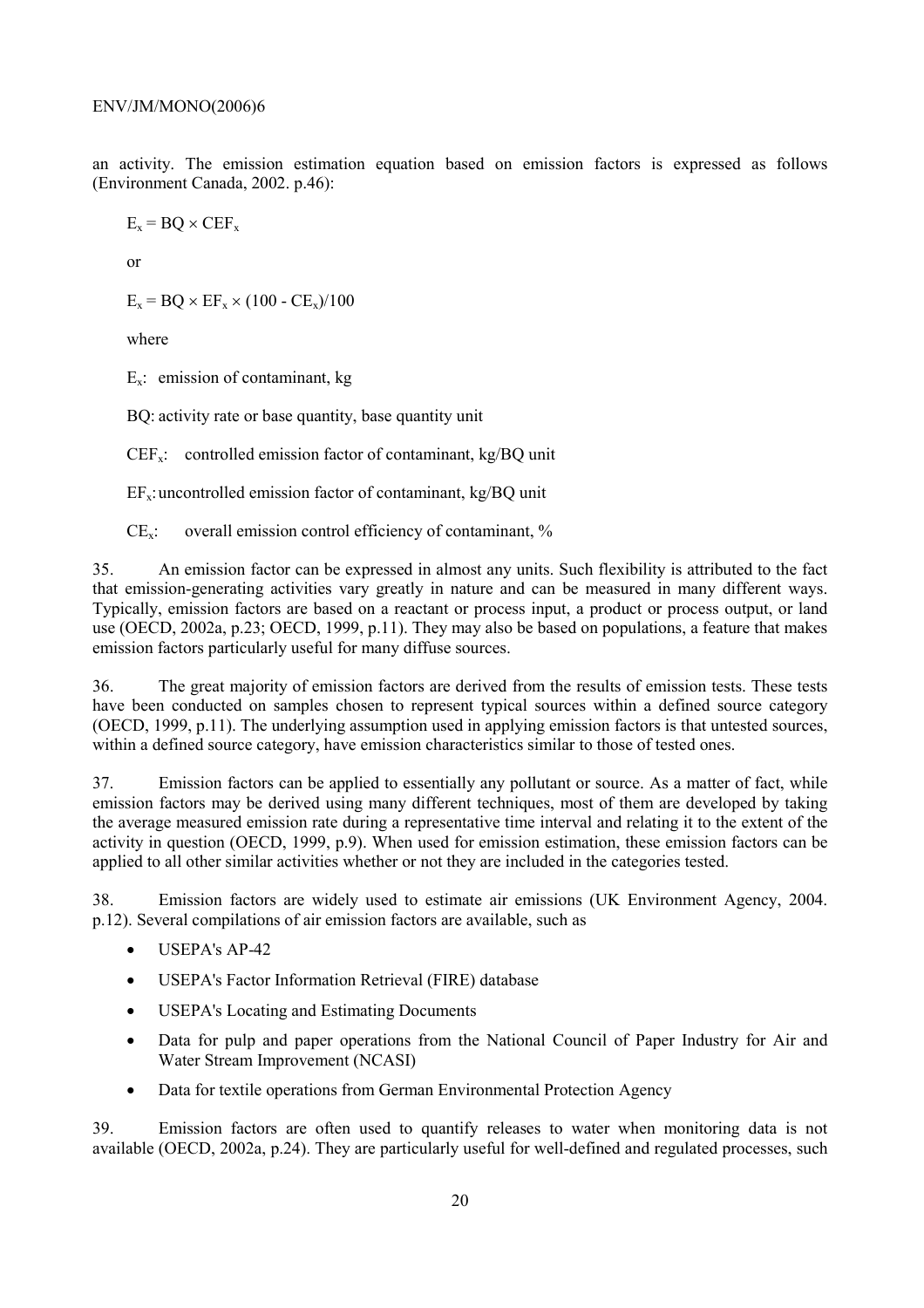an activity. The emission estimation equation based on emission factors is expressed as follows (Environment Canada, 2002. p.46):

$$E_x = BQ \times CEF_x$$

or

$$E_x = BQ \times EF_x \times (100 - CE_x)/100$$

where

$E_x$: emission of contaminant, kg

BQ: activity rate or base quantity, base quantity unit

$CEF_x$: controlled emission factor of contaminant, kg/BQ unit

$EF_x$: uncontrolled emission factor of contaminant, kg/BQ unit

$CE_x$: overall emission control efficiency of contaminant, %

35. An emission factor can be expressed in almost any units. Such flexibility is attributed to the fact that emission-generating activities vary greatly in nature and can be measured in many different ways. Typically, emission factors are based on a reactant or process input, a product or process output, or land use (OECD, 2002a, p.23; OECD, 1999, p.11). They may also be based on populations, a feature that makes emission factors particularly useful for many diffuse sources.

36. The great majority of emission factors are derived from the results of emission tests. These tests have been conducted on samples chosen to represent typical sources within a defined source category (OECD, 1999, p.11). The underlying assumption used in applying emission factors is that untested sources, within a defined source category, have emission characteristics similar to those of tested ones.

37. Emission factors can be applied to essentially any pollutant or source. As a matter of fact, while emission factors may be derived using many different techniques, most of them are developed by taking the average measured emission rate during a representative time interval and relating it to the extent of the activity in question (OECD, 1999, p.9). When used for emission estimation, these emission factors can be applied to all other similar activities whether or not they are included in the categories tested.

38. Emission factors are widely used to estimate air emissions (UK Environment Agency, 2004. p.12). Several compilations of air emission factors are available, such as

- USEPA's AP-42
- USEPA's Factor Information Retrieval (FIRE) database
- USEPA's Locating and Estimating Documents
- Data for pulp and paper operations from the National Council of Paper Industry for Air and Water Stream Improvement (NCASI)
- Data for textile operations from German Environmental Protection Agency

39. Emission factors are often used to quantify releases to water when monitoring data is not available (OECD, 2002a, p.24). They are particularly useful for well-defined and regulated processes, such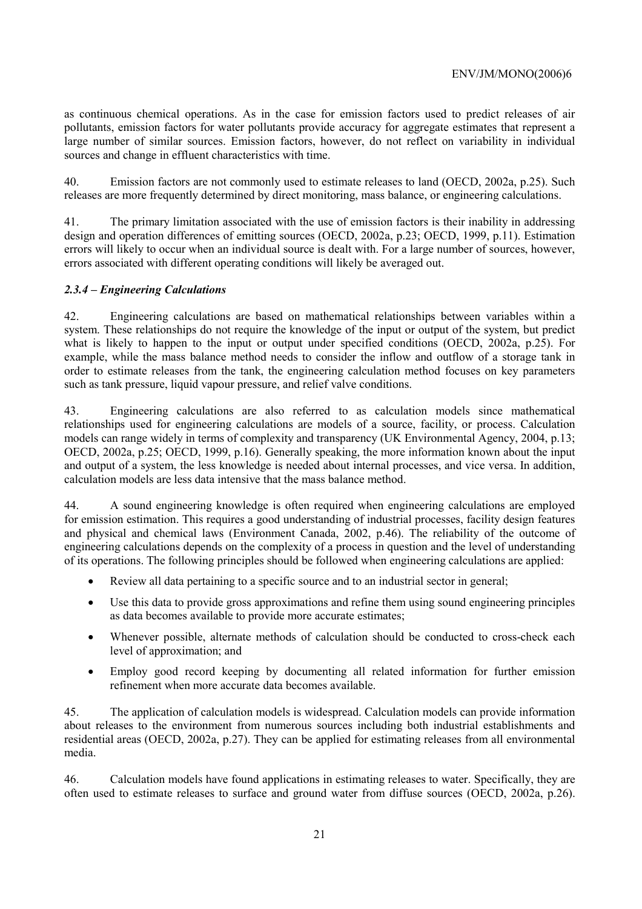as continuous chemical operations. As in the case for emission factors used to predict releases of air pollutants, emission factors for water pollutants provide accuracy for aggregate estimates that represent a large number of similar sources. Emission factors, however, do not reflect on variability in individual sources and change in effluent characteristics with time.

40. Emission factors are not commonly used to estimate releases to land (OECD, 2002a, p.25). Such releases are more frequently determined by direct monitoring, mass balance, or engineering calculations.

41. The primary limitation associated with the use of emission factors is their inability in addressing design and operation differences of emitting sources (OECD, 2002a, p.23; OECD, 1999, p.11). Estimation errors will likely to occur when an individual source is dealt with. For a large number of sources, however, errors associated with different operating conditions will likely be averaged out.

### *2.3.4 – Engineering Calculations*

42. Engineering calculations are based on mathematical relationships between variables within a system. These relationships do not require the knowledge of the input or output of the system, but predict what is likely to happen to the input or output under specified conditions (OECD, 2002a, p.25). For example, while the mass balance method needs to consider the inflow and outflow of a storage tank in order to estimate releases from the tank, the engineering calculation method focuses on key parameters such as tank pressure, liquid vapour pressure, and relief valve conditions.

43. Engineering calculations are also referred to as calculation models since mathematical relationships used for engineering calculations are models of a source, facility, or process. Calculation models can range widely in terms of complexity and transparency (UK Environmental Agency, 2004, p.13; OECD, 2002a, p.25; OECD, 1999, p.16). Generally speaking, the more information known about the input and output of a system, the less knowledge is needed about internal processes, and vice versa. In addition, calculation models are less data intensive that the mass balance method.

44. A sound engineering knowledge is often required when engineering calculations are employed for emission estimation. This requires a good understanding of industrial processes, facility design features and physical and chemical laws (Environment Canada, 2002, p.46). The reliability of the outcome of engineering calculations depends on the complexity of a process in question and the level of understanding of its operations. The following principles should be followed when engineering calculations are applied:

- Review all data pertaining to a specific source and to an industrial sector in general;
- Use this data to provide gross approximations and refine them using sound engineering principles as data becomes available to provide more accurate estimates;
- Whenever possible, alternate methods of calculation should be conducted to cross-check each level of approximation; and
- Employ good record keeping by documenting all related information for further emission refinement when more accurate data becomes available.

45. The application of calculation models is widespread. Calculation models can provide information about releases to the environment from numerous sources including both industrial establishments and residential areas (OECD, 2002a, p.27). They can be applied for estimating releases from all environmental media.

46. Calculation models have found applications in estimating releases to water. Specifically, they are often used to estimate releases to surface and ground water from diffuse sources (OECD, 2002a, p.26).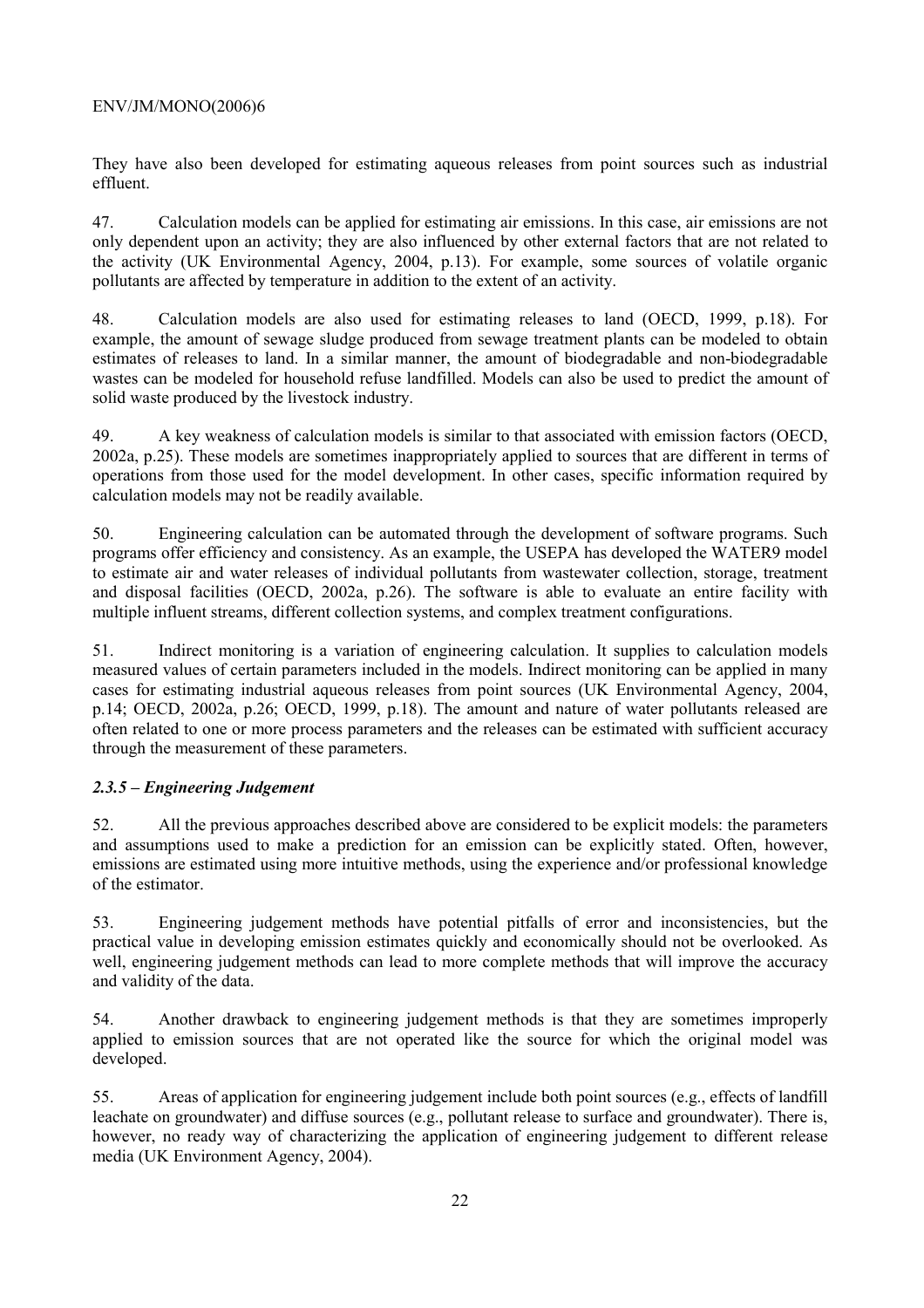They have also been developed for estimating aqueous releases from point sources such as industrial effluent.

47. Calculation models can be applied for estimating air emissions. In this case, air emissions are not only dependent upon an activity; they are also influenced by other external factors that are not related to the activity (UK Environmental Agency, 2004, p.13). For example, some sources of volatile organic pollutants are affected by temperature in addition to the extent of an activity.

48. Calculation models are also used for estimating releases to land (OECD, 1999, p.18). For example, the amount of sewage sludge produced from sewage treatment plants can be modeled to obtain estimates of releases to land. In a similar manner, the amount of biodegradable and non-biodegradable wastes can be modeled for household refuse landfilled. Models can also be used to predict the amount of solid waste produced by the livestock industry.

49. A key weakness of calculation models is similar to that associated with emission factors (OECD, 2002a, p.25). These models are sometimes inappropriately applied to sources that are different in terms of operations from those used for the model development. In other cases, specific information required by calculation models may not be readily available.

50. Engineering calculation can be automated through the development of software programs. Such programs offer efficiency and consistency. As an example, the USEPA has developed the WATER9 model to estimate air and water releases of individual pollutants from wastewater collection, storage, treatment and disposal facilities (OECD, 2002a, p.26). The software is able to evaluate an entire facility with multiple influent streams, different collection systems, and complex treatment configurations.

51. Indirect monitoring is a variation of engineering calculation. It supplies to calculation models measured values of certain parameters included in the models. Indirect monitoring can be applied in many cases for estimating industrial aqueous releases from point sources (UK Environmental Agency, 2004, p.14; OECD, 2002a, p.26; OECD, 1999, p.18). The amount and nature of water pollutants released are often related to one or more process parameters and the releases can be estimated with sufficient accuracy through the measurement of these parameters.

### *2.3.5 – Engineering Judgement*

52. All the previous approaches described above are considered to be explicit models: the parameters and assumptions used to make a prediction for an emission can be explicitly stated. Often, however, emissions are estimated using more intuitive methods, using the experience and/or professional knowledge of the estimator.

53. Engineering judgement methods have potential pitfalls of error and inconsistencies, but the practical value in developing emission estimates quickly and economically should not be overlooked. As well, engineering judgement methods can lead to more complete methods that will improve the accuracy and validity of the data.

54. Another drawback to engineering judgement methods is that they are sometimes improperly applied to emission sources that are not operated like the source for which the original model was developed.

55. Areas of application for engineering judgement include both point sources (e.g., effects of landfill leachate on groundwater) and diffuse sources (e.g., pollutant release to surface and groundwater). There is, however, no ready way of characterizing the application of engineering judgement to different release media (UK Environment Agency, 2004).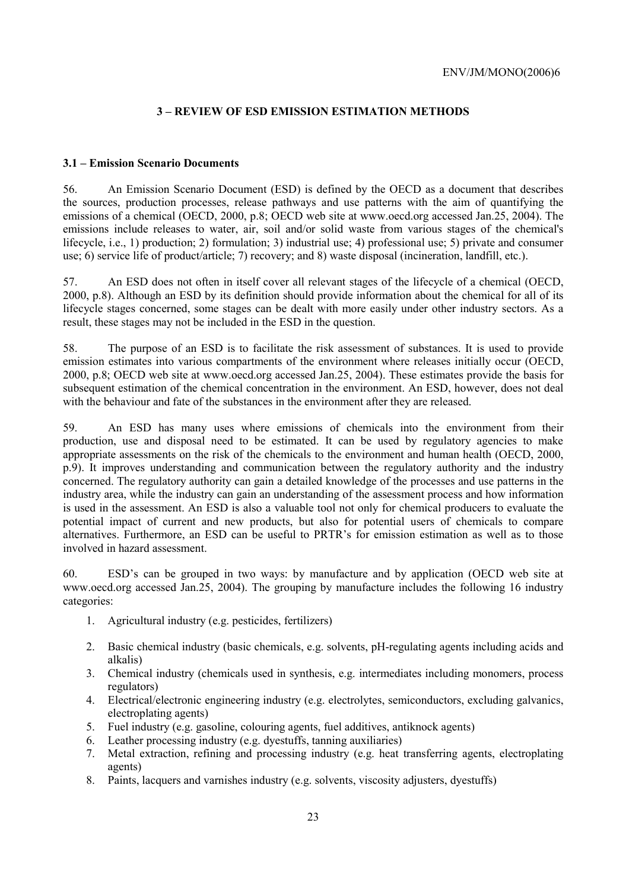## 3 – REVIEW OF ESD EMISSION ESTIMATION METHODS

### 3.1 – Emission Scenario Documents

56. An Emission Scenario Document (ESD) is defined by the OECD as a document that describes the sources, production processes, release pathways and use patterns with the aim of quantifying the emissions of a chemical (OECD, 2000, p.8; OECD web site at www.oecd.org accessed Jan.25, 2004). The emissions include releases to water, air, soil and/or solid waste from various stages of the chemical's lifecycle, i.e., 1) production; 2) formulation; 3) industrial use; 4) professional use; 5) private and consumer use; 6) service life of product/article; 7) recovery; and 8) waste disposal (incineration, landfill, etc.).

57. An ESD does not often in itself cover all relevant stages of the lifecycle of a chemical (OECD, 2000, p.8). Although an ESD by its definition should provide information about the chemical for all of its lifecycle stages concerned, some stages can be dealt with more easily under other industry sectors. As a result, these stages may not be included in the ESD in the question.

58. The purpose of an ESD is to facilitate the risk assessment of substances. It is used to provide emission estimates into various compartments of the environment where releases initially occur (OECD, 2000, p.8; OECD web site at www.oecd.org accessed Jan.25, 2004). These estimates provide the basis for subsequent estimation of the chemical concentration in the environment. An ESD, however, does not deal with the behaviour and fate of the substances in the environment after they are released.

59. An ESD has many uses where emissions of chemicals into the environment from their production, use and disposal need to be estimated. It can be used by regulatory agencies to make appropriate assessments on the risk of the chemicals to the environment and human health (OECD, 2000, p.9). It improves understanding and communication between the regulatory authority and the industry concerned. The regulatory authority can gain a detailed knowledge of the processes and use patterns in the industry area, while the industry can gain an understanding of the assessment process and how information is used in the assessment. An ESD is also a valuable tool not only for chemical producers to evaluate the potential impact of current and new products, but also for potential users of chemicals to compare alternatives. Furthermore, an ESD can be useful to PRTR's for emission estimation as well as to those involved in hazard assessment.

60. ESD's can be grouped in two ways: by manufacture and by application (OECD web site at www.oecd.org accessed Jan.25, 2004). The grouping by manufacture includes the following 16 industry categories:

1. Agricultural industry (e.g. pesticides, fertilizers)
2. Basic chemical industry (basic chemicals, e.g. solvents, pH-regulating agents including acids and alkalis)
3. Chemical industry (chemicals used in synthesis, e.g. intermediates including monomers, process regulators)
4. Electrical/electronic engineering industry (e.g. electrolytes, semiconductors, excluding galvanics, electroplating agents)
5. Fuel industry (e.g. gasoline, colouring agents, fuel additives, antiknock agents)
6. Leather processing industry (e.g. dyestuffs, tanning auxiliaries)
7. Metal extraction, refining and processing industry (e.g. heat transferring agents, electroplating agents)
8. Paints, lacquers and varnishes industry (e.g. solvents, viscosity adjusters, dyestuffs)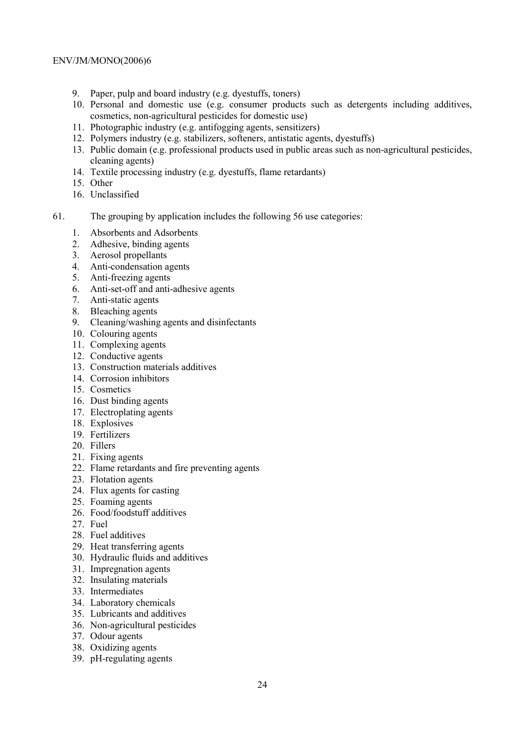9. Paper, pulp and board industry (e.g. dyestuffs, toners)
10. Personal and domestic use (e.g. consumer products such as detergents including additives, cosmetics, non-agricultural pesticides for domestic use)
11. Photographic industry (e.g. antifogging agents, sensitizers)
12. Polymers industry (e.g. stabilizers, softeners, antistatic agents, dyestuffs)
13. Public domain (e.g. professional products used in public areas such as non-agricultural pesticides, cleaning agents)
14. Textile processing industry (e.g. dyestuffs, flame retardants)
15. Other
16. Unclassified

61. The grouping by application includes the following 56 use categories:

1. Absorbents and Adsorbents
2. Adhesive, binding agents
3. Aerosol propellants
4. Anti-condensation agents
5. Anti-freezing agents
6. Anti-set-off and anti-adhesive agents
7. Anti-static agents
8. Bleaching agents
9. Cleaning/washing agents and disinfectants
10. Colouring agents
11. Complexing agents
12. Conductive agents
13. Construction materials additives
14. Corrosion inhibitors
15. Cosmetics
16. Dust binding agents
17. Electroplating agents
18. Explosives
19. Fertilizers
20. Fillers
21. Fixing agents
22. Flame retardants and fire preventing agents
23. Flotation agents
24. Flux agents for casting
25. Foaming agents
26. Food/foodstuff additives
27. Fuel
28. Fuel additives
29. Heat transferring agents
30. Hydraulic fluids and additives
31. Impregnation agents
32. Insulating materials
33. Intermediates
34. Laboratory chemicals
35. Lubricants and additives
36. Non-agricultural pesticides
37. Odour agents
38. Oxidizing agents
39. pH-regulating agents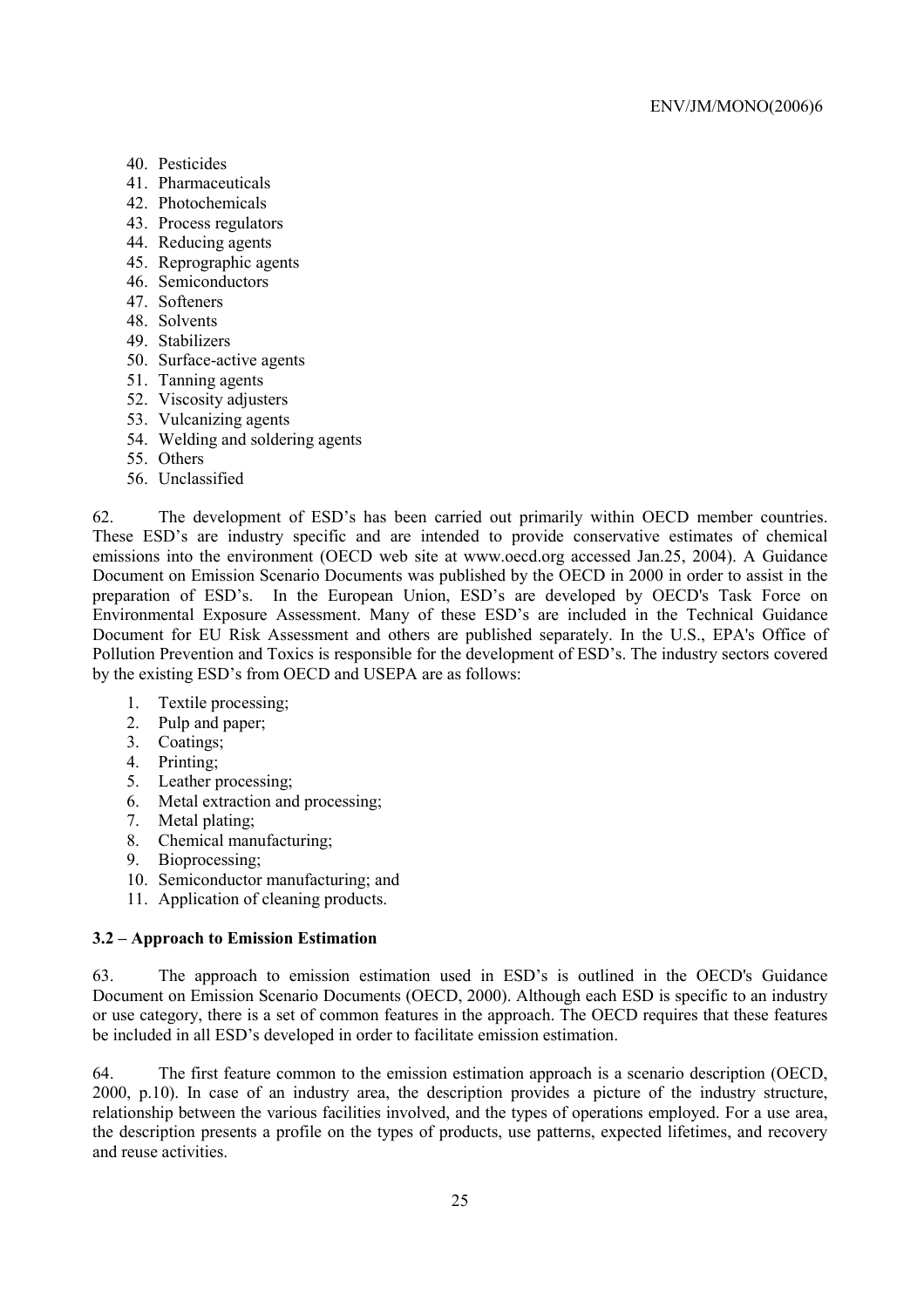40. Pesticides
41. Pharmaceuticals
42. Photochemicals
43. Process regulators
44. Reducing agents
45. Reprographic agents
46. Semiconductors
47. Softeners
48. Solvents
49. Stabilizers
50. Surface-active agents
51. Tanning agents
52. Viscosity adjusters
53. Vulcanizing agents
54. Welding and soldering agents
55. Others
56. Unclassified

62. The development of ESD's has been carried out primarily within OECD member countries. These ESD's are industry specific and are intended to provide conservative estimates of chemical emissions into the environment (OECD web site at www.oecd.org accessed Jan.25, 2004). A Guidance Document on Emission Scenario Documents was published by the OECD in 2000 in order to assist in the preparation of ESD's. In the European Union, ESD's are developed by OECD's Task Force on Environmental Exposure Assessment. Many of these ESD's are included in the Technical Guidance Document for EU Risk Assessment and others are published separately. In the U.S., EPA's Office of Pollution Prevention and Toxics is responsible for the development of ESD's. The industry sectors covered by the existing ESD's from OECD and USEPA are as follows:

1. Textile processing;
2. Pulp and paper;
3. Coatings;
4. Printing;
5. Leather processing;
6. Metal extraction and processing;
7. Metal plating;
8. Chemical manufacturing;
9. Bioprocessing;
10. Semiconductor manufacturing; and
11. Application of cleaning products.

### 3.2 – Approach to Emission Estimation

63. The approach to emission estimation used in ESD's is outlined in the OECD's Guidance Document on Emission Scenario Documents (OECD, 2000). Although each ESD is specific to an industry or use category, there is a set of common features in the approach. The OECD requires that these features be included in all ESD's developed in order to facilitate emission estimation.

64. The first feature common to the emission estimation approach is a scenario description (OECD, 2000, p.10). In case of an industry area, the description provides a picture of the industry structure, relationship between the various facilities involved, and the types of operations employed. For a use area, the description presents a profile on the types of products, use patterns, expected lifetimes, and recovery and reuse activities.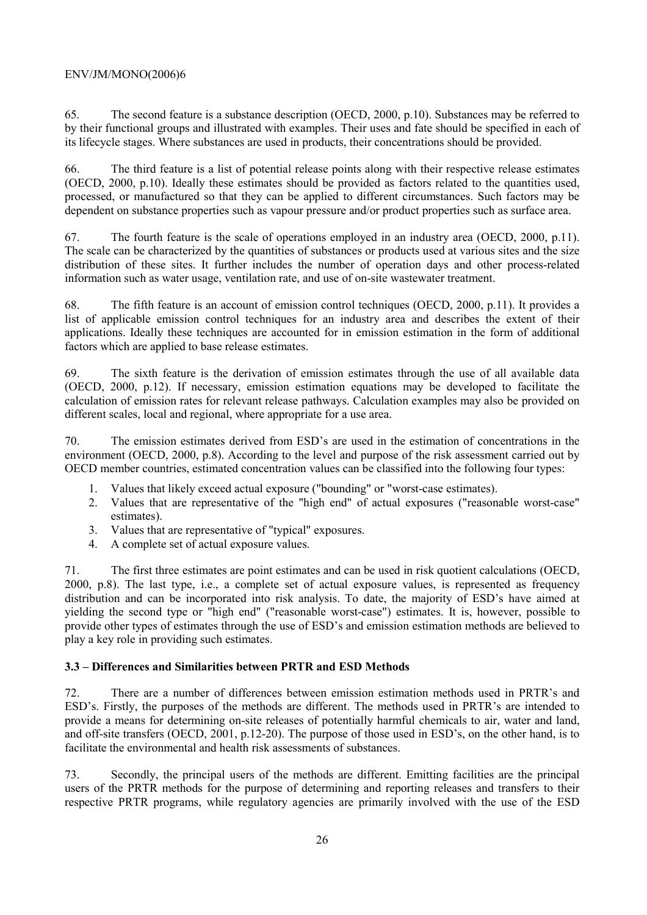65. The second feature is a substance description (OECD, 2000, p.10). Substances may be referred to by their functional groups and illustrated with examples. Their uses and fate should be specified in each of its lifecycle stages. Where substances are used in products, their concentrations should be provided.

66. The third feature is a list of potential release points along with their respective release estimates (OECD, 2000, p.10). Ideally these estimates should be provided as factors related to the quantities used, processed, or manufactured so that they can be applied to different circumstances. Such factors may be dependent on substance properties such as vapour pressure and/or product properties such as surface area.

67. The fourth feature is the scale of operations employed in an industry area (OECD, 2000, p.11). The scale can be characterized by the quantities of substances or products used at various sites and the size distribution of these sites. It further includes the number of operation days and other process-related information such as water usage, ventilation rate, and use of on-site wastewater treatment.

68. The fifth feature is an account of emission control techniques (OECD, 2000, p.11). It provides a list of applicable emission control techniques for an industry area and describes the extent of their applications. Ideally these techniques are accounted for in emission estimation in the form of additional factors which are applied to base release estimates.

69. The sixth feature is the derivation of emission estimates through the use of all available data (OECD, 2000, p.12). If necessary, emission estimation equations may be developed to facilitate the calculation of emission rates for relevant release pathways. Calculation examples may also be provided on different scales, local and regional, where appropriate for a use area.

70. The emission estimates derived from ESD's are used in the estimation of concentrations in the environment (OECD, 2000, p.8). According to the level and purpose of the risk assessment carried out by OECD member countries, estimated concentration values can be classified into the following four types:

1. Values that likely exceed actual exposure ("bounding" or "worst-case estimates).
2. Values that are representative of the "high end" of actual exposures ("reasonable worst-case" estimates).
3. Values that are representative of "typical" exposures.
4. A complete set of actual exposure values.

71. The first three estimates are point estimates and can be used in risk quotient calculations (OECD, 2000, p.8). The last type, i.e., a complete set of actual exposure values, is represented as frequency distribution and can be incorporated into risk analysis. To date, the majority of ESD's have aimed at yielding the second type or "high end" ("reasonable worst-case") estimates. It is, however, possible to provide other types of estimates through the use of ESD's and emission estimation methods are believed to play a key role in providing such estimates.

### 3.3 – Differences and Similarities between PRTR and ESD Methods

72. There are a number of differences between emission estimation methods used in PRTR's and ESD's. Firstly, the purposes of the methods are different. The methods used in PRTR's are intended to provide a means for determining on-site releases of potentially harmful chemicals to air, water and land, and off-site transfers (OECD, 2001, p.12-20). The purpose of those used in ESD's, on the other hand, is to facilitate the environmental and health risk assessments of substances.

73. Secondly, the principal users of the methods are different. Emitting facilities are the principal users of the PRTR methods for the purpose of determining and reporting releases and transfers to their respective PRTR programs, while regulatory agencies are primarily involved with the use of the ESD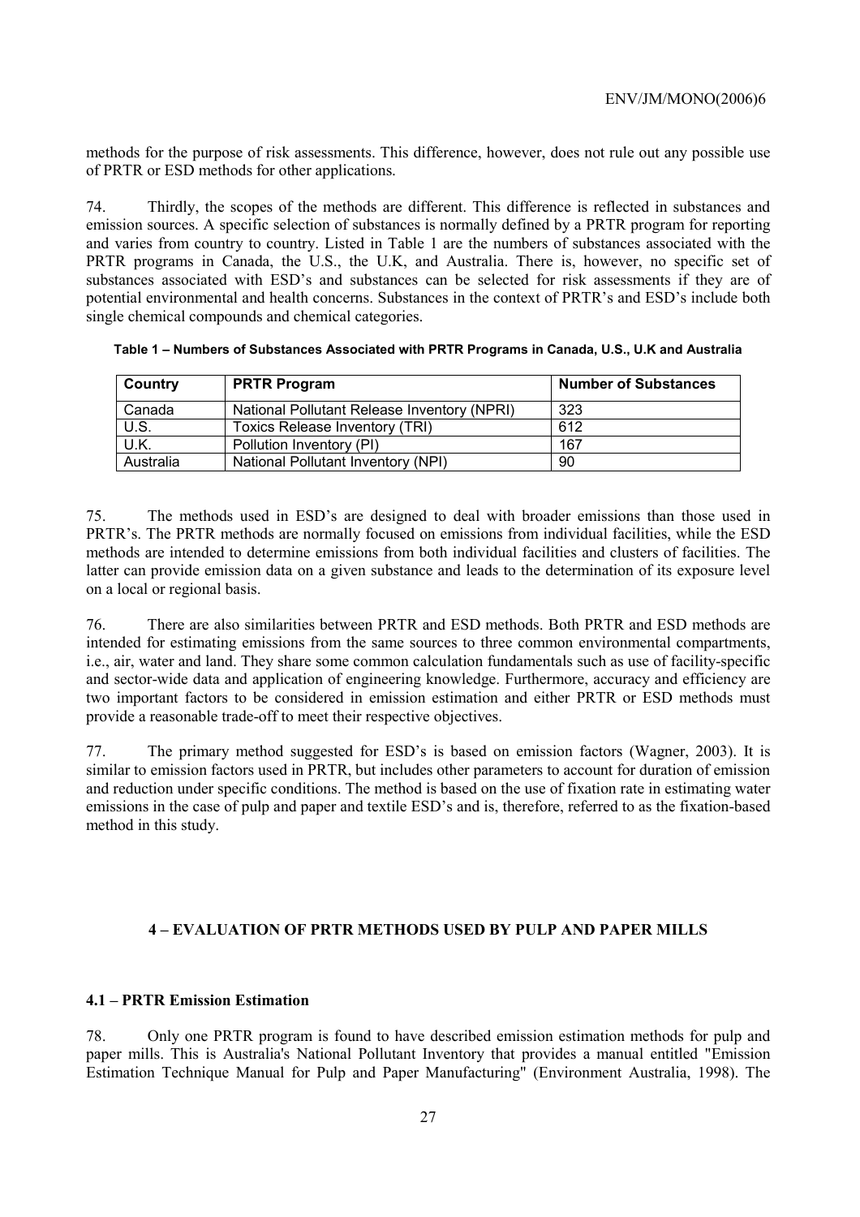methods for the purpose of risk assessments. This difference, however, does not rule out any possible use of PRTR or ESD methods for other applications.

74. Thirdly, the scopes of the methods are different. This difference is reflected in substances and emission sources. A specific selection of substances is normally defined by a PRTR program for reporting and varies from country to country. Listed in Table 1 are the numbers of substances associated with the PRTR programs in Canada, the U.S., the U.K, and Australia. There is, however, no specific set of substances associated with ESD's and substances can be selected for risk assessments if they are of potential environmental and health concerns. Substances in the context of PRTR's and ESD's include both single chemical compounds and chemical categories.

**Table 1 – Numbers of Substances Associated with PRTR Programs in Canada, U.S., U.K and Australia**

| Country | PRTR Program | Number of Substances |
|---|---|---|
| Canada | National Pollutant Release Inventory (NPRI) | 323 |
| U.S. | Toxics Release Inventory (TRI) | 612 |
| U.K. | Pollution Inventory (PI) | 167 |
| Australia | National Pollutant Inventory (NPI) | 90 |

75. The methods used in ESD's are designed to deal with broader emissions than those used in PRTR's. The PRTR methods are normally focused on emissions from individual facilities, while the ESD methods are intended to determine emissions from both individual facilities and clusters of facilities. The latter can provide emission data on a given substance and leads to the determination of its exposure level on a local or regional basis.

76. There are also similarities between PRTR and ESD methods. Both PRTR and ESD methods are intended for estimating emissions from the same sources to three common environmental compartments, i.e., air, water and land. They share some common calculation fundamentals such as use of facility-specific and sector-wide data and application of engineering knowledge. Furthermore, accuracy and efficiency are two important factors to be considered in emission estimation and either PRTR or ESD methods must provide a reasonable trade-off to meet their respective objectives.

77. The primary method suggested for ESD's is based on emission factors (Wagner, 2003). It is similar to emission factors used in PRTR, but includes other parameters to account for duration of emission and reduction under specific conditions. The method is based on the use of fixation rate in estimating water emissions in the case of pulp and paper and textile ESD's and is, therefore, referred to as the fixation-based method in this study.

## 4 – EVALUATION OF PRTR METHODS USED BY PULP AND PAPER MILLS

### 4.1 – PRTR Emission Estimation

78. Only one PRTR program is found to have described emission estimation methods for pulp and paper mills. This is Australia's National Pollutant Inventory that provides a manual entitled "Emission Estimation Technique Manual for Pulp and Paper Manufacturing" (Environment Australia, 1998). The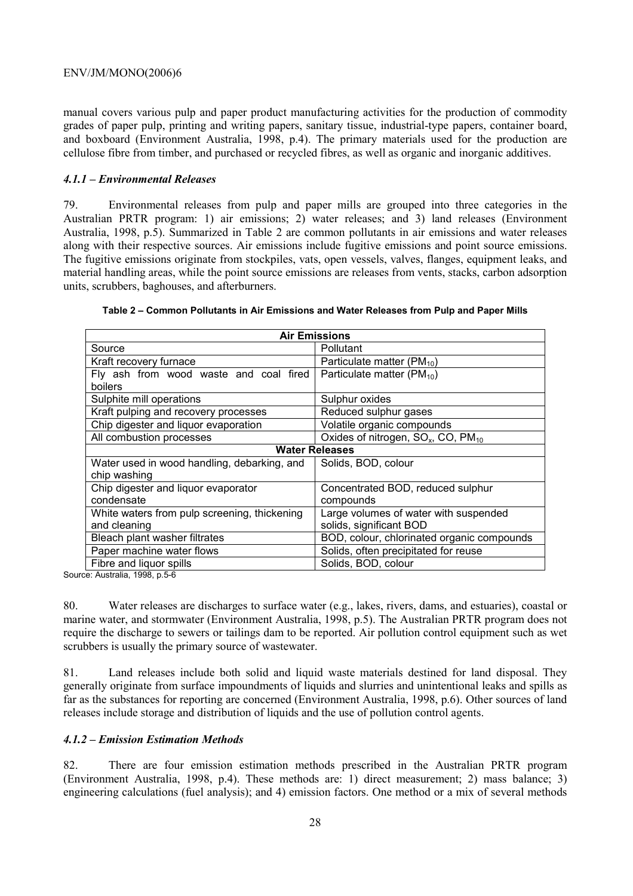manual covers various pulp and paper product manufacturing activities for the production of commodity grades of paper pulp, printing and writing papers, sanitary tissue, industrial-type papers, container board, and boxboard (Environment Australia, 1998, p.4). The primary materials used for the production are cellulose fibre from timber, and purchased or recycled fibres, as well as organic and inorganic additives.

### *4.1.1 – Environmental Releases*

79. Environmental releases from pulp and paper mills are grouped into three categories in the Australian PRTR program: 1) air emissions; 2) water releases; and 3) land releases (Environment Australia, 1998, p.5). Summarized in Table 2 are common pollutants in air emissions and water releases along with their respective sources. Air emissions include fugitive emissions and point source emissions. The fugitive emissions originate from stockpiles, vats, open vessels, valves, flanges, equipment leaks, and material handling areas, while the point source emissions are releases from vents, stacks, carbon adsorption units, scrubbers, baghouses, and afterburners.

**Table 2 – Common Pollutants in Air Emissions and Water Releases from Pulp and Paper Mills**

| **Air Emissions** | |
|---|---|
| Source | Pollutant |
| Kraft recovery furnace | Particulate matter ($PM_{10}$) |
| Fly ash from wood waste and coal fired boilers | Particulate matter ($PM_{10}$) |
| Sulphite mill operations | Sulphur oxides |
| Kraft pulping and recovery processes | Reduced sulphur gases |
| Chip digester and liquor evaporation | Volatile organic compounds |
| All combustion processes | Oxides of nitrogen, $SO_x$, CO, $PM_{10}$ |
| **Water Releases** | |
| Water used in wood handling, debarking, and chip washing | Solids, BOD, colour |
| Chip digester and liquor evaporator condensate | Concentrated BOD, reduced sulphur compounds |
| White waters from pulp screening, thickening and cleaning | Large volumes of water with suspended solids, significant BOD |
| Bleach plant washer filtrates | BOD, colour, chlorinated organic compounds |
| Paper machine water flows | Solids, often precipitated for reuse |
| Fibre and liquor spills | Solids, BOD, colour |

Source: Australia, 1998, p.5-6

80. Water releases are discharges to surface water (e.g., lakes, rivers, dams, and estuaries), coastal or marine water, and stormwater (Environment Australia, 1998, p.5). The Australian PRTR program does not require the discharge to sewers or tailings dam to be reported. Air pollution control equipment such as wet scrubbers is usually the primary source of wastewater.

81. Land releases include both solid and liquid waste materials destined for land disposal. They generally originate from surface impoundments of liquids and slurries and unintentional leaks and spills as far as the substances for reporting are concerned (Environment Australia, 1998, p.6). Other sources of land releases include storage and distribution of liquids and the use of pollution control agents.

### *4.1.2 – Emission Estimation Methods*

82. There are four emission estimation methods prescribed in the Australian PRTR program (Environment Australia, 1998, p.4). These methods are: 1) direct measurement; 2) mass balance; 3) engineering calculations (fuel analysis); and 4) emission factors. One method or a mix of several methods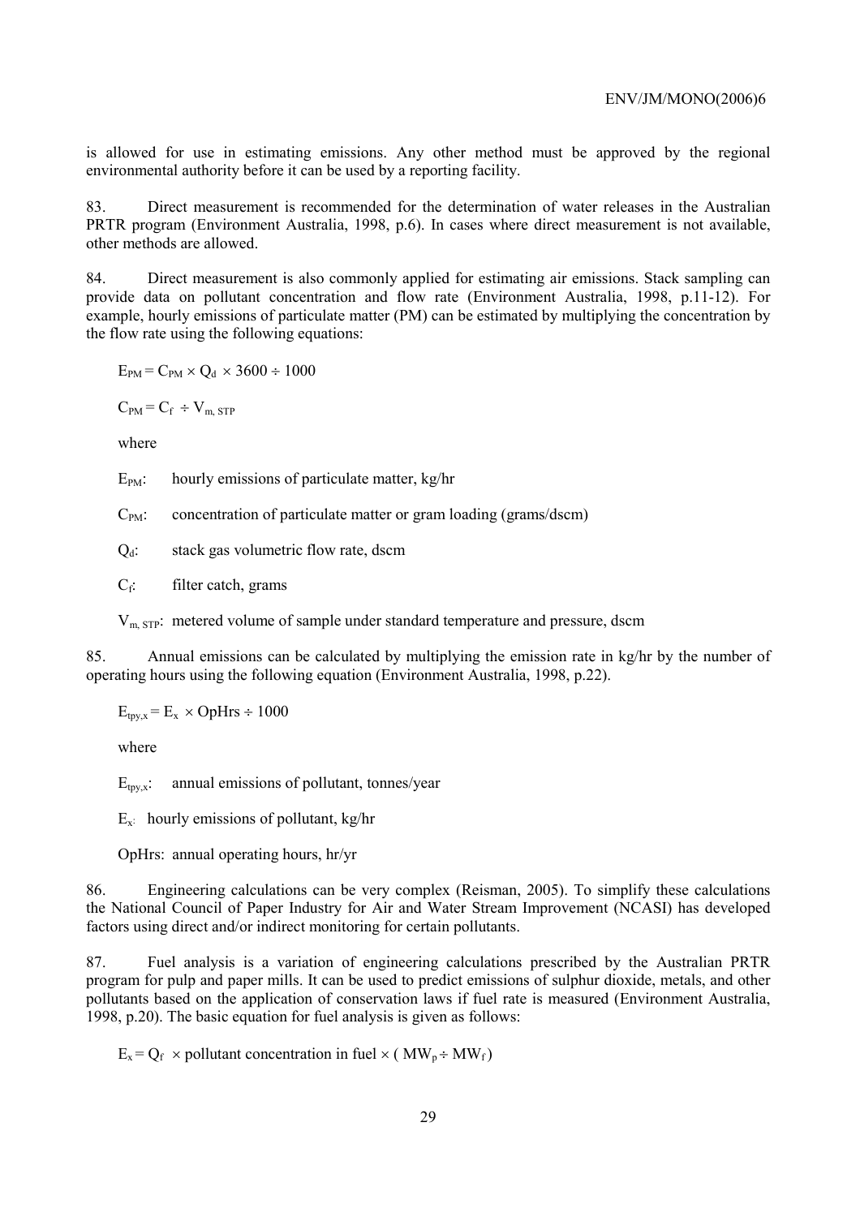is allowed for use in estimating emissions. Any other method must be approved by the regional environmental authority before it can be used by a reporting facility.

83. Direct measurement is recommended for the determination of water releases in the Australian PRTR program (Environment Australia, 1998, p.6). In cases where direct measurement is not available, other methods are allowed.

84. Direct measurement is also commonly applied for estimating air emissions. Stack sampling can provide data on pollutant concentration and flow rate (Environment Australia, 1998, p.11-12). For example, hourly emissions of particulate matter (PM) can be estimated by multiplying the concentration by the flow rate using the following equations:

$$E_{PM} = C_{PM} \times Q_d \times 3600 \div 1000$$

$$C_{PM} = C_f \div V_{m, STP}$$

where

$E_{PM}$: hourly emissions of particulate matter, kg/hr

$C_{PM}$: concentration of particulate matter or gram loading (grams/dscm)

$Q_d$: stack gas volumetric flow rate, dscm

$C_f$: filter catch, grams

$V_{m, STP}$: metered volume of sample under standard temperature and pressure, dscm

85. Annual emissions can be calculated by multiplying the emission rate in kg/hr by the number of operating hours using the following equation (Environment Australia, 1998, p.22).

$$E_{tpy,x} = E_x \times OpHrs \div 1000$$

where

$E_{tpy,x}$: annual emissions of pollutant, tonnes/year

$E_x$: hourly emissions of pollutant, kg/hr

OpHrs: annual operating hours, hr/yr

86. Engineering calculations can be very complex (Reisman, 2005). To simplify these calculations the National Council of Paper Industry for Air and Water Stream Improvement (NCASI) has developed factors using direct and/or indirect monitoring for certain pollutants.

87. Fuel analysis is a variation of engineering calculations prescribed by the Australian PRTR program for pulp and paper mills. It can be used to predict emissions of sulphur dioxide, metals, and other pollutants based on the application of conservation laws if fuel rate is measured (Environment Australia, 1998, p.20). The basic equation for fuel analysis is given as follows:

$$E_x = Q_f \times \text{pollutant concentration in fuel} \times (MW_p \div MW_f)$$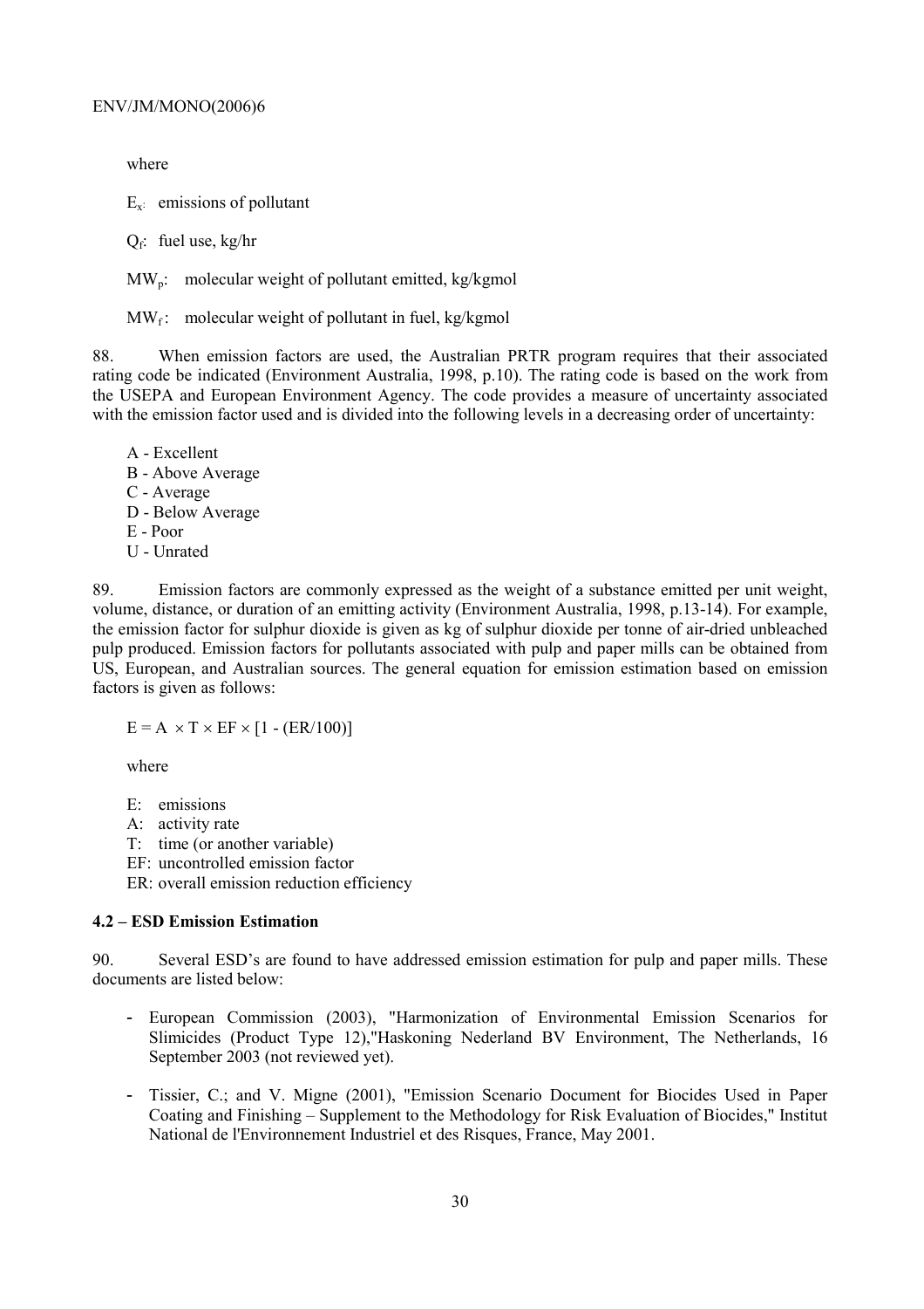where

$E_x$: emissions of pollutant

$Q_f$: fuel use, kg/hr

$MW_p$: molecular weight of pollutant emitted, kg/kgmol

$MW_f$: molecular weight of pollutant in fuel, kg/kgmol

88. When emission factors are used, the Australian PRTR program requires that their associated rating code be indicated (Environment Australia, 1998, p.10). The rating code is based on the work from the USEPA and European Environment Agency. The code provides a measure of uncertainty associated with the emission factor used and is divided into the following levels in a decreasing order of uncertainty:

A - Excellent
B - Above Average
C - Average
D - Below Average
E - Poor
U - Unrated

89. Emission factors are commonly expressed as the weight of a substance emitted per unit weight, volume, distance, or duration of an emitting activity (Environment Australia, 1998, p.13-14). For example, the emission factor for sulphur dioxide is given as kg of sulphur dioxide per tonne of air-dried unbleached pulp produced. Emission factors for pollutants associated with pulp and paper mills can be obtained from US, European, and Australian sources. The general equation for emission estimation based on emission factors is given as follows:

$$E = A \times T \times EF \times [1 - (ER/100)]$$

where

E: emissions
A: activity rate
T: time (or another variable)
EF: uncontrolled emission factor
ER: overall emission reduction efficiency

### 4.2 – ESD Emission Estimation

90. Several ESD's are found to have addressed emission estimation for pulp and paper mills. These documents are listed below:

- European Commission (2003), "Harmonization of Environmental Emission Scenarios for Slimicides (Product Type 12),"Haskoning Nederland BV Environment, The Netherlands, 16 September 2003 (not reviewed yet).
- Tissier, C.; and V. Migne (2001), "Emission Scenario Document for Biocides Used in Paper Coating and Finishing – Supplement to the Methodology for Risk Evaluation of Biocides," Institut National de l'Environnement Industriel et des Risques, France, May 2001.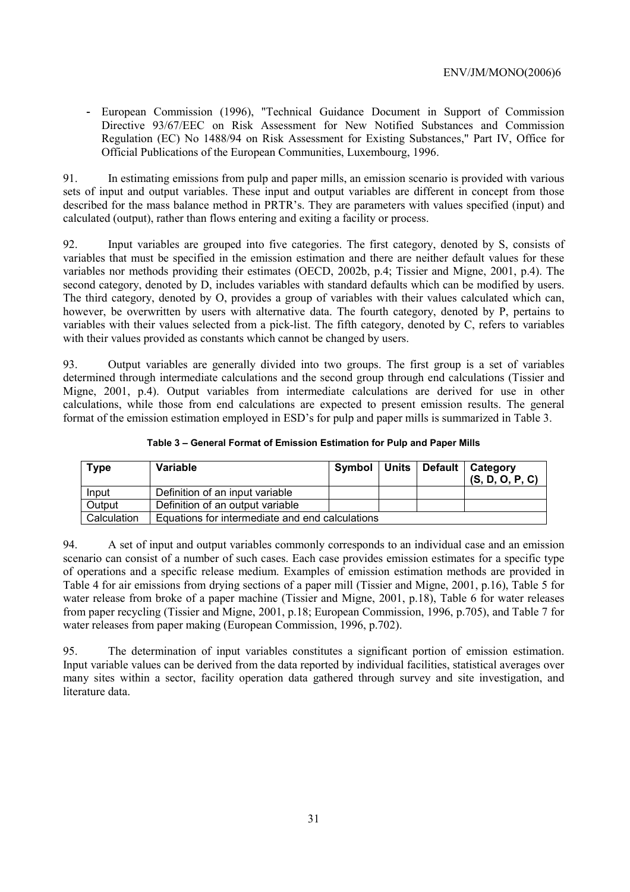- European Commission (1996), "Technical Guidance Document in Support of Commission Directive 93/67/EEC on Risk Assessment for New Notified Substances and Commission Regulation (EC) No 1488/94 on Risk Assessment for Existing Substances," Part IV, Office for Official Publications of the European Communities, Luxembourg, 1996.

91. In estimating emissions from pulp and paper mills, an emission scenario is provided with various sets of input and output variables. These input and output variables are different in concept from those described for the mass balance method in PRTR's. They are parameters with values specified (input) and calculated (output), rather than flows entering and exiting a facility or process.

92. Input variables are grouped into five categories. The first category, denoted by S, consists of variables that must be specified in the emission estimation and there are neither default values for these variables nor methods providing their estimates (OECD, 2002b, p.4; Tissier and Migne, 2001, p.4). The second category, denoted by D, includes variables with standard defaults which can be modified by users. The third category, denoted by O, provides a group of variables with their values calculated which can, however, be overwritten by users with alternative data. The fourth category, denoted by P, pertains to variables with their values selected from a pick-list. The fifth category, denoted by C, refers to variables with their values provided as constants which cannot be changed by users.

93. Output variables are generally divided into two groups. The first group is a set of variables determined through intermediate calculations and the second group through end calculations (Tissier and Migne, 2001, p.4). Output variables from intermediate calculations are derived for use in other calculations, while those from end calculations are expected to present emission results. The general format of the emission estimation employed in ESD's for pulp and paper mills is summarized in Table 3.

**Table 3 – General Format of Emission Estimation for Pulp and Paper Mills**

| Type | Variable | Symbol | Units | Default | Category (S, D, O, P, C) |
|---|---|---|---|---|---|
| Input | Definition of an input variable | | | | |
| Output | Definition of an output variable | | | | |
| Calculation | Equations for intermediate and end calculations | | | | |

94. A set of input and output variables commonly corresponds to an individual case and an emission scenario can consist of a number of such cases. Each case provides emission estimates for a specific type of operations and a specific release medium. Examples of emission estimation methods are provided in Table 4 for air emissions from drying sections of a paper mill (Tissier and Migne, 2001, p.16), Table 5 for water release from broke of a paper machine (Tissier and Migne, 2001, p.18), Table 6 for water releases from paper recycling (Tissier and Migne, 2001, p.18; European Commission, 1996, p.705), and Table 7 for water releases from paper making (European Commission, 1996, p.702).

95. The determination of input variables constitutes a significant portion of emission estimation. Input variable values can be derived from the data reported by individual facilities, statistical averages over many sites within a sector, facility operation data gathered through survey and site investigation, and literature data.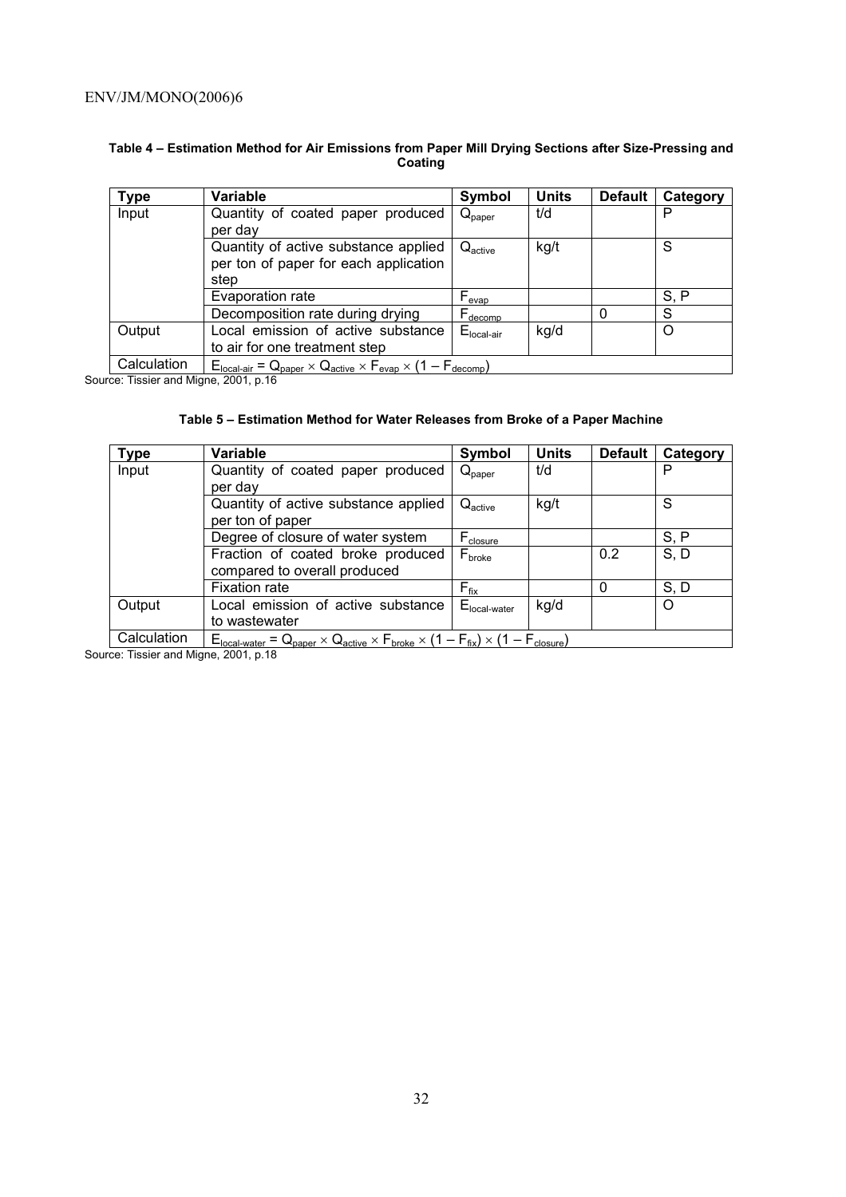**Table 4 – Estimation Method for Air Emissions from Paper Mill Drying Sections after Size-Pressing and Coating**

| Type | Variable | Symbol | Units | Default | Category |
|---|---|---|---|---|---|
| Input | Quantity of coated paper produced per day | $Q_{paper}$ | t/d | | P |
| | Quantity of active substance applied per ton of paper for each application step | $Q_{active}$ | kg/t | | S |
| | Evaporation rate | $F_{evap}$ | | | S, P |
| | Decomposition rate during drying | $F_{decomp}$ | | 0 | S |
| Output | Local emission of active substance to air for one treatment step | $E_{local\text{-}air}$ | kg/d | | O |
| Calculation | $E_{local\text{-}air} = Q_{paper} \times Q_{active} \times F_{evap} \times (1 - F_{decomp})$ | | | | |

Source: Tissier and Migne, 2001, p.16

**Table 5 – Estimation Method for Water Releases from Broke of a Paper Machine**

| Type | Variable | Symbol | Units | Default | Category |
|---|---|---|---|---|---|
| Input | Quantity of coated paper produced per day | $Q_{paper}$ | t/d | | P |
| | Quantity of active substance applied per ton of paper | $Q_{active}$ | kg/t | | S |
| | Degree of closure of water system | $F_{closure}$ | | | S, P |
| | Fraction of coated broke produced compared to overall produced | $F_{broke}$ | | 0.2 | S, D |
| | Fixation rate | $F_{fix}$ | | 0 | S, D |
| Output | Local emission of active substance to wastewater | $E_{local\text{-}water}$ | kg/d | | O |
| Calculation | $E_{local\text{-}water} = Q_{paper} \times Q_{active} \times F_{broke} \times (1 - F_{fix}) \times (1 - F_{closure})$ | | | | |

Source: Tissier and Migne, 2001, p.18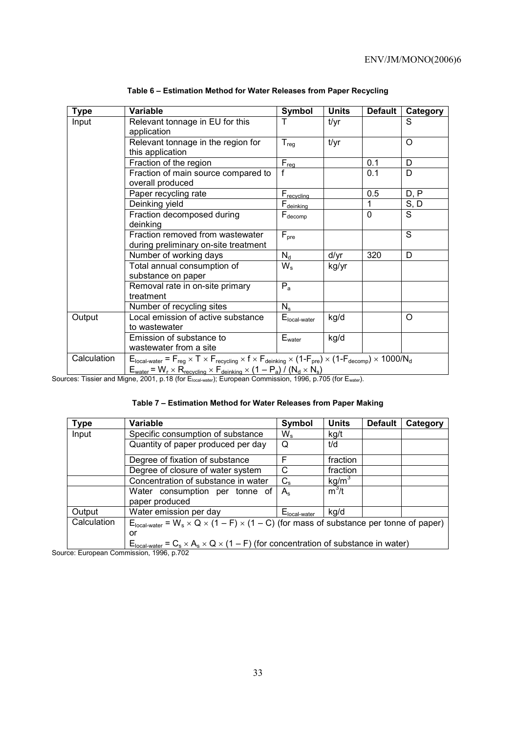**Table 6 – Estimation Method for Water Releases from Paper Recycling**

| Type | Variable | Symbol | Units | Default | Category |
|---|---|---|---|---|---|
| Input | Relevant tonnage in EU for this application | T | t/yr | | S |
| | Relevant tonnage in the region for this application | $T_{reg}$ | t/yr | | O |
| | Fraction of the region | $F_{reg}$ | | 0.1 | D |
| | Fraction of main source compared to overall produced | f | | 0.1 | D |
| | Paper recycling rate | $F_{recycling}$ | | 0.5 | D, P |
| | Deinking yield | $F_{deinking}$ | | 1 | S, D |
| | Fraction decomposed during deinking | $F_{decomp}$ | | 0 | S |
| | Fraction removed from wastewater during preliminary on-site treatment | $F_{pre}$ | | | S |
| | Number of working days | $N_d$ | d/yr | 320 | D |
| | Total annual consumption of substance on paper | $W_s$ | kg/yr | | |
| | Removal rate in on-site primary treatment | $P_a$ | | | |
| | Number of recycling sites | $N_s$ | | | |
| Output | Local emission of active substance to wastewater | $E_{local\text{-}water}$ | kg/d | | O |
| | Emission of substance to wastewater from a site | $E_{water}$ | kg/d | | |
| Calculation | $E_{local\text{-}water} = F_{reg} \times T \times F_{recycling} \times f \times F_{deinking} \times (1\text{-}F_{pre}) \times (1\text{-}F_{decomp}) \times 1000/N_d$ <br> $E_{water} = W_r \times R_{recycling} \times F_{deinking} \times (1 - P_a) / (N_d \times N_s)$ | | | | |

Sources: Tissier and Migne, 2001, p.18 (for $E_{local\text{-}water}$); European Commission, 1996, p.705 (for $E_{water}$).

**Table 7 – Estimation Method for Water Releases from Paper Making**

| Type | Variable | Symbol | Units | Default | Category |
|---|---|---|---|---|---|
| Input | Specific consumption of substance | $W_s$ | kg/t | | |
| | Quantity of paper produced per day | Q | t/d | | |
| | Degree of fixation of substance | F | fraction | | |
| | Degree of closure of water system | C | fraction | | |
| | Concentration of substance in water | $C_s$ | $kg/m^3$ | | |
| | Water consumption per tonne of paper produced | $A_s$ | $m^3/t$ | | |
| Output | Water emission per day | $E_{local\text{-}water}$ | kg/d | | |
| Calculation | $E_{local\text{-}water} = W_s \times Q \times (1 - F) \times (1 - C)$ (for mass of substance per tonne of paper) <br> or <br> $E_{local\text{-}water} = C_s \times A_s \times Q \times (1 - F)$ (for concentration of substance in water) | | | | |

Source: European Commission, 1996, p.702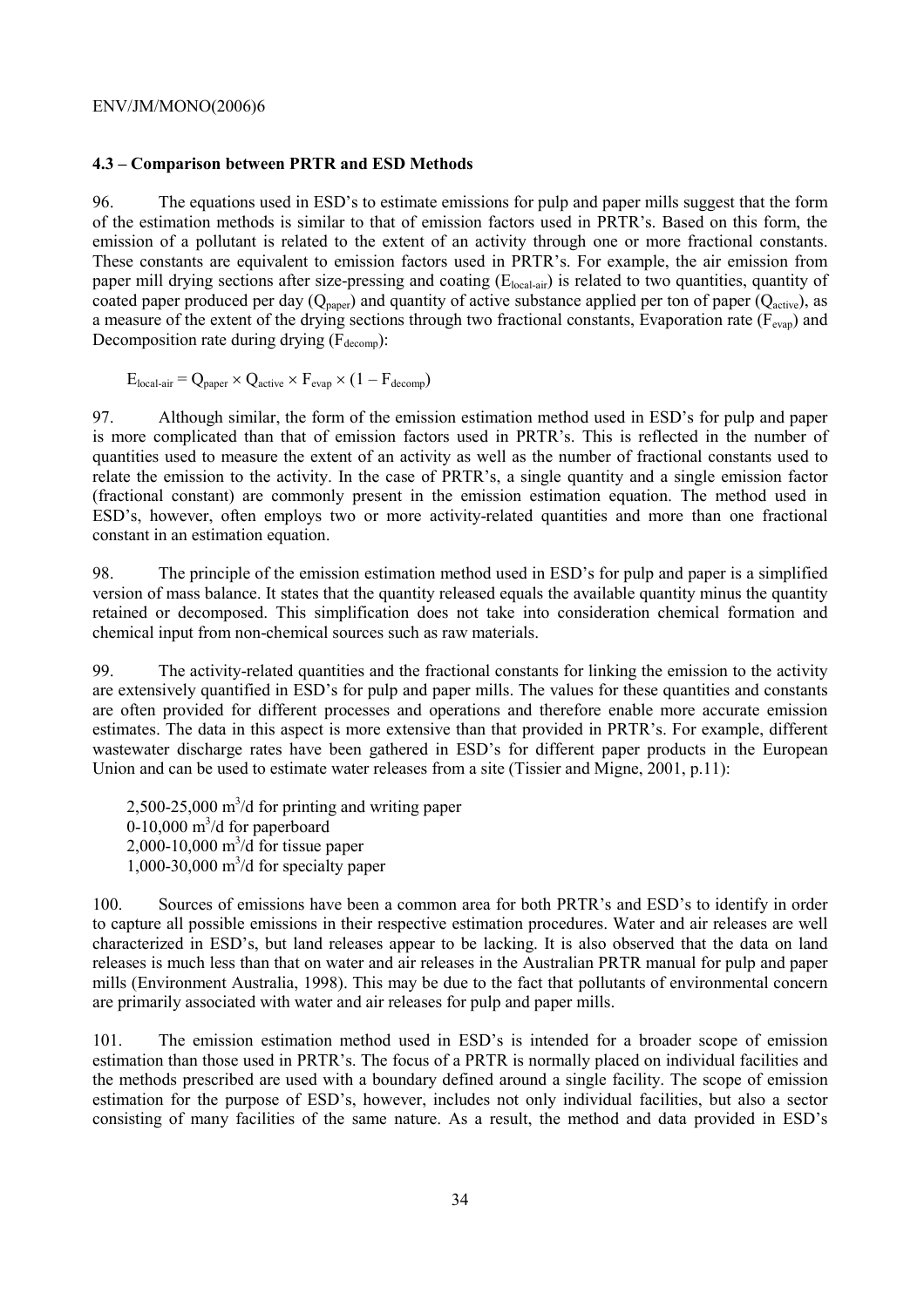#### 4.3 – Comparison between PRTR and ESD Methods

96. The equations used in ESD's to estimate emissions for pulp and paper mills suggest that the form of the estimation methods is similar to that of emission factors used in PRTR's. Based on this form, the emission of a pollutant is related to the extent of an activity through one or more fractional constants. These constants are equivalent to emission factors used in PRTR's. For example, the air emission from paper mill drying sections after size-pressing and coating ($E_{local\text{-}air}$) is related to two quantities, quantity of coated paper produced per day ($Q_{paper}$) and quantity of active substance applied per ton of paper ($Q_{active}$), as a measure of the extent of the drying sections through two fractional constants, Evaporation rate ($F_{evap}$) and Decomposition rate during drying ($F_{decomp}$):

$$E_{local\text{-}air} = Q_{paper} \times Q_{active} \times F_{evap} \times (1 - F_{decomp})$$

97. Although similar, the form of the emission estimation method used in ESD's for pulp and paper is more complicated than that of emission factors used in PRTR's. This is reflected in the number of quantities used to measure the extent of an activity as well as the number of fractional constants used to relate the emission to the activity. In the case of PRTR's, a single quantity and a single emission factor (fractional constant) are commonly present in the emission estimation equation. The method used in ESD's, however, often employs two or more activity-related quantities and more than one fractional constant in an estimation equation.

98. The principle of the emission estimation method used in ESD's for pulp and paper is a simplified version of mass balance. It states that the quantity released equals the available quantity minus the quantity retained or decomposed. This simplification does not take into consideration chemical formation and chemical input from non-chemical sources such as raw materials.

99. The activity-related quantities and the fractional constants for linking the emission to the activity are extensively quantified in ESD's for pulp and paper mills. The values for these quantities and constants are often provided for different processes and operations and therefore enable more accurate emission estimates. The data in this aspect is more extensive than that provided in PRTR's. For example, different wastewater discharge rates have been gathered in ESD's for different paper products in the European Union and can be used to estimate water releases from a site (Tissier and Migne, 2001, p.11):

2,500-25,000 $m^3$/d for printing and writing paper
0-10,000 $m^3$/d for paperboard
2,000-10,000 $m^3$/d for tissue paper
1,000-30,000 $m^3$/d for specialty paper

100. Sources of emissions have been a common area for both PRTR's and ESD's to identify in order to capture all possible emissions in their respective estimation procedures. Water and air releases are well characterized in ESD's, but land releases appear to be lacking. It is also observed that the data on land releases is much less than that on water and air releases in the Australian PRTR manual for pulp and paper mills (Environment Australia, 1998). This may be due to the fact that pollutants of environmental concern are primarily associated with water and air releases for pulp and paper mills.

101. The emission estimation method used in ESD's is intended for a broader scope of emission estimation than those used in PRTR's. The focus of a PRTR is normally placed on individual facilities and the methods prescribed are used with a boundary defined around a single facility. The scope of emission estimation for the purpose of ESD's, however, includes not only individual facilities, but also a sector consisting of many facilities of the same nature. As a result, the method and data provided in ESD's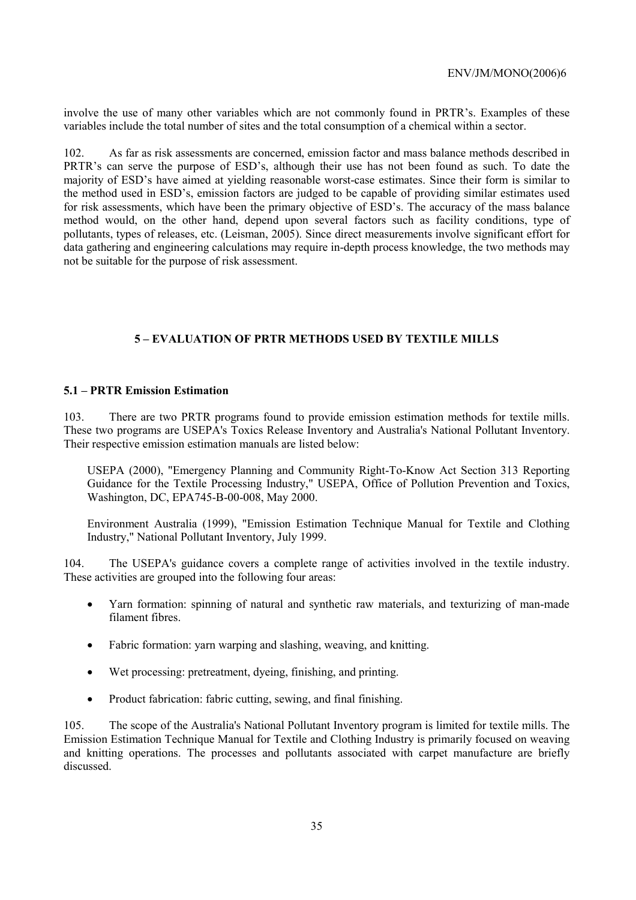involve the use of many other variables which are not commonly found in PRTR's. Examples of these variables include the total number of sites and the total consumption of a chemical within a sector.

102. As far as risk assessments are concerned, emission factor and mass balance methods described in PRTR's can serve the purpose of ESD's, although their use has not been found as such. To date the majority of ESD's have aimed at yielding reasonable worst-case estimates. Since their form is similar to the method used in ESD's, emission factors are judged to be capable of providing similar estimates used for risk assessments, which have been the primary objective of ESD's. The accuracy of the mass balance method would, on the other hand, depend upon several factors such as facility conditions, type of pollutants, types of releases, etc. (Leisman, 2005). Since direct measurements involve significant effort for data gathering and engineering calculations may require in-depth process knowledge, the two methods may not be suitable for the purpose of risk assessment.

## 5 – EVALUATION OF PRTR METHODS USED BY TEXTILE MILLS

### 5.1 – PRTR Emission Estimation

103. There are two PRTR programs found to provide emission estimation methods for textile mills. These two programs are USEPA's Toxics Release Inventory and Australia's National Pollutant Inventory. Their respective emission estimation manuals are listed below:

USEPA (2000), "Emergency Planning and Community Right-To-Know Act Section 313 Reporting Guidance for the Textile Processing Industry," USEPA, Office of Pollution Prevention and Toxics, Washington, DC, EPA745-B-00-008, May 2000.

Environment Australia (1999), "Emission Estimation Technique Manual for Textile and Clothing Industry," National Pollutant Inventory, July 1999.

104. The USEPA's guidance covers a complete range of activities involved in the textile industry. These activities are grouped into the following four areas:

- Yarn formation: spinning of natural and synthetic raw materials, and texturizing of man-made filament fibres.
- Fabric formation: yarn warping and slashing, weaving, and knitting.
- Wet processing: pretreatment, dyeing, finishing, and printing.
- Product fabrication: fabric cutting, sewing, and final finishing.

105. The scope of the Australia's National Pollutant Inventory program is limited for textile mills. The Emission Estimation Technique Manual for Textile and Clothing Industry is primarily focused on weaving and knitting operations. The processes and pollutants associated with carpet manufacture are briefly discussed.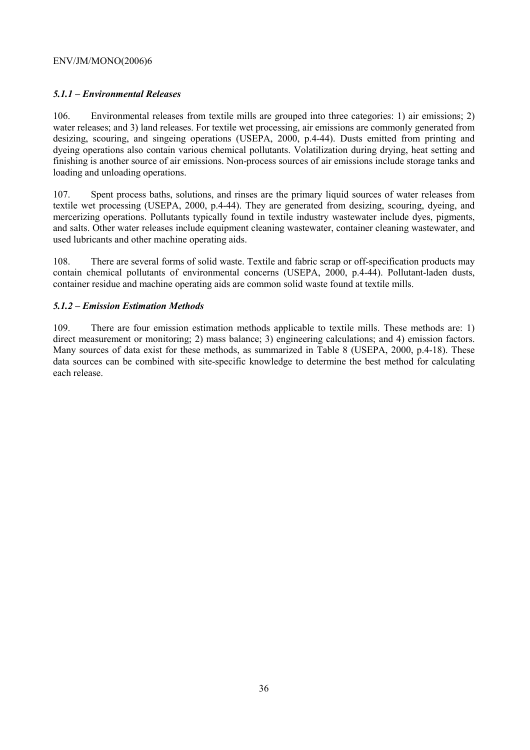### *5.1.1 – Environmental Releases*

106. Environmental releases from textile mills are grouped into three categories: 1) air emissions; 2) water releases; and 3) land releases. For textile wet processing, air emissions are commonly generated from desizing, scouring, and singeing operations (USEPA, 2000, p.4-44). Dusts emitted from printing and dyeing operations also contain various chemical pollutants. Volatilization during drying, heat setting and finishing is another source of air emissions. Non-process sources of air emissions include storage tanks and loading and unloading operations.

107. Spent process baths, solutions, and rinses are the primary liquid sources of water releases from textile wet processing (USEPA, 2000, p.4-44). They are generated from desizing, scouring, dyeing, and mercerizing operations. Pollutants typically found in textile industry wastewater include dyes, pigments, and salts. Other water releases include equipment cleaning wastewater, container cleaning wastewater, and used lubricants and other machine operating aids.

108. There are several forms of solid waste. Textile and fabric scrap or off-specification products may contain chemical pollutants of environmental concerns (USEPA, 2000, p.4-44). Pollutant-laden dusts, container residue and machine operating aids are common solid waste found at textile mills.

### *5.1.2 – Emission Estimation Methods*

109. There are four emission estimation methods applicable to textile mills. These methods are: 1) direct measurement or monitoring; 2) mass balance; 3) engineering calculations; and 4) emission factors. Many sources of data exist for these methods, as summarized in Table 8 (USEPA, 2000, p.4-18). These data sources can be combined with site-specific knowledge to determine the best method for calculating each release.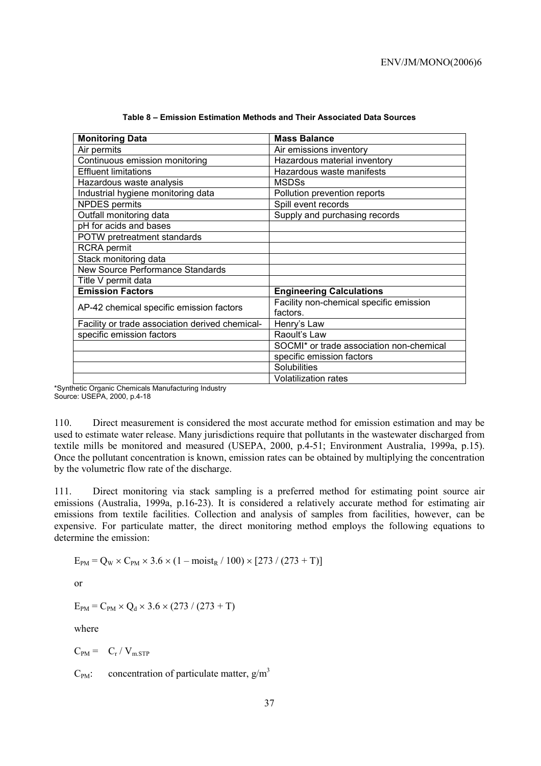**Table 8 – Emission Estimation Methods and Their Associated Data Sources**

| Monitoring Data | Mass Balance |
|---|---|
| Air permits | Air emissions inventory |
| Continuous emission monitoring | Hazardous material inventory |
| Effluent limitations | Hazardous waste manifests |
| Hazardous waste analysis | MSDSs |
| Industrial hygiene monitoring data | Pollution prevention reports |
| NPDES permits | Spill event records |
| Outfall monitoring data | Supply and purchasing records |
| pH for acids and bases | |
| POTW pretreatment standards | |
| RCRA permit | |
| Stack monitoring data | |
| New Source Performance Standards | |
| Title V permit data | |
| **Emission Factors** | **Engineering Calculations** |
| AP-42 chemical specific emission factors | Facility non-chemical specific emission factors. |
| Facility or trade association derived chemical- | Henry's Law |
| specific emission factors | Raoult's Law |
| | SOCMI* or trade association non-chemical |
| | specific emission factors |
| | Solubilities |
| | Volatilization rates |

*Synthetic Organic Chemicals Manufacturing Industry
Source: USEPA, 2000, p.4-18

110. Direct measurement is considered the most accurate method for emission estimation and may be used to estimate water release. Many jurisdictions require that pollutants in the wastewater discharged from textile mills be monitored and measured (USEPA, 2000, p.4-51; Environment Australia, 1999a, p.15). Once the pollutant concentration is known, emission rates can be obtained by multiplying the concentration by the volumetric flow rate of the discharge.

111. Direct monitoring via stack sampling is a preferred method for estimating point source air emissions (Australia, 1999a, p.16-23). It is considered a relatively accurate method for estimating air emissions from textile facilities. Collection and analysis of samples from facilities, however, can be expensive. For particulate matter, the direct monitoring method employs the following equations to determine the emission:

$$E_{PM} = Q_W \times C_{PM} \times 3.6 \times (1 - \text{moist}_R / 100) \times [273 / (273 + T)]$$

or

$$E_{PM} = C_{PM} \times Q_d \times 3.6 \times (273 / (273 + T)$$

where

$C_{PM} = \quad C_r / V_{m.STP}$

$C_{PM}$: concentration of particulate matter, $g/m^3$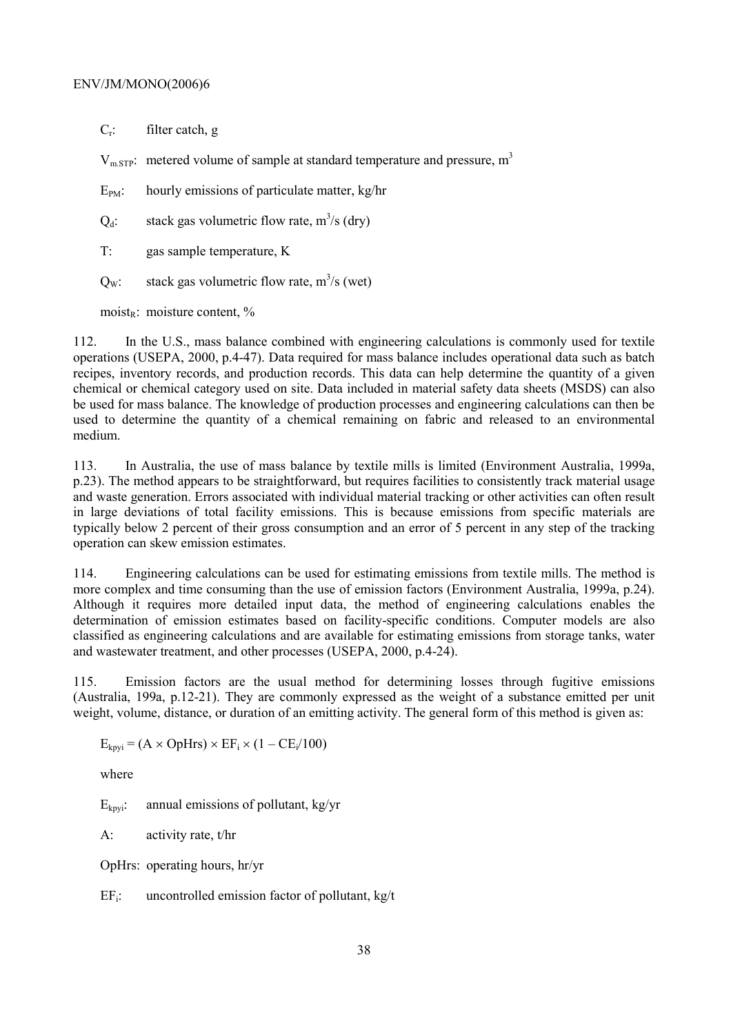$C_r$: filter catch, g

$V_{m,STP}$: metered volume of sample at standard temperature and pressure, $m^3$

$E_{PM}$: hourly emissions of particulate matter, kg/hr

$Q_d$: stack gas volumetric flow rate, $m^3/s$ (dry)

T: gas sample temperature, K

$Q_W$: stack gas volumetric flow rate, $m^3/s$ (wet)

$moist_R$: moisture content, %

112. In the U.S., mass balance combined with engineering calculations is commonly used for textile operations (USEPA, 2000, p.4-47). Data required for mass balance includes operational data such as batch recipes, inventory records, and production records. This data can help determine the quantity of a given chemical or chemical category used on site. Data included in material safety data sheets (MSDS) can also be used for mass balance. The knowledge of production processes and engineering calculations can then be used to determine the quantity of a chemical remaining on fabric and released to an environmental medium.

113. In Australia, the use of mass balance by textile mills is limited (Environment Australia, 1999a, p.23). The method appears to be straightforward, but requires facilities to consistently track material usage and waste generation. Errors associated with individual material tracking or other activities can often result in large deviations of total facility emissions. This is because emissions from specific materials are typically below 2 percent of their gross consumption and an error of 5 percent in any step of the tracking operation can skew emission estimates.

114. Engineering calculations can be used for estimating emissions from textile mills. The method is more complex and time consuming than the use of emission factors (Environment Australia, 1999a, p.24). Although it requires more detailed input data, the method of engineering calculations enables the determination of emission estimates based on facility-specific conditions. Computer models are also classified as engineering calculations and are available for estimating emissions from storage tanks, water and wastewater treatment, and other processes (USEPA, 2000, p.4-24).

115. Emission factors are the usual method for determining losses through fugitive emissions (Australia, 199a, p.12-21). They are commonly expressed as the weight of a substance emitted per unit weight, volume, distance, or duration of an emitting activity. The general form of this method is given as:

$$E_{kpyi} = (A \times OpHrs) \times EF_i \times (1 - CE_i/100)$$

where

$E_{kpyi}$: annual emissions of pollutant, kg/yr

A: activity rate, t/hr

OpHrs: operating hours, hr/yr

$EF_i$: uncontrolled emission factor of pollutant, kg/t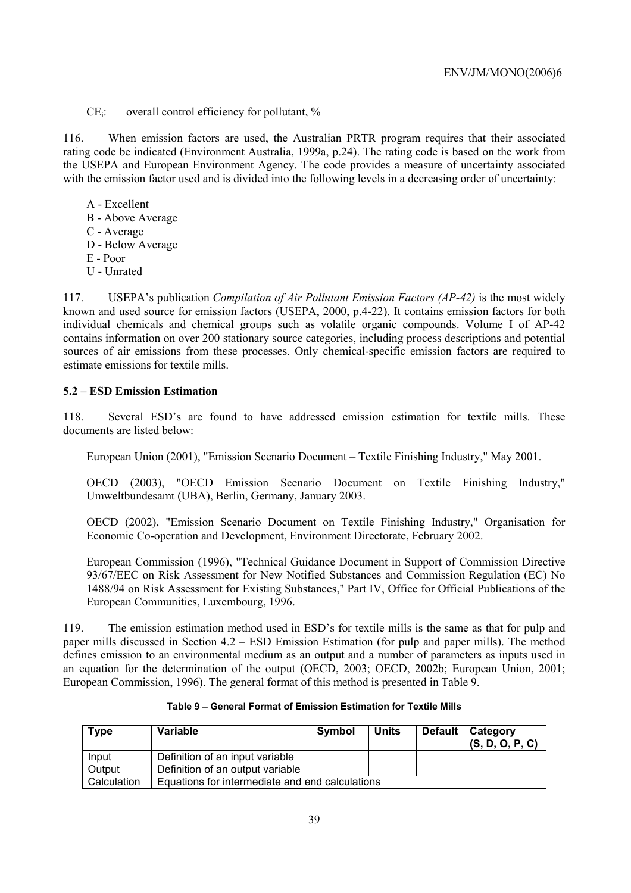$CE_i$: overall control efficiency for pollutant, %

116. When emission factors are used, the Australian PRTR program requires that their associated rating code be indicated (Environment Australia, 1999a, p.24). The rating code is based on the work from the USEPA and European Environment Agency. The code provides a measure of uncertainty associated with the emission factor used and is divided into the following levels in a decreasing order of uncertainty:

A - Excellent
B - Above Average
C - Average
D - Below Average
E - Poor
U - Unrated

117. USEPA's publication *Compilation of Air Pollutant Emission Factors (AP-42)* is the most widely known and used source for emission factors (USEPA, 2000, p.4-22). It contains emission factors for both individual chemicals and chemical groups such as volatile organic compounds. Volume I of AP-42 contains information on over 200 stationary source categories, including process descriptions and potential sources of air emissions from these processes. Only chemical-specific emission factors are required to estimate emissions for textile mills.

### 5.2 – ESD Emission Estimation

118. Several ESD's are found to have addressed emission estimation for textile mills. These documents are listed below:

European Union (2001), "Emission Scenario Document – Textile Finishing Industry," May 2001.

OECD (2003), "OECD Emission Scenario Document on Textile Finishing Industry," Umweltbundesamt (UBA), Berlin, Germany, January 2003.

OECD (2002), "Emission Scenario Document on Textile Finishing Industry," Organisation for Economic Co-operation and Development, Environment Directorate, February 2002.

European Commission (1996), "Technical Guidance Document in Support of Commission Directive 93/67/EEC on Risk Assessment for New Notified Substances and Commission Regulation (EC) No 1488/94 on Risk Assessment for Existing Substances," Part IV, Office for Official Publications of the European Communities, Luxembourg, 1996.

119. The emission estimation method used in ESD's for textile mills is the same as that for pulp and paper mills discussed in Section 4.2 – ESD Emission Estimation (for pulp and paper mills). The method defines emission to an environmental medium as an output and a number of parameters as inputs used in an equation for the determination of the output (OECD, 2003; OECD, 2002b; European Union, 2001; European Commission, 1996). The general format of this method is presented in Table 9.

**Table 9 – General Format of Emission Estimation for Textile Mills**

| Type | Variable | Symbol | Units | Default | Category (S, D, O, P, C) |
|---|---|---|---|---|---|
| Input | Definition of an input variable | | | | |
| Output | Definition of an output variable | | | | |
| Calculation | Equations for intermediate and end calculations | | | | |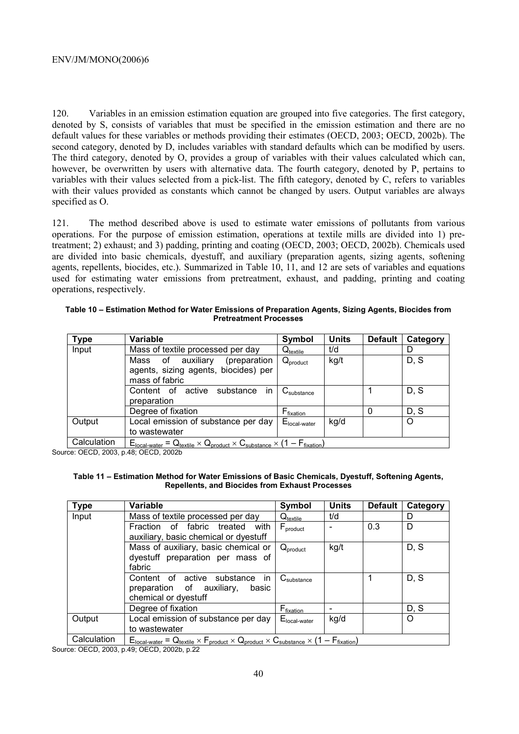120. Variables in an emission estimation equation are grouped into five categories. The first category, denoted by S, consists of variables that must be specified in the emission estimation and there are no default values for these variables or methods providing their estimates (OECD, 2003; OECD, 2002b). The second category, denoted by D, includes variables with standard defaults which can be modified by users. The third category, denoted by O, provides a group of variables with their values calculated which can, however, be overwritten by users with alternative data. The fourth category, denoted by P, pertains to variables with their values selected from a pick-list. The fifth category, denoted by C, refers to variables with their values provided as constants which cannot be changed by users. Output variables are always specified as O.

121. The method described above is used to estimate water emissions of pollutants from various operations. For the purpose of emission estimation, operations at textile mills are divided into 1) pre-treatment; 2) exhaust; and 3) padding, printing and coating (OECD, 2003; OECD, 2002b). Chemicals used are divided into basic chemicals, dyestuff, and auxiliary (preparation agents, sizing agents, softening agents, repellents, biocides, etc.). Summarized in Table 10, 11, and 12 are sets of variables and equations used for estimating water emissions from pretreatment, exhaust, and padding, printing and coating operations, respectively.

**Table 10 – Estimation Method for Water Emissions of Preparation Agents, Sizing Agents, Biocides from Pretreatment Processes**

| Type | Variable | Symbol | Units | Default | Category |
|---|---|---|---|---|---|
| Input | Mass of textile processed per day | $Q_{textile}$ | t/d | | D |
| | Mass of auxiliary (preparation agents, sizing agents, biocides) per mass of fabric | $Q_{product}$ | kg/t | | D, S |
| | Content of active substance in preparation | $C_{substance}$ | | 1 | D, S |
| | Degree of fixation | $F_{fixation}$ | | 0 | D, S |
| Output | Local emission of substance per day to wastewater | $E_{local\text{-}water}$ | kg/d | | O |
| Calculation | $E_{local\text{-}water} = Q_{textile} \times Q_{product} \times C_{substance} \times (1 - F_{fixation})$ | | | | |

Source: OECD, 2003, p.48; OECD, 2002b

**Table 11 – Estimation Method for Water Emissions of Basic Chemicals, Dyestuff, Softening Agents, Repellents, and Biocides from Exhaust Processes**

| Type | Variable | Symbol | Units | Default | Category |
|---|---|---|---|---|---|
| Input | Mass of textile processed per day | $Q_{textile}$ | t/d | | D |
| | Fraction of fabric treated with auxiliary, basic chemical or dyestuff | $F_{product}$ | - | 0.3 | D |
| | Mass of auxiliary, basic chemical or dyestuff preparation per mass of fabric | $Q_{product}$ | kg/t | | D, S |
| | Content of active substance in preparation of auxiliary, basic chemical or dyestuff | $C_{substance}$ | | 1 | D, S |
| | Degree of fixation | $F_{fixation}$ | - | | D, S |
| Output | Local emission of substance per day to wastewater | $E_{local\text{-}water}$ | kg/d | | O |
| Calculation | $E_{local\text{-}water} = Q_{textile} \times F_{product} \times Q_{product} \times C_{substance} \times (1 - F_{fixation})$ | | | | |

Source: OECD, 2003, p.49; OECD, 2002b, p.22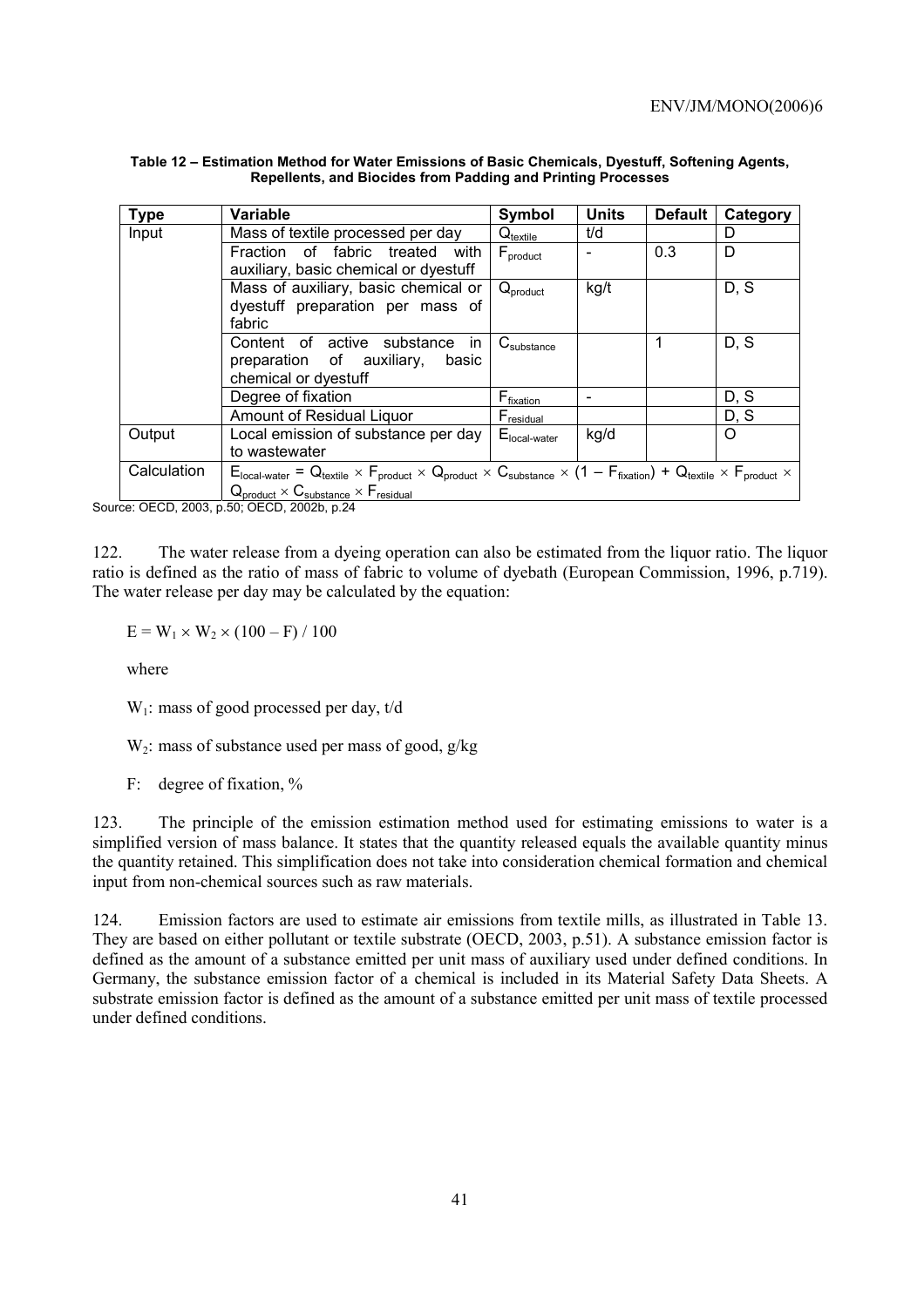**Table 12 – Estimation Method for Water Emissions of Basic Chemicals, Dyestuff, Softening Agents, Repellents, and Biocides from Padding and Printing Processes**

| Type | Variable | Symbol | Units | Default | Category |
|---|---|---|---|---|---|
| Input | Mass of textile processed per day | $Q_{textile}$ | t/d | | D |
| | Fraction of fabric treated with auxiliary, basic chemical or dyestuff | $F_{product}$ | - | 0.3 | D |
| | Mass of auxiliary, basic chemical or dyestuff preparation per mass of fabric | $Q_{product}$ | kg/t | | D, S |
| | Content of active substance in preparation of auxiliary, basic chemical or dyestuff | $C_{substance}$ | | 1 | D, S |
| | Degree of fixation | $F_{fixation}$ | - | | D, S |
| | Amount of Residual Liquor | $F_{residual}$ | | | D, S |
| Output | Local emission of substance per day to wastewater | $E_{local\text{-}water}$ | kg/d | | O |
| Calculation | $E_{local\text{-}water} = Q_{textile} \times F_{product} \times Q_{product} \times C_{substance} \times (1 - F_{fixation}) + Q_{textile} \times F_{product} \times Q_{product} \times C_{substance} \times F_{residual}$ | | | | |

Source: OECD, 2003, p.50; OECD, 2002b, p.24

122. The water release from a dyeing operation can also be estimated from the liquor ratio. The liquor ratio is defined as the ratio of mass of fabric to volume of dyebath (European Commission, 1996, p.719). The water release per day may be calculated by the equation:

$$E = W_1 \times W_2 \times (100 - F) / 100$$

where

$W_1$: mass of good processed per day, t/d

$W_2$: mass of substance used per mass of good, g/kg

F: degree of fixation, %

123. The principle of the emission estimation method used for estimating emissions to water is a simplified version of mass balance. It states that the quantity released equals the available quantity minus the quantity retained. This simplification does not take into consideration chemical formation and chemical input from non-chemical sources such as raw materials.

124. Emission factors are used to estimate air emissions from textile mills, as illustrated in Table 13. They are based on either pollutant or textile substrate (OECD, 2003, p.51). A substance emission factor is defined as the amount of a substance emitted per unit mass of auxiliary used under defined conditions. In Germany, the substance emission factor of a chemical is included in its Material Safety Data Sheets. A substrate emission factor is defined as the amount of a substance emitted per unit mass of textile processed under defined conditions.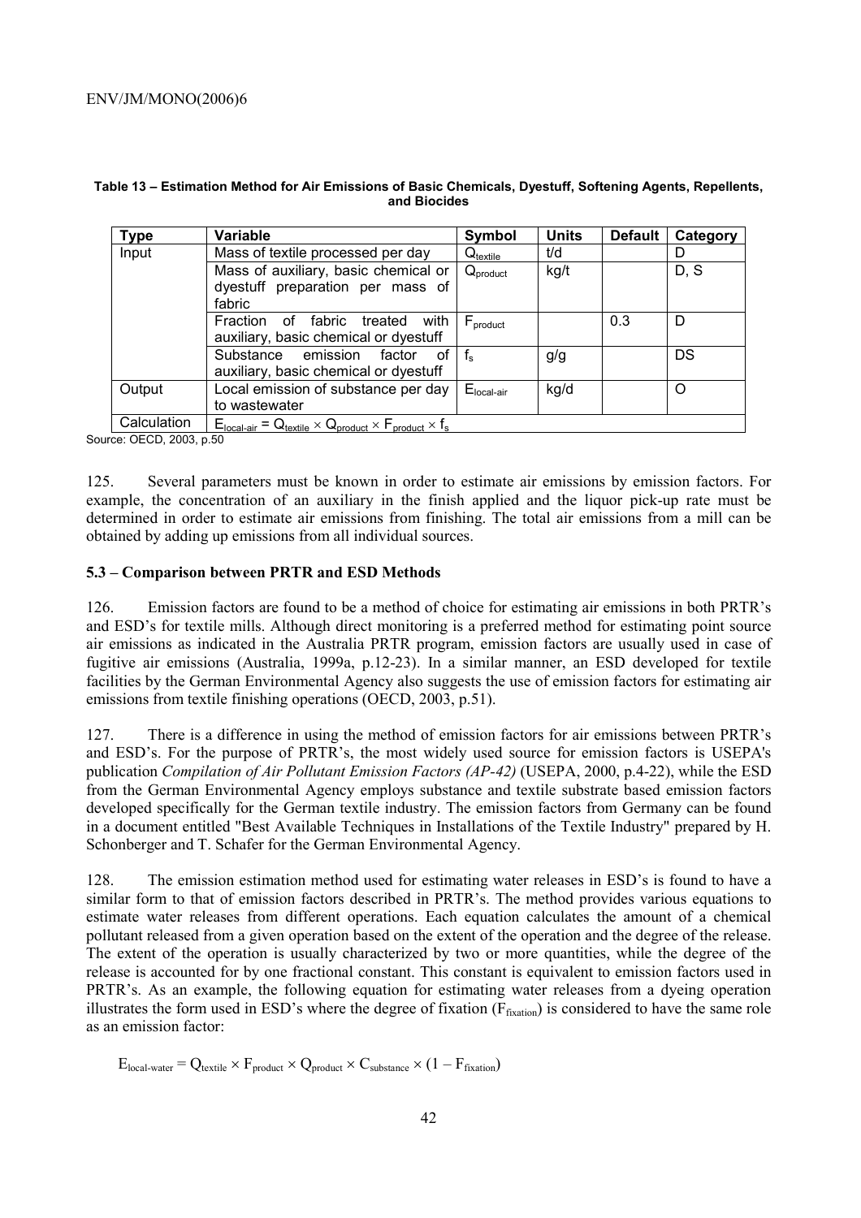**Table 13 – Estimation Method for Air Emissions of Basic Chemicals, Dyestuff, Softening Agents, Repellents, and Biocides**

| Type | Variable | Symbol | Units | Default | Category |
|---|---|---|---|---|---|
| Input | Mass of textile processed per day | $Q_{textile}$ | t/d | | D |
| | Mass of auxiliary, basic chemical or dyestuff preparation per mass of fabric | $Q_{product}$ | kg/t | | D, S |
| | Fraction of fabric treated with auxiliary, basic chemical or dyestuff | $F_{product}$ | | 0.3 | D |
| | Substance emission factor of auxiliary, basic chemical or dyestuff | $f_s$ | g/g | | DS |
| Output | Local emission of substance per day to wastewater | $E_{local\text{-}air}$ | kg/d | | O |
| Calculation | $E_{local\text{-}air} = Q_{textile} \times Q_{product} \times F_{product} \times f_s$ | | | | |

Source: OECD, 2003, p.50

125. Several parameters must be known in order to estimate air emissions by emission factors. For example, the concentration of an auxiliary in the finish applied and the liquor pick-up rate must be determined in order to estimate air emissions from finishing. The total air emissions from a mill can be obtained by adding up emissions from all individual sources.

### 5.3 – Comparison between PRTR and ESD Methods

126. Emission factors are found to be a method of choice for estimating air emissions in both PRTR's and ESD's for textile mills. Although direct monitoring is a preferred method for estimating point source air emissions as indicated in the Australia PRTR program, emission factors are usually used in case of fugitive air emissions (Australia, 1999a, p.12-23). In a similar manner, an ESD developed for textile facilities by the German Environmental Agency also suggests the use of emission factors for estimating air emissions from textile finishing operations (OECD, 2003, p.51).

127. There is a difference in using the method of emission factors for air emissions between PRTR's and ESD's. For the purpose of PRTR's, the most widely used source for emission factors is USEPA's publication *Compilation of Air Pollutant Emission Factors (AP-42)* (USEPA, 2000, p.4-22), while the ESD from the German Environmental Agency employs substance and textile substrate based emission factors developed specifically for the German textile industry. The emission factors from Germany can be found in a document entitled "Best Available Techniques in Installations of the Textile Industry" prepared by H. Schonberger and T. Schafer for the German Environmental Agency.

128. The emission estimation method used for estimating water releases in ESD's is found to have a similar form to that of emission factors described in PRTR's. The method provides various equations to estimate water releases from different operations. Each equation calculates the amount of a chemical pollutant released from a given operation based on the extent of the operation and the degree of the release. The extent of the operation is usually characterized by two or more quantities, while the degree of the release is accounted for by one fractional constant. This constant is equivalent to emission factors used in PRTR's. As an example, the following equation for estimating water releases from a dyeing operation illustrates the form used in ESD's where the degree of fixation ($F_{fixation}$) is considered to have the same role as an emission factor:

$$E_{local\text{-}water} = Q_{textile} \times F_{product} \times Q_{product} \times C_{substance} \times (1 - F_{fixation})$$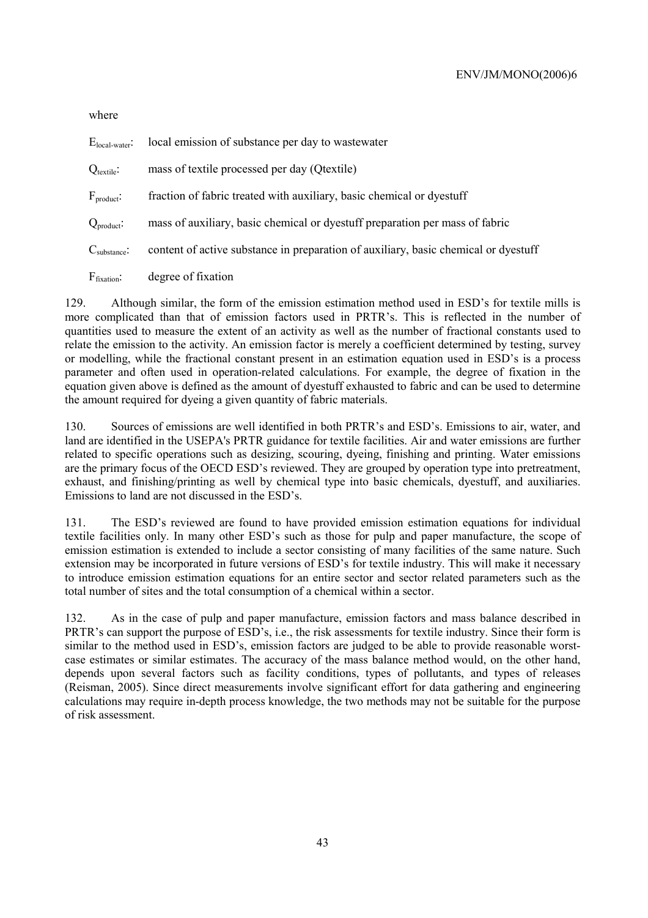where

$E_{local\text{-}water}$: local emission of substance per day to wastewater

$Q_{textile}$: mass of textile processed per day (Qtextile)

$F_{product}$: fraction of fabric treated with auxiliary, basic chemical or dyestuff

$Q_{product}$: mass of auxiliary, basic chemical or dyestuff preparation per mass of fabric

$C_{substance}$: content of active substance in preparation of auxiliary, basic chemical or dyestuff

$F_{fixation}$: degree of fixation

129. Although similar, the form of the emission estimation method used in ESD's for textile mills is more complicated than that of emission factors used in PRTR's. This is reflected in the number of quantities used to measure the extent of an activity as well as the number of fractional constants used to relate the emission to the activity. An emission factor is merely a coefficient determined by testing, survey or modelling, while the fractional constant present in an estimation equation used in ESD's is a process parameter and often used in operation-related calculations. For example, the degree of fixation in the equation given above is defined as the amount of dyestuff exhausted to fabric and can be used to determine the amount required for dyeing a given quantity of fabric materials.

130. Sources of emissions are well identified in both PRTR's and ESD's. Emissions to air, water, and land are identified in the USEPA's PRTR guidance for textile facilities. Air and water emissions are further related to specific operations such as desizing, scouring, dyeing, finishing and printing. Water emissions are the primary focus of the OECD ESD's reviewed. They are grouped by operation type into pretreatment, exhaust, and finishing/printing as well by chemical type into basic chemicals, dyestuff, and auxiliaries. Emissions to land are not discussed in the ESD's.

131. The ESD's reviewed are found to have provided emission estimation equations for individual textile facilities only. In many other ESD's such as those for pulp and paper manufacture, the scope of emission estimation is extended to include a sector consisting of many facilities of the same nature. Such extension may be incorporated in future versions of ESD's for textile industry. This will make it necessary to introduce emission estimation equations for an entire sector and sector related parameters such as the total number of sites and the total consumption of a chemical within a sector.

132. As in the case of pulp and paper manufacture, emission factors and mass balance described in PRTR's can support the purpose of ESD's, i.e., the risk assessments for textile industry. Since their form is similar to the method used in ESD's, emission factors are judged to be able to provide reasonable worst-case estimates or similar estimates. The accuracy of the mass balance method would, on the other hand, depends upon several factors such as facility conditions, types of pollutants, and types of releases (Reisman, 2005). Since direct measurements involve significant effort for data gathering and engineering calculations may require in-depth process knowledge, the two methods may not be suitable for the purpose of risk assessment.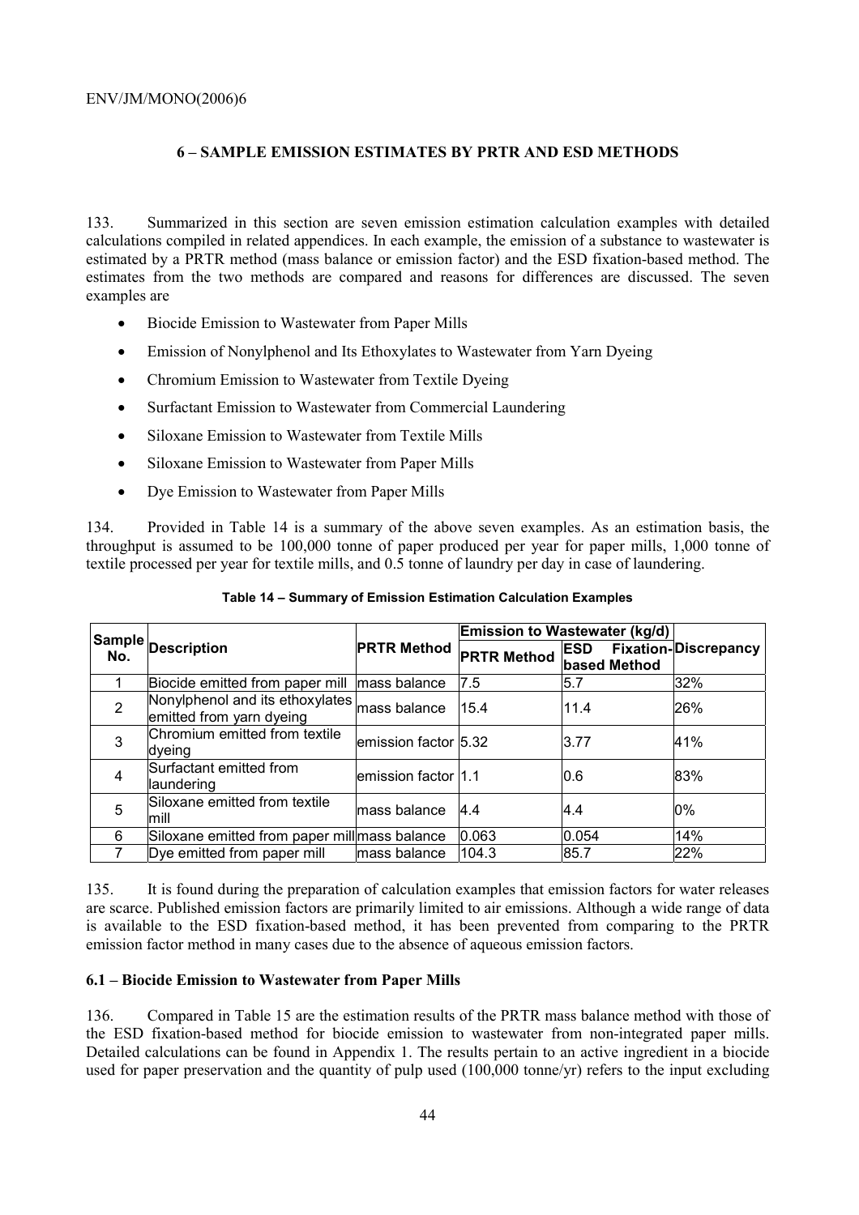## 6 – SAMPLE EMISSION ESTIMATES BY PRTR AND ESD METHODS

133. Summarized in this section are seven emission estimation calculation examples with detailed calculations compiled in related appendices. In each example, the emission of a substance to wastewater is estimated by a PRTR method (mass balance or emission factor) and the ESD fixation-based method. The estimates from the two methods are compared and reasons for differences are discussed. The seven examples are

- Biocide Emission to Wastewater from Paper Mills
- Emission of Nonylphenol and Its Ethoxylates to Wastewater from Yarn Dyeing
- Chromium Emission to Wastewater from Textile Dyeing
- Surfactant Emission to Wastewater from Commercial Laundering
- Siloxane Emission to Wastewater from Textile Mills
- Siloxane Emission to Wastewater from Paper Mills
- Dye Emission to Wastewater from Paper Mills

134. Provided in Table 14 is a summary of the above seven examples. As an estimation basis, the throughput is assumed to be 100,000 tonne of paper produced per year for paper mills, 1,000 tonne of textile processed per year for textile mills, and 0.5 tonne of laundry per day in case of laundering.

**Table 14 – Summary of Emission Estimation Calculation Examples**

| Sample No. | Description | PRTR Method | Emission to Wastewater (kg/d) | | Discrepancy |
|---|---|---|---|---|---|
| | | | PRTR Method | ESD Fixation-based Method | |
| 1 | Biocide emitted from paper mill | mass balance | 7.5 | 5.7 | 32% |
| 2 | Nonylphenol and its ethoxylates emitted from yarn dyeing | mass balance | 15.4 | 11.4 | 26% |
| 3 | Chromium emitted from textile dyeing | emission factor | 5.32 | 3.77 | 41% |
| 4 | Surfactant emitted from laundering | emission factor | 1.1 | 0.6 | 83% |
| 5 | Siloxane emitted from textile mill | mass balance | 4.4 | 4.4 | 0% |
| 6 | Siloxane emitted from paper mill | mass balance | 0.063 | 0.054 | 14% |
| 7 | Dye emitted from paper mill | mass balance | 104.3 | 85.7 | 22% |

135. It is found during the preparation of calculation examples that emission factors for water releases are scarce. Published emission factors are primarily limited to air emissions. Although a wide range of data is available to the ESD fixation-based method, it has been prevented from comparing to the PRTR emission factor method in many cases due to the absence of aqueous emission factors.

### 6.1 – Biocide Emission to Wastewater from Paper Mills

136. Compared in Table 15 are the estimation results of the PRTR mass balance method with those of the ESD fixation-based method for biocide emission to wastewater from non-integrated paper mills. Detailed calculations can be found in Appendix 1. The results pertain to an active ingredient in a biocide used for paper preservation and the quantity of pulp used (100,000 tonne/yr) refers to the input excluding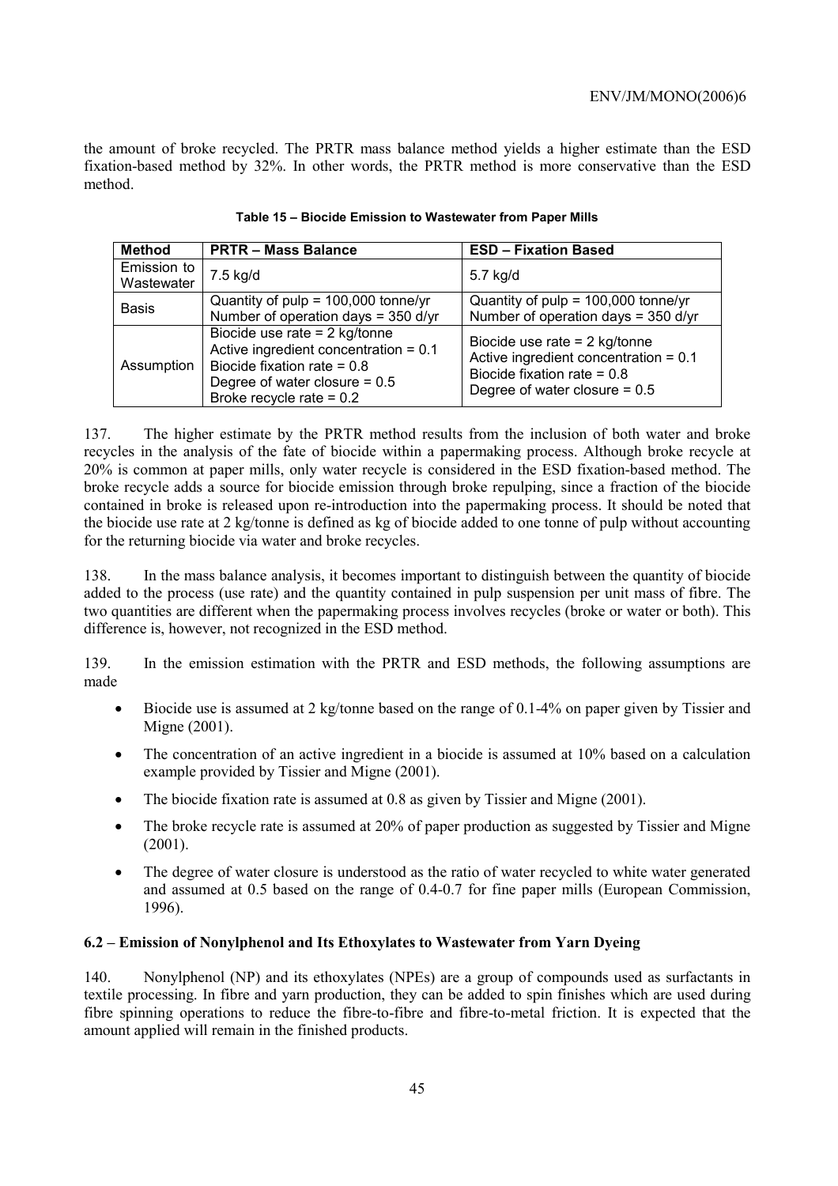the amount of broke recycled. The PRTR mass balance method yields a higher estimate than the ESD fixation-based method by 32%. In other words, the PRTR method is more conservative than the ESD method.

**Table 15 – Biocide Emission to Wastewater from Paper Mills**

| Method | PRTR – Mass Balance | ESD – Fixation Based |
|---|---|---|
| Emission to Wastewater | 7.5 kg/d | 5.7 kg/d |
| Basis | Quantity of pulp = 100,000 tonne/yr<br>Number of operation days = 350 d/yr | Quantity of pulp = 100,000 tonne/yr<br>Number of operation days = 350 d/yr |
| Assumption | Biocide use rate = 2 kg/tonne<br>Active ingredient concentration = 0.1<br>Biocide fixation rate = 0.8<br>Degree of water closure = 0.5<br>Broke recycle rate = 0.2 | Biocide use rate = 2 kg/tonne<br>Active ingredient concentration = 0.1<br>Biocide fixation rate = 0.8<br>Degree of water closure = 0.5 |

137. The higher estimate by the PRTR method results from the inclusion of both water and broke recycles in the analysis of the fate of biocide within a papermaking process. Although broke recycle at 20% is common at paper mills, only water recycle is considered in the ESD fixation-based method. The broke recycle adds a source for biocide emission through broke repulping, since a fraction of the biocide contained in broke is released upon re-introduction into the papermaking process. It should be noted that the biocide use rate at 2 kg/tonne is defined as kg of biocide added to one tonne of pulp without accounting for the returning biocide via water and broke recycles.

138. In the mass balance analysis, it becomes important to distinguish between the quantity of biocide added to the process (use rate) and the quantity contained in pulp suspension per unit mass of fibre. The two quantities are different when the papermaking process involves recycles (broke or water or both). This difference is, however, not recognized in the ESD method.

139. In the emission estimation with the PRTR and ESD methods, the following assumptions are made

- Biocide use is assumed at 2 kg/tonne based on the range of 0.1-4% on paper given by Tissier and Migne (2001).
- The concentration of an active ingredient in a biocide is assumed at 10% based on a calculation example provided by Tissier and Migne (2001).
- The biocide fixation rate is assumed at 0.8 as given by Tissier and Migne (2001).
- The broke recycle rate is assumed at 20% of paper production as suggested by Tissier and Migne (2001).
- The degree of water closure is understood as the ratio of water recycled to white water generated and assumed at 0.5 based on the range of 0.4-0.7 for fine paper mills (European Commission, 1996).

### 6.2 – Emission of Nonylphenol and Its Ethoxylates to Wastewater from Yarn Dyeing

140. Nonylphenol (NP) and its ethoxylates (NPEs) are a group of compounds used as surfactants in textile processing. In fibre and yarn production, they can be added to spin finishes which are used during fibre spinning operations to reduce the fibre-to-fibre and fibre-to-metal friction. It is expected that the amount applied will remain in the finished products.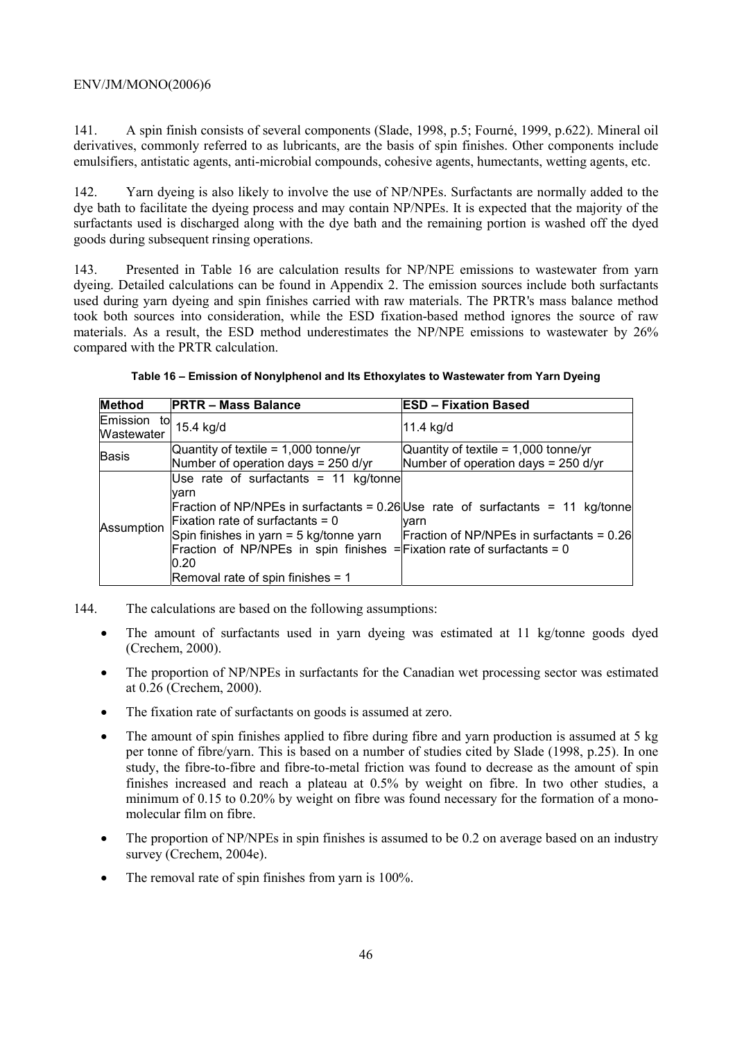141. A spin finish consists of several components (Slade, 1998, p.5; Fourné, 1999, p.622). Mineral oil derivatives, commonly referred to as lubricants, are the basis of spin finishes. Other components include emulsifiers, antistatic agents, anti-microbial compounds, cohesive agents, humectants, wetting agents, etc.

142. Yarn dyeing is also likely to involve the use of NP/NPEs. Surfactants are normally added to the dye bath to facilitate the dyeing process and may contain NP/NPEs. It is expected that the majority of the surfactants used is discharged along with the dye bath and the remaining portion is washed off the dyed goods during subsequent rinsing operations.

143. Presented in Table 16 are calculation results for NP/NPE emissions to wastewater from yarn dyeing. Detailed calculations can be found in Appendix 2. The emission sources include both surfactants used during yarn dyeing and spin finishes carried with raw materials. The PRTR's mass balance method took both sources into consideration, while the ESD fixation-based method ignores the source of raw materials. As a result, the ESD method underestimates the NP/NPE emissions to wastewater by 26% compared with the PRTR calculation.

**Table 16 – Emission of Nonylphenol and Its Ethoxylates to Wastewater from Yarn Dyeing**

| Method | PRTR – Mass Balance | ESD – Fixation Based |
|---|---|---|
| Emission to Wastewater | 15.4 kg/d | 11.4 kg/d |
| Basis | Quantity of textile = 1,000 tonne/yr<br>Number of operation days = 250 d/yr | Quantity of textile = 1,000 tonne/yr<br>Number of operation days = 250 d/yr |
| Assumption | Use rate of surfactants = 11 kg/tonne yarn<br>Fraction of NP/NPEs in surfactants = 0.26<br>Fixation rate of surfactants = 0<br>Spin finishes in yarn = 5 kg/tonne yarn<br>Fraction of NP/NPEs in spin finishes = 0.20<br>Removal rate of spin finishes = 1 | Use rate of surfactants = 11 kg/tonne yarn<br>Fraction of NP/NPEs in surfactants = 0.26<br>Fixation rate of surfactants = 0 |

144. The calculations are based on the following assumptions:

- The amount of surfactants used in yarn dyeing was estimated at 11 kg/tonne goods dyed (Crechem, 2000).
- The proportion of NP/NPEs in surfactants for the Canadian wet processing sector was estimated at 0.26 (Crechem, 2000).
- The fixation rate of surfactants on goods is assumed at zero.
- The amount of spin finishes applied to fibre during fibre and yarn production is assumed at 5 kg per tonne of fibre/yarn. This is based on a number of studies cited by Slade (1998, p.25). In one study, the fibre-to-fibre and fibre-to-metal friction was found to decrease as the amount of spin finishes increased and reach a plateau at 0.5% by weight on fibre. In two other studies, a minimum of 0.15 to 0.20% by weight on fibre was found necessary for the formation of a mono-molecular film on fibre.
- The proportion of NP/NPEs in spin finishes is assumed to be 0.2 on average based on an industry survey (Crechem, 2004e).
- The removal rate of spin finishes from yarn is 100%.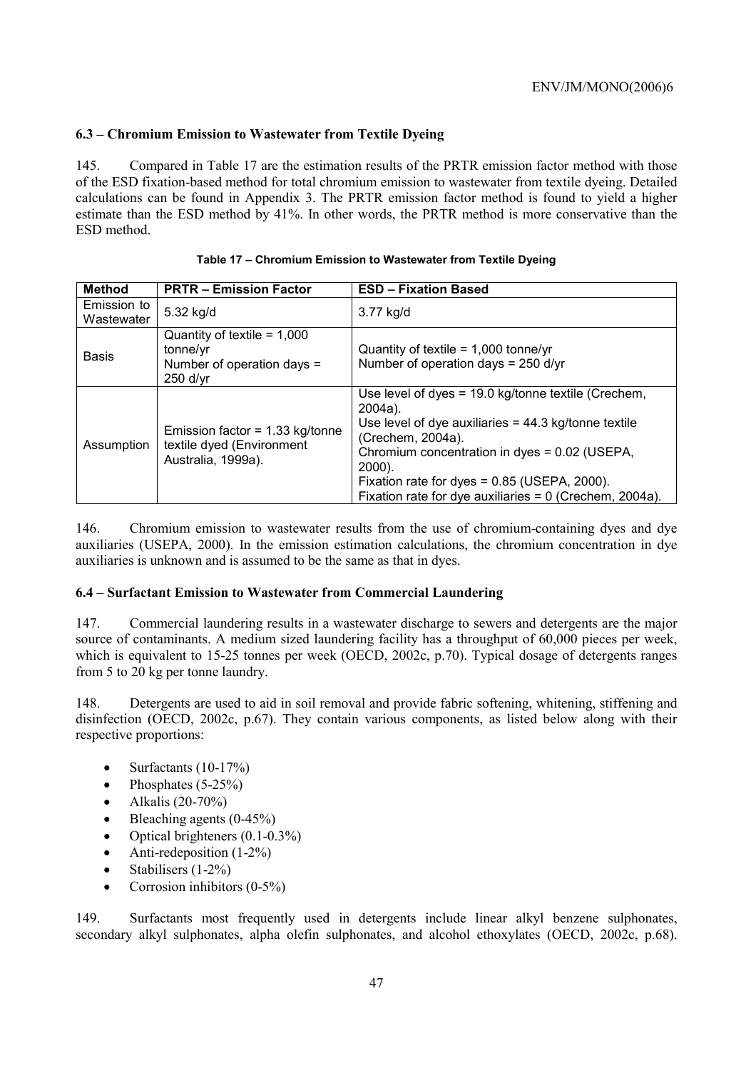### 6.3 – Chromium Emission to Wastewater from Textile Dyeing

145. Compared in Table 17 are the estimation results of the PRTR emission factor method with those of the ESD fixation-based method for total chromium emission to wastewater from textile dyeing. Detailed calculations can be found in Appendix 3. The PRTR emission factor method is found to yield a higher estimate than the ESD method by 41%. In other words, the PRTR method is more conservative than the ESD method.

**Table 17 – Chromium Emission to Wastewater from Textile Dyeing**

| Method | PRTR – Emission Factor | ESD – Fixation Based |
|---|---|---|
| Emission to Wastewater | 5.32 kg/d | 3.77 kg/d |
| Basis | Quantity of textile = 1,000 tonne/yr<br>Number of operation days = 250 d/yr | Quantity of textile = 1,000 tonne/yr<br>Number of operation days = 250 d/yr |
| Assumption | Emission factor = 1.33 kg/tonne textile dyed (Environment Australia, 1999a). | Use level of dyes = 19.0 kg/tonne textile (Crechem, 2004a).<br>Use level of dye auxiliaries = 44.3 kg/tonne textile (Crechem, 2004a).<br>Chromium concentration in dyes = 0.02 (USEPA, 2000).<br>Fixation rate for dyes = 0.85 (USEPA, 2000).<br>Fixation rate for dye auxiliaries = 0 (Crechem, 2004a). |

146. Chromium emission to wastewater results from the use of chromium-containing dyes and dye auxiliaries (USEPA, 2000). In the emission estimation calculations, the chromium concentration in dye auxiliaries is unknown and is assumed to be the same as that in dyes.

### 6.4 – Surfactant Emission to Wastewater from Commercial Laundering

147. Commercial laundering results in a wastewater discharge to sewers and detergents are the major source of contaminants. A medium sized laundering facility has a throughput of 60,000 pieces per week, which is equivalent to 15-25 tonnes per week (OECD, 2002c, p.70). Typical dosage of detergents ranges from 5 to 20 kg per tonne laundry.

148. Detergents are used to aid in soil removal and provide fabric softening, whitening, stiffening and disinfection (OECD, 2002c, p.67). They contain various components, as listed below along with their respective proportions:

- Surfactants (10-17%)
- Phosphates (5-25%)
- Alkalis (20-70%)
- Bleaching agents (0-45%)
- Optical brighteners (0.1-0.3%)
- Anti-redeposition (1-2%)
- Stabilisers (1-2%)
- Corrosion inhibitors (0-5%)

149. Surfactants most frequently used in detergents include linear alkyl benzene sulphonates, secondary alkyl sulphonates, alpha olefin sulphonates, and alcohol ethoxylates (OECD, 2002c, p.68).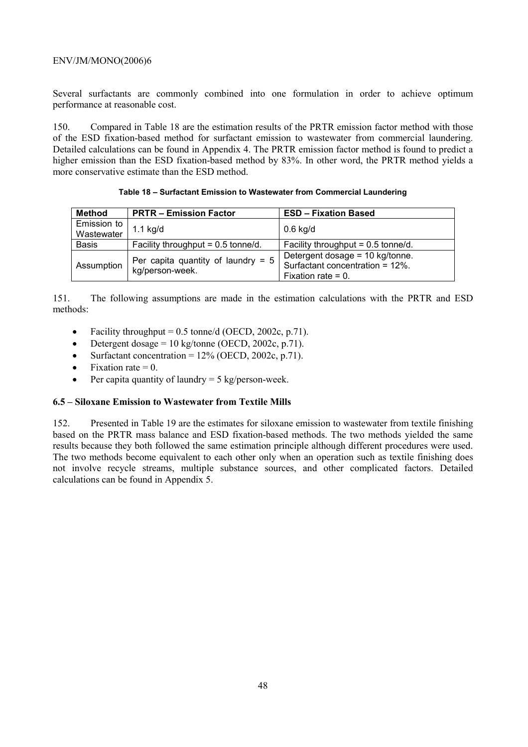Several surfactants are commonly combined into one formulation in order to achieve optimum performance at reasonable cost.

150. Compared in Table 18 are the estimation results of the PRTR emission factor method with those of the ESD fixation-based method for surfactant emission to wastewater from commercial laundering. Detailed calculations can be found in Appendix 4. The PRTR emission factor method is found to predict a higher emission than the ESD fixation-based method by 83%. In other word, the PRTR method yields a more conservative estimate than the ESD method.

**Table 18 – Surfactant Emission to Wastewater from Commercial Laundering**

| **Method** | **PRTR – Emission Factor** | **ESD – Fixation Based** |
|---|---|---|
| Emission to Wastewater | 1.1 kg/d | 0.6 kg/d |
| Basis | Facility throughput = 0.5 tonne/d. | Facility throughput = 0.5 tonne/d. |
| Assumption | Per capita quantity of laundry = 5 kg/person-week. | Detergent dosage = 10 kg/tonne. Surfactant concentration = 12%. Fixation rate = 0. |

151. The following assumptions are made in the estimation calculations with the PRTR and ESD methods:

- Facility throughput = 0.5 tonne/d (OECD, 2002c, p.71).
- Detergent dosage = 10 kg/tonne (OECD, 2002c, p.71).
- Surfactant concentration = 12% (OECD, 2002c, p.71).
- Fixation rate = 0.
- Per capita quantity of laundry = 5 kg/person-week.

### 6.5 – Siloxane Emission to Wastewater from Textile Mills

152. Presented in Table 19 are the estimates for siloxane emission to wastewater from textile finishing based on the PRTR mass balance and ESD fixation-based methods. The two methods yielded the same results because they both followed the same estimation principle although different procedures were used. The two methods become equivalent to each other only when an operation such as textile finishing does not involve recycle streams, multiple substance sources, and other complicated factors. Detailed calculations can be found in Appendix 5.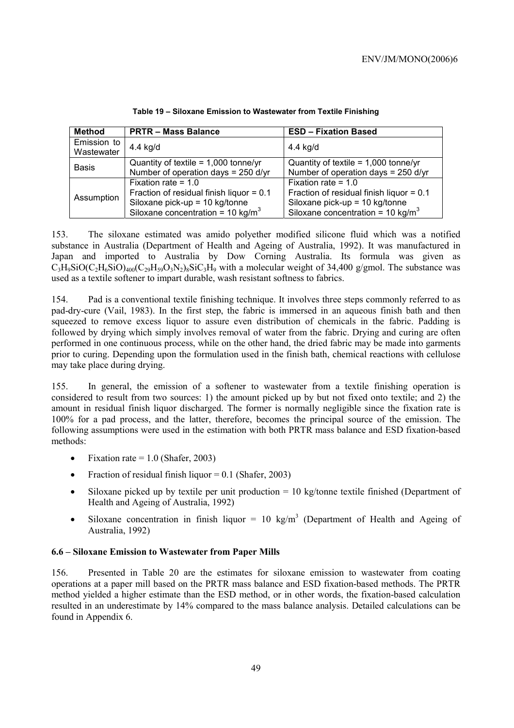**Table 19 – Siloxane Emission to Wastewater from Textile Finishing**

| Method | PRTR – Mass Balance | ESD – Fixation Based |
|---|---|---|
| Emission to Wastewater | 4.4 kg/d | 4.4 kg/d |
| Basis | Quantity of textile = 1,000 tonne/yr<br>Number of operation days = 250 d/yr | Quantity of textile = 1,000 tonne/yr<br>Number of operation days = 250 d/yr |
| Assumption | Fixation rate = 1.0<br>Fraction of residual finish liquor = 0.1<br>Siloxane pick-up = 10 kg/tonne<br>Siloxane concentration = 10 kg/m$^3$ | Fixation rate = 1.0<br>Fraction of residual finish liquor = 0.1<br>Siloxane pick-up = 10 kg/tonne<br>Siloxane concentration = 10 kg/m$^3$ |

153. The siloxane estimated was amido polyether modified silicone fluid which was a notified substance in Australia (Department of Health and Ageing of Australia, 1992). It was manufactured in Japan and imported to Australia by Dow Corning Australia. Its formula was given as $C_3H_9SiO(C_2H_6SiO)_{400}(C_{29}H_{59}O_3N_2)_8SiC_3H_9$ with a molecular weight of 34,400 g/gmol. The substance was used as a textile softener to impart durable, wash resistant softness to fabrics.

154. Pad is a conventional textile finishing technique. It involves three steps commonly referred to as pad-dry-cure (Vail, 1983). In the first step, the fabric is immersed in an aqueous finish bath and then squeezed to remove excess liquor to assure even distribution of chemicals in the fabric. Padding is followed by drying which simply involves removal of water from the fabric. Drying and curing are often performed in one continuous process, while on the other hand, the dried fabric may be made into garments prior to curing. Depending upon the formulation used in the finish bath, chemical reactions with cellulose may take place during drying.

155. In general, the emission of a softener to wastewater from a textile finishing operation is considered to result from two sources: 1) the amount picked up by but not fixed onto textile; and 2) the amount in residual finish liquor discharged. The former is normally negligible since the fixation rate is 100% for a pad process, and the latter, therefore, becomes the principal source of the emission. The following assumptions were used in the estimation with both PRTR mass balance and ESD fixation-based methods:

- Fixation rate = 1.0 (Shafer, 2003)
- Fraction of residual finish liquor = 0.1 (Shafer, 2003)
- Siloxane picked up by textile per unit production = 10 kg/tonne textile finished (Department of Health and Ageing of Australia, 1992)
- Siloxane concentration in finish liquor = 10 kg/m$^3$ (Department of Health and Ageing of Australia, 1992)

### 6.6 – Siloxane Emission to Wastewater from Paper Mills

156. Presented in Table 20 are the estimates for siloxane emission to wastewater from coating operations at a paper mill based on the PRTR mass balance and ESD fixation-based methods. The PRTR method yielded a higher estimate than the ESD method, or in other words, the fixation-based calculation resulted in an underestimate by 14% compared to the mass balance analysis. Detailed calculations can be found in Appendix 6.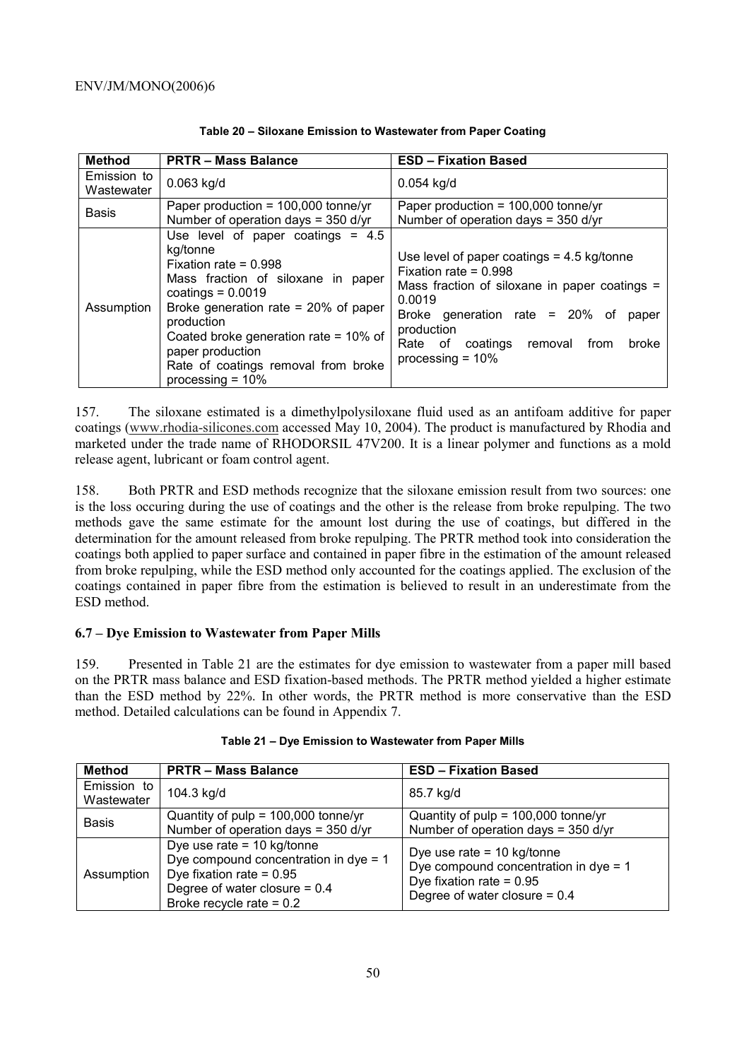**Table 20 – Siloxane Emission to Wastewater from Paper Coating**

| Method | PRTR – Mass Balance | ESD – Fixation Based |
| --- | --- | --- |
| Emission to Wastewater | 0.063 kg/d | 0.054 kg/d |
| Basis | Paper production = 100,000 tonne/yr<br>Number of operation days = 350 d/yr | Paper production = 100,000 tonne/yr<br>Number of operation days = 350 d/yr |
| Assumption | Use level of paper coatings = 4.5 kg/tonne<br>Fixation rate = 0.998<br>Mass fraction of siloxane in paper coatings = 0.0019<br>Broke generation rate = 20% of paper production<br>Coated broke generation rate = 10% of paper production<br>Rate of coatings removal from broke processing = 10% | Use level of paper coatings = 4.5 kg/tonne<br>Fixation rate = 0.998<br>Mass fraction of siloxane in paper coatings = 0.0019<br>Broke generation rate = 20% of paper production<br>Rate of coatings removal from broke processing = 10% |

157. The siloxane estimated is a dimethylpolysiloxane fluid used as an antifoam additive for paper coatings (www.rhodia-silicones.com accessed May 10, 2004). The product is manufactured by Rhodia and marketed under the trade name of RHODORSIL 47V200. It is a linear polymer and functions as a mold release agent, lubricant or foam control agent.

158. Both PRTR and ESD methods recognize that the siloxane emission result from two sources: one is the loss occuring during the use of coatings and the other is the release from broke repulping. The two methods gave the same estimate for the amount lost during the use of coatings, but differed in the determination for the amount released from broke repulping. The PRTR method took into consideration the coatings both applied to paper surface and contained in paper fibre in the estimation of the amount released from broke repulping, while the ESD method only accounted for the coatings applied. The exclusion of the coatings contained in paper fibre from the estimation is believed to result in an underestimate from the ESD method.

### 6.7 – Dye Emission to Wastewater from Paper Mills

159. Presented in Table 21 are the estimates for dye emission to wastewater from a paper mill based on the PRTR mass balance and ESD fixation-based methods. The PRTR method yielded a higher estimate than the ESD method by 22%. In other words, the PRTR method is more conservative than the ESD method. Detailed calculations can be found in Appendix 7.

**Table 21 – Dye Emission to Wastewater from Paper Mills**

| Method | PRTR – Mass Balance | ESD – Fixation Based |
| --- | --- | --- |
| Emission to Wastewater | 104.3 kg/d | 85.7 kg/d |
| Basis | Quantity of pulp = 100,000 tonne/yr<br>Number of operation days = 350 d/yr | Quantity of pulp = 100,000 tonne/yr<br>Number of operation days = 350 d/yr |
| Assumption | Dye use rate = 10 kg/tonne<br>Dye compound concentration in dye = 1<br>Dye fixation rate = 0.95<br>Degree of water closure = 0.4<br>Broke recycle rate = 0.2 | Dye use rate = 10 kg/tonne<br>Dye compound concentration in dye = 1<br>Dye fixation rate = 0.95<br>Degree of water closure = 0.4 |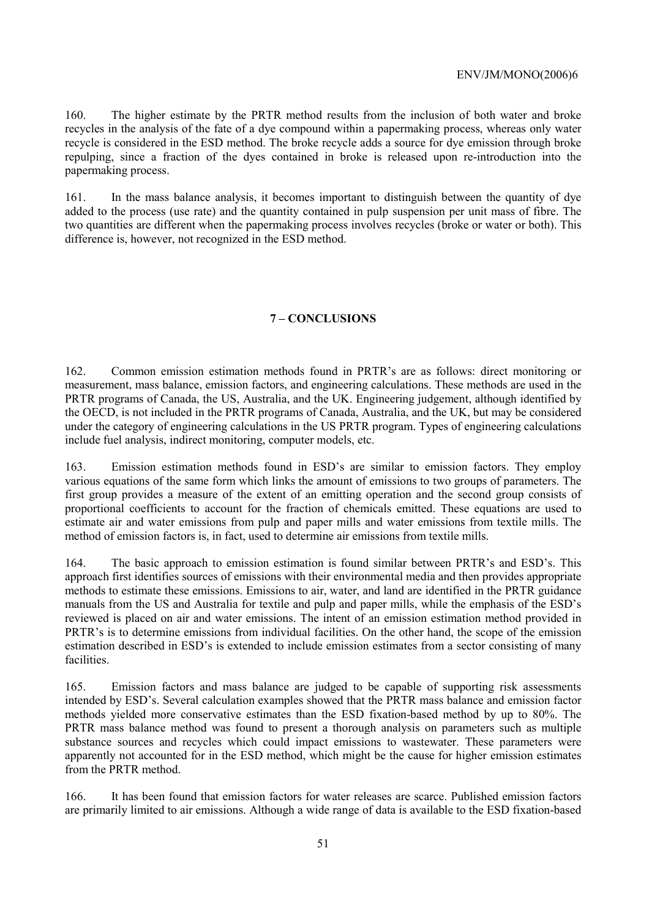160. The higher estimate by the PRTR method results from the inclusion of both water and broke recycles in the analysis of the fate of a dye compound within a papermaking process, whereas only water recycle is considered in the ESD method. The broke recycle adds a source for dye emission through broke repulping, since a fraction of the dyes contained in broke is released upon re-introduction into the papermaking process.

161. In the mass balance analysis, it becomes important to distinguish between the quantity of dye added to the process (use rate) and the quantity contained in pulp suspension per unit mass of fibre. The two quantities are different when the papermaking process involves recycles (broke or water or both). This difference is, however, not recognized in the ESD method.

## 7 – CONCLUSIONS

162. Common emission estimation methods found in PRTR's are as follows: direct monitoring or measurement, mass balance, emission factors, and engineering calculations. These methods are used in the PRTR programs of Canada, the US, Australia, and the UK. Engineering judgement, although identified by the OECD, is not included in the PRTR programs of Canada, Australia, and the UK, but may be considered under the category of engineering calculations in the US PRTR program. Types of engineering calculations include fuel analysis, indirect monitoring, computer models, etc.

163. Emission estimation methods found in ESD's are similar to emission factors. They employ various equations of the same form which links the amount of emissions to two groups of parameters. The first group provides a measure of the extent of an emitting operation and the second group consists of proportional coefficients to account for the fraction of chemicals emitted. These equations are used to estimate air and water emissions from pulp and paper mills and water emissions from textile mills. The method of emission factors is, in fact, used to determine air emissions from textile mills.

164. The basic approach to emission estimation is found similar between PRTR's and ESD's. This approach first identifies sources of emissions with their environmental media and then provides appropriate methods to estimate these emissions. Emissions to air, water, and land are identified in the PRTR guidance manuals from the US and Australia for textile and pulp and paper mills, while the emphasis of the ESD's reviewed is placed on air and water emissions. The intent of an emission estimation method provided in PRTR's is to determine emissions from individual facilities. On the other hand, the scope of the emission estimation described in ESD's is extended to include emission estimates from a sector consisting of many facilities.

165. Emission factors and mass balance are judged to be capable of supporting risk assessments intended by ESD's. Several calculation examples showed that the PRTR mass balance and emission factor methods yielded more conservative estimates than the ESD fixation-based method by up to 80%. The PRTR mass balance method was found to present a thorough analysis on parameters such as multiple substance sources and recycles which could impact emissions to wastewater. These parameters were apparently not accounted for in the ESD method, which might be the cause for higher emission estimates from the PRTR method.

166. It has been found that emission factors for water releases are scarce. Published emission factors are primarily limited to air emissions. Although a wide range of data is available to the ESD fixation-based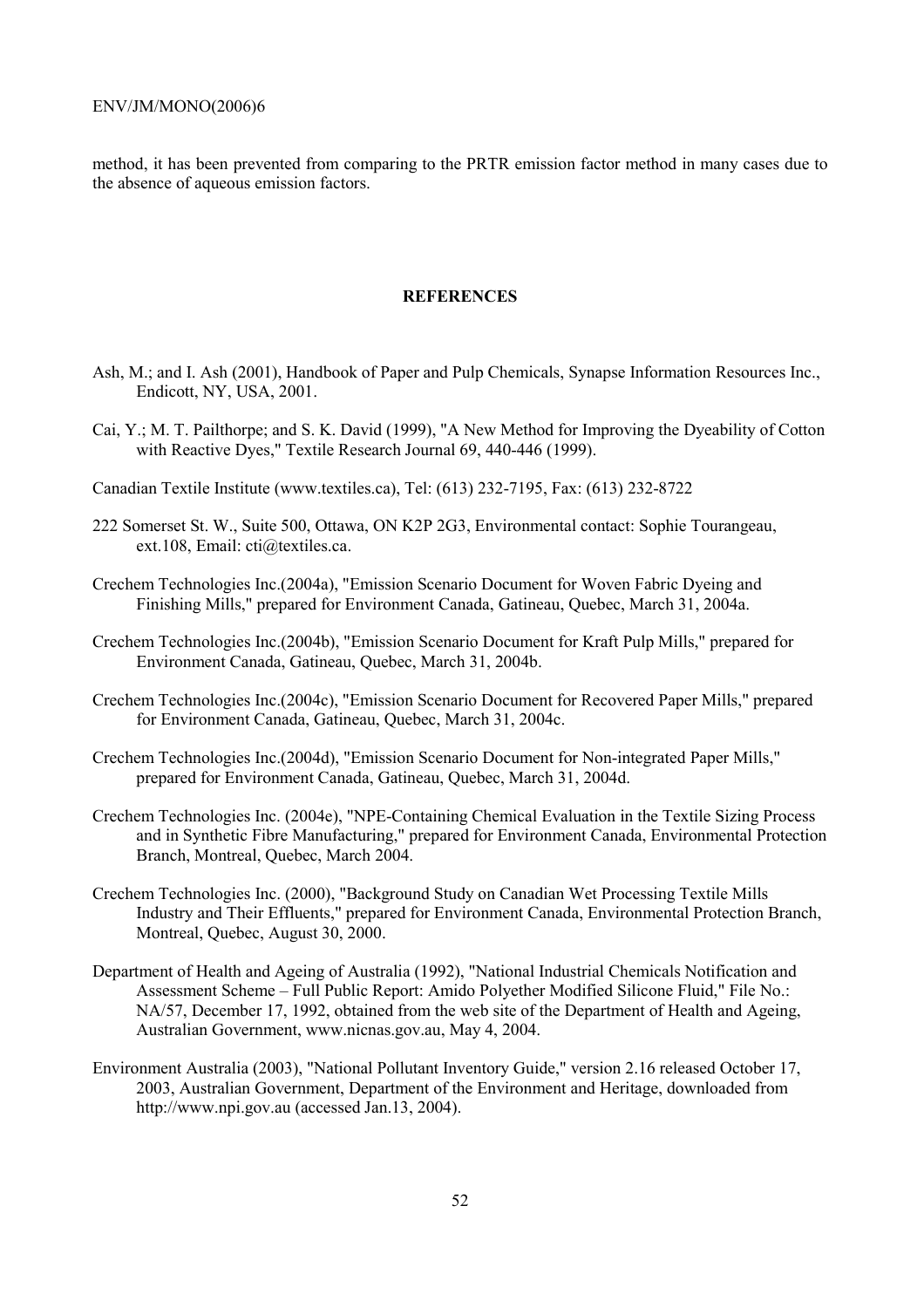method, it has been prevented from comparing to the PRTR emission factor method in many cases due to the absence of aqueous emission factors.

## REFERENCES

Ash, M.; and I. Ash (2001), Handbook of Paper and Pulp Chemicals, Synapse Information Resources Inc., Endicott, NY, USA, 2001.

Cai, Y.; M. T. Pailthorpe; and S. K. David (1999), "A New Method for Improving the Dyeability of Cotton with Reactive Dyes," Textile Research Journal 69, 440-446 (1999).

Canadian Textile Institute (www.textiles.ca), Tel: (613) 232-7195, Fax: (613) 232-8722

222 Somerset St. W., Suite 500, Ottawa, ON K2P 2G3, Environmental contact: Sophie Tourangeau, ext.108, Email: cti@textiles.ca.

Crechem Technologies Inc.(2004a), "Emission Scenario Document for Woven Fabric Dyeing and Finishing Mills," prepared for Environment Canada, Gatineau, Quebec, March 31, 2004a.

Crechem Technologies Inc.(2004b), "Emission Scenario Document for Kraft Pulp Mills," prepared for Environment Canada, Gatineau, Quebec, March 31, 2004b.

Crechem Technologies Inc.(2004c), "Emission Scenario Document for Recovered Paper Mills," prepared for Environment Canada, Gatineau, Quebec, March 31, 2004c.

Crechem Technologies Inc.(2004d), "Emission Scenario Document for Non-integrated Paper Mills," prepared for Environment Canada, Gatineau, Quebec, March 31, 2004d.

Crechem Technologies Inc. (2004e), "NPE-Containing Chemical Evaluation in the Textile Sizing Process and in Synthetic Fibre Manufacturing," prepared for Environment Canada, Environmental Protection Branch, Montreal, Quebec, March 2004.

Crechem Technologies Inc. (2000), "Background Study on Canadian Wet Processing Textile Mills Industry and Their Effluents," prepared for Environment Canada, Environmental Protection Branch, Montreal, Quebec, August 30, 2000.

Department of Health and Ageing of Australia (1992), "National Industrial Chemicals Notification and Assessment Scheme – Full Public Report: Amido Polyether Modified Silicone Fluid," File No.: NA/57, December 17, 1992, obtained from the web site of the Department of Health and Ageing, Australian Government, www.nicnas.gov.au, May 4, 2004.

Environment Australia (2003), "National Pollutant Inventory Guide," version 2.16 released October 17, 2003, Australian Government, Department of the Environment and Heritage, downloaded from http://www.npi.gov.au (accessed Jan.13, 2004).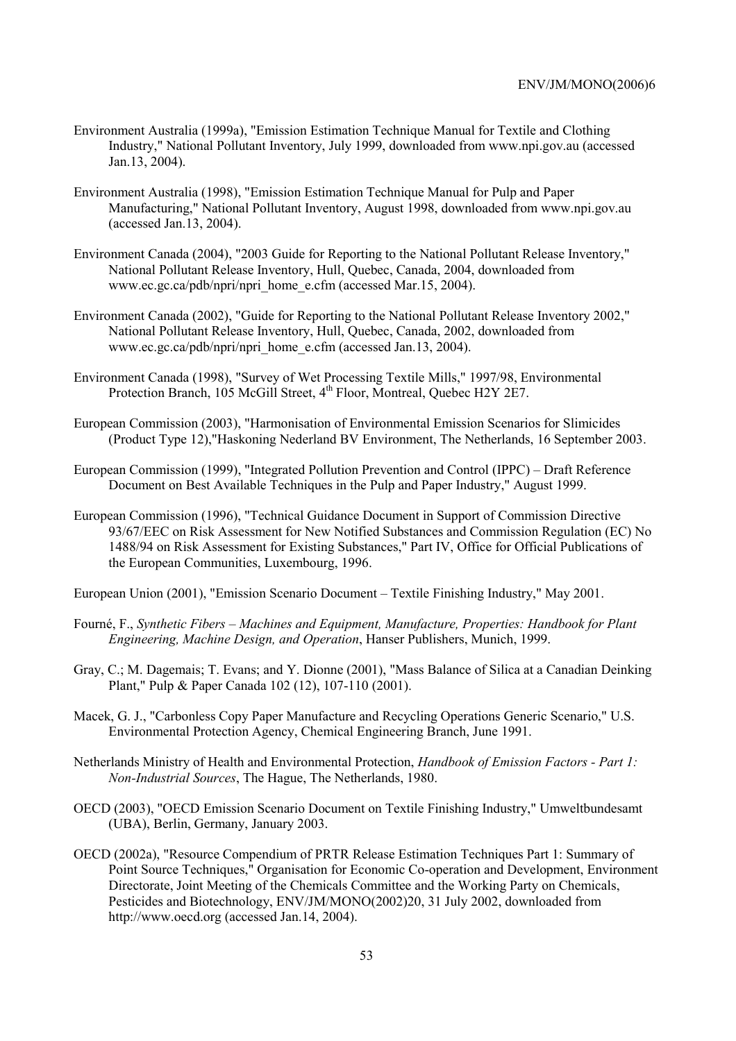Environment Australia (1999a), "Emission Estimation Technique Manual for Textile and Clothing Industry," National Pollutant Inventory, July 1999, downloaded from www.npi.gov.au (accessed Jan.13, 2004).

Environment Australia (1998), "Emission Estimation Technique Manual for Pulp and Paper Manufacturing," National Pollutant Inventory, August 1998, downloaded from www.npi.gov.au (accessed Jan.13, 2004).

Environment Canada (2004), "2003 Guide for Reporting to the National Pollutant Release Inventory," National Pollutant Release Inventory, Hull, Quebec, Canada, 2004, downloaded from www.ec.gc.ca/pdb/npri/npri_home_e.cfm (accessed Mar.15, 2004).

Environment Canada (2002), "Guide for Reporting to the National Pollutant Release Inventory 2002," National Pollutant Release Inventory, Hull, Quebec, Canada, 2002, downloaded from www.ec.gc.ca/pdb/npri/npri_home_e.cfm (accessed Jan.13, 2004).

Environment Canada (1998), "Survey of Wet Processing Textile Mills," 1997/98, Environmental Protection Branch, 105 McGill Street, 4th Floor, Montreal, Quebec H2Y 2E7.

European Commission (2003), "Harmonisation of Environmental Emission Scenarios for Slimicides (Product Type 12),"Haskoning Nederland BV Environment, The Netherlands, 16 September 2003.

European Commission (1999), "Integrated Pollution Prevention and Control (IPPC) – Draft Reference Document on Best Available Techniques in the Pulp and Paper Industry," August 1999.

European Commission (1996), "Technical Guidance Document in Support of Commission Directive 93/67/EEC on Risk Assessment for New Notified Substances and Commission Regulation (EC) No 1488/94 on Risk Assessment for Existing Substances," Part IV, Office for Official Publications of the European Communities, Luxembourg, 1996.

European Union (2001), "Emission Scenario Document – Textile Finishing Industry," May 2001.

Fourné, F., *Synthetic Fibers – Machines and Equipment, Manufacture, Properties: Handbook for Plant Engineering, Machine Design, and Operation*, Hanser Publishers, Munich, 1999.

Gray, C.; M. Dagemais; T. Evans; and Y. Dionne (2001), "Mass Balance of Silica at a Canadian Deinking Plant," Pulp & Paper Canada 102 (12), 107-110 (2001).

Macek, G. J., "Carbonless Copy Paper Manufacture and Recycling Operations Generic Scenario," U.S. Environmental Protection Agency, Chemical Engineering Branch, June 1991.

Netherlands Ministry of Health and Environmental Protection, *Handbook of Emission Factors - Part 1: Non-Industrial Sources*, The Hague, The Netherlands, 1980.

OECD (2003), "OECD Emission Scenario Document on Textile Finishing Industry," Umweltbundesamt (UBA), Berlin, Germany, January 2003.

OECD (2002a), "Resource Compendium of PRTR Release Estimation Techniques Part 1: Summary of Point Source Techniques," Organisation for Economic Co-operation and Development, Environment Directorate, Joint Meeting of the Chemicals Committee and the Working Party on Chemicals, Pesticides and Biotechnology, ENV/JM/MONO(2002)20, 31 July 2002, downloaded from http://www.oecd.org (accessed Jan.14, 2004).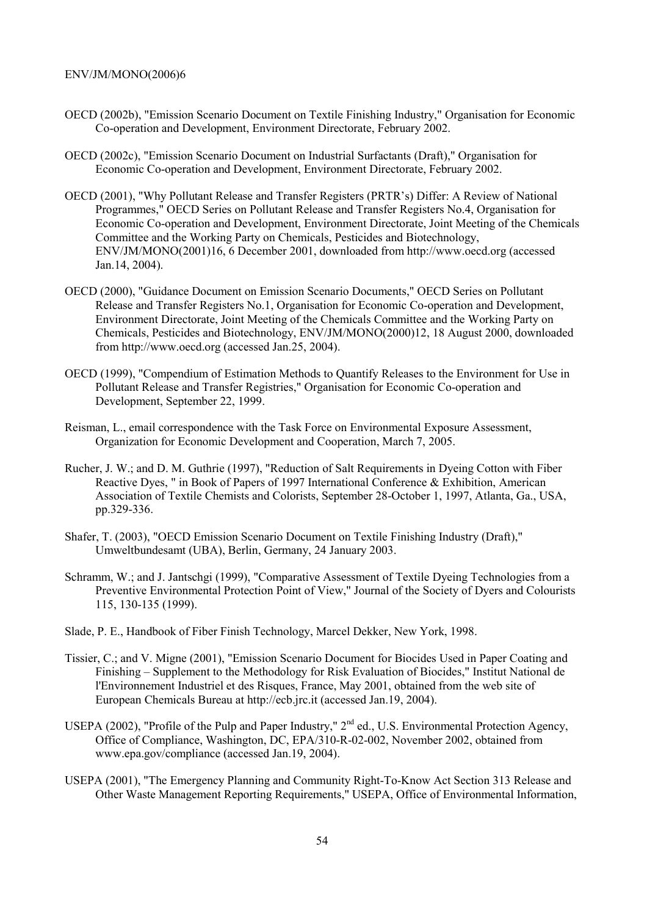OECD (2002b), "Emission Scenario Document on Textile Finishing Industry," Organisation for Economic Co-operation and Development, Environment Directorate, February 2002.

OECD (2002c), "Emission Scenario Document on Industrial Surfactants (Draft)," Organisation for Economic Co-operation and Development, Environment Directorate, February 2002.

OECD (2001), "Why Pollutant Release and Transfer Registers (PRTR's) Differ: A Review of National Programmes," OECD Series on Pollutant Release and Transfer Registers No.4, Organisation for Economic Co-operation and Development, Environment Directorate, Joint Meeting of the Chemicals Committee and the Working Party on Chemicals, Pesticides and Biotechnology, ENV/JM/MONO(2001)16, 6 December 2001, downloaded from http://www.oecd.org (accessed Jan.14, 2004).

OECD (2000), "Guidance Document on Emission Scenario Documents," OECD Series on Pollutant Release and Transfer Registers No.1, Organisation for Economic Co-operation and Development, Environment Directorate, Joint Meeting of the Chemicals Committee and the Working Party on Chemicals, Pesticides and Biotechnology, ENV/JM/MONO(2000)12, 18 August 2000, downloaded from http://www.oecd.org (accessed Jan.25, 2004).

OECD (1999), "Compendium of Estimation Methods to Quantify Releases to the Environment for Use in Pollutant Release and Transfer Registries," Organisation for Economic Co-operation and Development, September 22, 1999.

Reisman, L., email correspondence with the Task Force on Environmental Exposure Assessment, Organization for Economic Development and Cooperation, March 7, 2005.

Rucher, J. W.; and D. M. Guthrie (1997), "Reduction of Salt Requirements in Dyeing Cotton with Fiber Reactive Dyes, " in Book of Papers of 1997 International Conference & Exhibition, American Association of Textile Chemists and Colorists, September 28-October 1, 1997, Atlanta, Ga., USA, pp.329-336.

Shafer, T. (2003), "OECD Emission Scenario Document on Textile Finishing Industry (Draft)," Umweltbundesamt (UBA), Berlin, Germany, 24 January 2003.

Schramm, W.; and J. Jantschgi (1999), "Comparative Assessment of Textile Dyeing Technologies from a Preventive Environmental Protection Point of View," Journal of the Society of Dyers and Colourists 115, 130-135 (1999).

Slade, P. E., Handbook of Fiber Finish Technology, Marcel Dekker, New York, 1998.

Tissier, C.; and V. Migne (2001), "Emission Scenario Document for Biocides Used in Paper Coating and Finishing – Supplement to the Methodology for Risk Evaluation of Biocides," Institut National de l'Environnement Industriel et des Risques, France, May 2001, obtained from the web site of European Chemicals Bureau at http://ecb.jrc.it (accessed Jan.19, 2004).

USEPA (2002), "Profile of the Pulp and Paper Industry," 2nd ed., U.S. Environmental Protection Agency, Office of Compliance, Washington, DC, EPA/310-R-02-002, November 2002, obtained from www.epa.gov/compliance (accessed Jan.19, 2004).

USEPA (2001), "The Emergency Planning and Community Right-To-Know Act Section 313 Release and Other Waste Management Reporting Requirements," USEPA, Office of Environmental Information,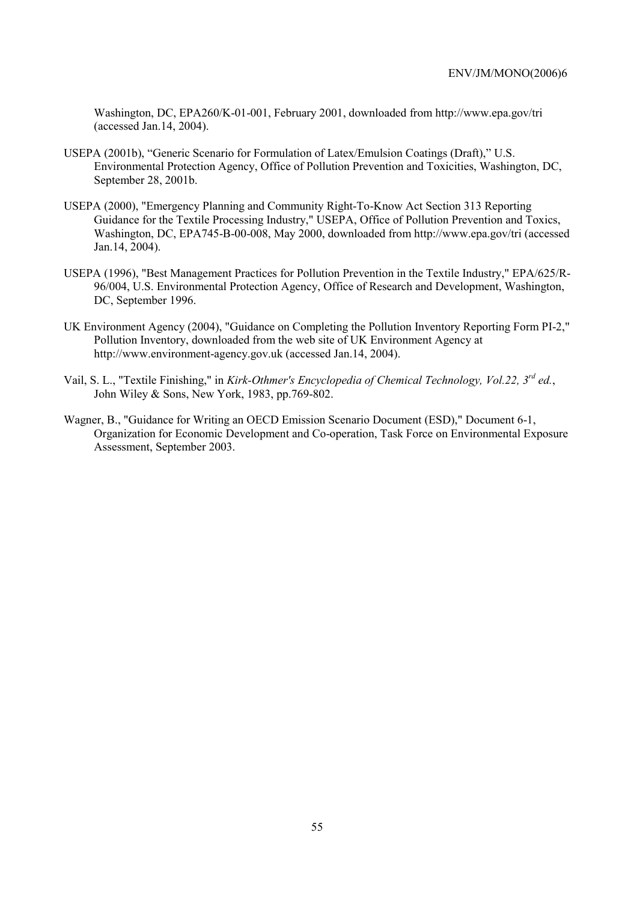Washington, DC, EPA260/K-01-001, February 2001, downloaded from http://www.epa.gov/tri (accessed Jan.14, 2004).

USEPA (2001b), "Generic Scenario for Formulation of Latex/Emulsion Coatings (Draft)," U.S. Environmental Protection Agency, Office of Pollution Prevention and Toxicities, Washington, DC, September 28, 2001b.

USEPA (2000), "Emergency Planning and Community Right-To-Know Act Section 313 Reporting Guidance for the Textile Processing Industry," USEPA, Office of Pollution Prevention and Toxics, Washington, DC, EPA745-B-00-008, May 2000, downloaded from http://www.epa.gov/tri (accessed Jan.14, 2004).

USEPA (1996), "Best Management Practices for Pollution Prevention in the Textile Industry," EPA/625/R-96/004, U.S. Environmental Protection Agency, Office of Research and Development, Washington, DC, September 1996.

UK Environment Agency (2004), "Guidance on Completing the Pollution Inventory Reporting Form PI-2," Pollution Inventory, downloaded from the web site of UK Environment Agency at http://www.environment-agency.gov.uk (accessed Jan.14, 2004).

Vail, S. L., "Textile Finishing," in *Kirk-Othmer's Encyclopedia of Chemical Technology, Vol.22, 3rd ed.*, John Wiley & Sons, New York, 1983, pp.769-802.

Wagner, B., "Guidance for Writing an OECD Emission Scenario Document (ESD)," Document 6-1, Organization for Economic Development and Co-operation, Task Force on Environmental Exposure Assessment, September 2003.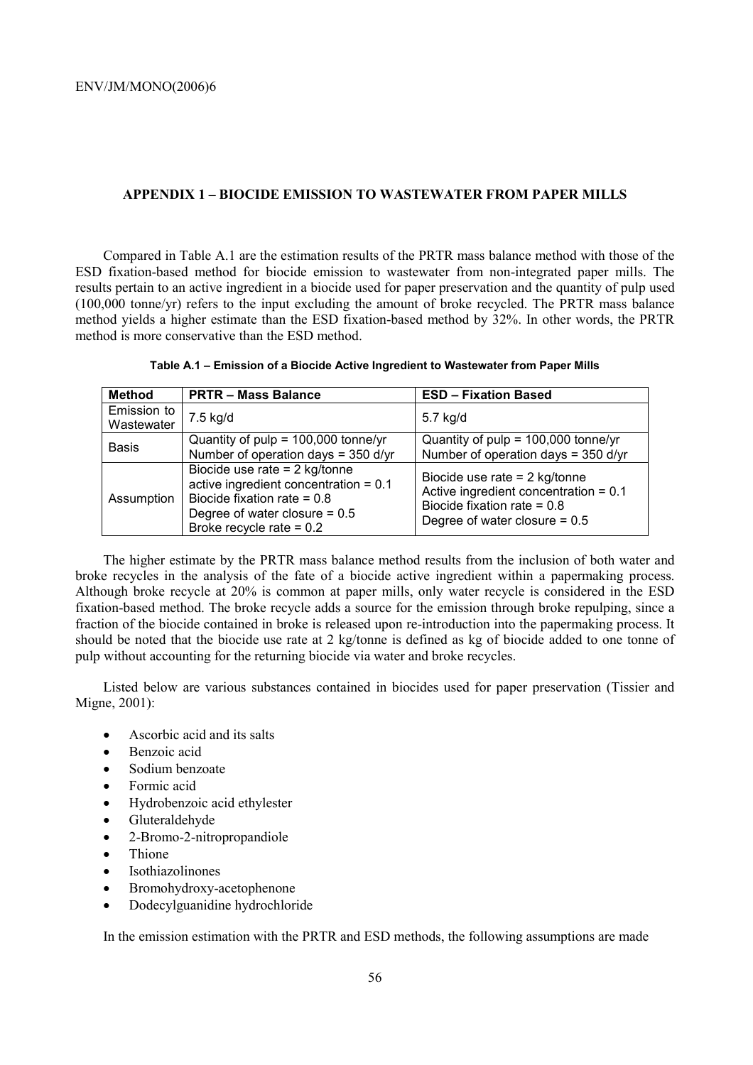## APPENDIX 1 – BIOCIDE EMISSION TO WASTEWATER FROM PAPER MILLS

Compared in Table A.1 are the estimation results of the PRTR mass balance method with those of the ESD fixation-based method for biocide emission to wastewater from non-integrated paper mills. The results pertain to an active ingredient in a biocide used for paper preservation and the quantity of pulp used (100,000 tonne/yr) refers to the input excluding the amount of broke recycled. The PRTR mass balance method yields a higher estimate than the ESD fixation-based method by 32%. In other words, the PRTR method is more conservative than the ESD method.

**Table A.1 – Emission of a Biocide Active Ingredient to Wastewater from Paper Mills**

| Method | PRTR – Mass Balance | ESD – Fixation Based |
|---|---|---|
| Emission to Wastewater | 7.5 kg/d | 5.7 kg/d |
| Basis | Quantity of pulp = 100,000 tonne/yr<br>Number of operation days = 350 d/yr | Quantity of pulp = 100,000 tonne/yr<br>Number of operation days = 350 d/yr |
| Assumption | Biocide use rate = 2 kg/tonne<br>active ingredient concentration = 0.1<br>Biocide fixation rate = 0.8<br>Degree of water closure = 0.5<br>Broke recycle rate = 0.2 | Biocide use rate = 2 kg/tonne<br>Active ingredient concentration = 0.1<br>Biocide fixation rate = 0.8<br>Degree of water closure = 0.5 |

The higher estimate by the PRTR mass balance method results from the inclusion of both water and broke recycles in the analysis of the fate of a biocide active ingredient within a papermaking process. Although broke recycle at 20% is common at paper mills, only water recycle is considered in the ESD fixation-based method. The broke recycle adds a source for the emission through broke repulping, since a fraction of the biocide contained in broke is released upon re-introduction into the papermaking process. It should be noted that the biocide use rate at 2 kg/tonne is defined as kg of biocide added to one tonne of pulp without accounting for the returning biocide via water and broke recycles.

Listed below are various substances contained in biocides used for paper preservation (Tissier and Migne, 2001):

- Ascorbic acid and its salts
- Benzoic acid
- Sodium benzoate
- Formic acid
- Hydrobenzoic acid ethylester
- Gluteraldehyde
- 2-Bromo-2-nitropropandiole
- Thione
- Isothiazolinones
- Bromohydroxy-acetophenone
- Dodecylguanidine hydrochloride

In the emission estimation with the PRTR and ESD methods, the following assumptions are made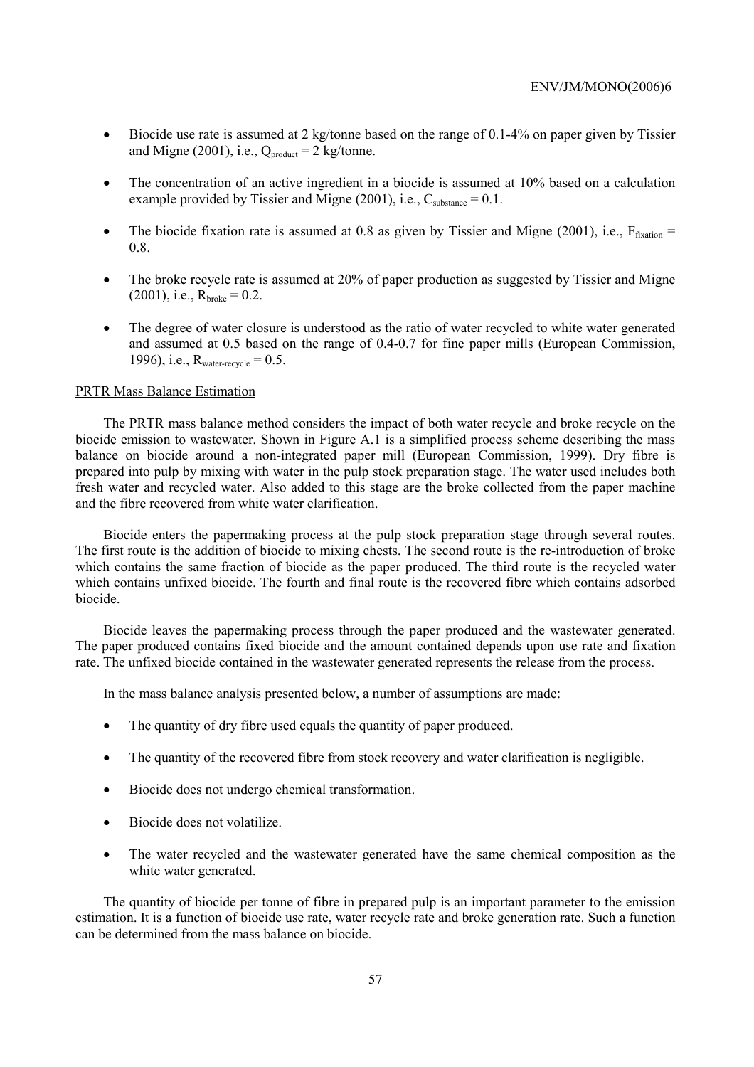- Biocide use rate is assumed at 2 kg/tonne based on the range of 0.1-4% on paper given by Tissier and Migne (2001), i.e., $Q_{product}$ = 2 kg/tonne.

- The concentration of an active ingredient in a biocide is assumed at 10% based on a calculation example provided by Tissier and Migne (2001), i.e., $C_{substance}$ = 0.1.

- The biocide fixation rate is assumed at 0.8 as given by Tissier and Migne (2001), i.e., $F_{fixation}$ = 0.8.

- The broke recycle rate is assumed at 20% of paper production as suggested by Tissier and Migne (2001), i.e., $R_{broke}$ = 0.2.

- The degree of water closure is understood as the ratio of water recycled to white water generated and assumed at 0.5 based on the range of 0.4-0.7 for fine paper mills (European Commission, 1996), i.e., $R_{water\text{-}recycle}$ = 0.5.

PRTR Mass Balance Estimation

The PRTR mass balance method considers the impact of both water recycle and broke recycle on the biocide emission to wastewater. Shown in Figure A.1 is a simplified process scheme describing the mass balance on biocide around a non-integrated paper mill (European Commission, 1999). Dry fibre is prepared into pulp by mixing with water in the pulp stock preparation stage. The water used includes both fresh water and recycled water. Also added to this stage are the broke collected from the paper machine and the fibre recovered from white water clarification.

Biocide enters the papermaking process at the pulp stock preparation stage through several routes. The first route is the addition of biocide to mixing chests. The second route is the re-introduction of broke which contains the same fraction of biocide as the paper produced. The third route is the recycled water which contains unfixed biocide. The fourth and final route is the recovered fibre which contains adsorbed biocide.

Biocide leaves the papermaking process through the paper produced and the wastewater generated. The paper produced contains fixed biocide and the amount contained depends upon use rate and fixation rate. The unfixed biocide contained in the wastewater generated represents the release from the process.

In the mass balance analysis presented below, a number of assumptions are made:

- The quantity of dry fibre used equals the quantity of paper produced.

- The quantity of the recovered fibre from stock recovery and water clarification is negligible.

- Biocide does not undergo chemical transformation.

- Biocide does not volatilize.

- The water recycled and the wastewater generated have the same chemical composition as the white water generated.

The quantity of biocide per tonne of fibre in prepared pulp is an important parameter to the emission estimation. It is a function of biocide use rate, water recycle rate and broke generation rate. Such a function can be determined from the mass balance on biocide.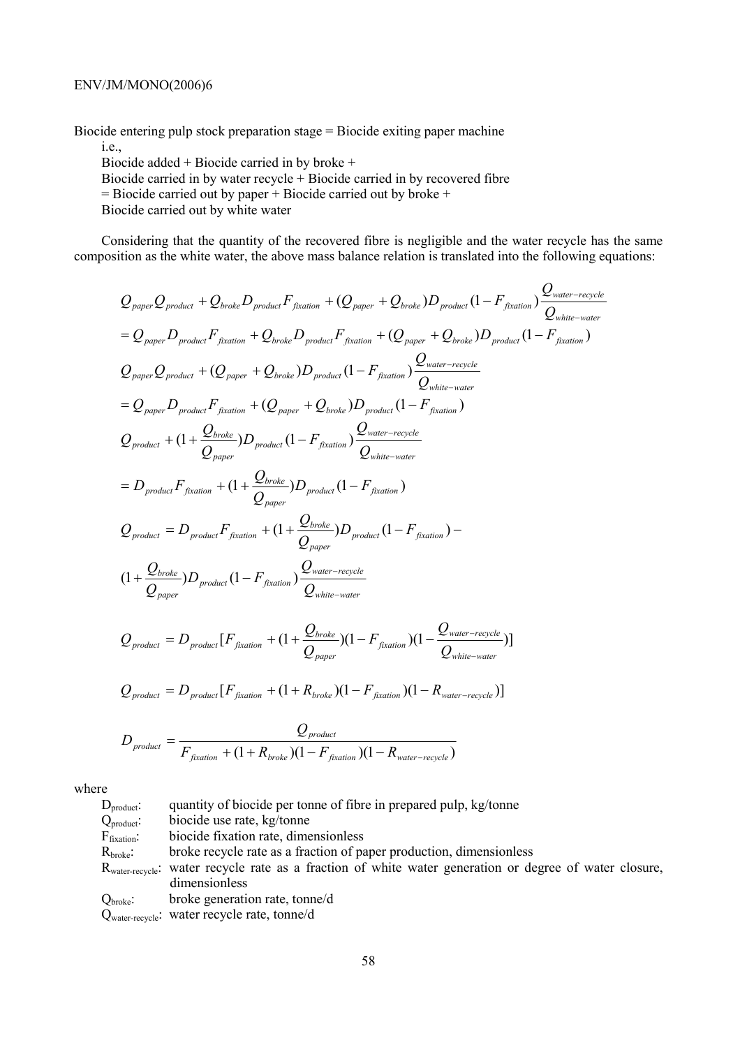Biocide entering pulp stock preparation stage = Biocide exiting paper machine

i.e.,

Biocide added + Biocide carried in by broke +
Biocide carried in by water recycle + Biocide carried in by recovered fibre
= Biocide carried out by paper + Biocide carried out by broke +
Biocide carried out by white water

Considering that the quantity of the recovered fibre is negligible and the water recycle has the same composition as the white water, the above mass balance relation is translated into the following equations:

$$Q_{paper}Q_{product} + Q_{broke}D_{product}F_{fixation} + (Q_{paper} + Q_{broke})D_{product}(1 - F_{fixation})\frac{Q_{water-recycle}}{Q_{white-water}}$$

$$= Q_{paper}D_{product}F_{fixation} + Q_{broke}D_{product}F_{fixation} + (Q_{paper} + Q_{broke})D_{product}(1 - F_{fixation})$$

$$Q_{paper}Q_{product} + (Q_{paper} + Q_{broke})D_{product}(1 - F_{fixation})\frac{Q_{water-recycle}}{Q_{white-water}}$$

$$= Q_{paper}D_{product}F_{fixation} + (Q_{paper} + Q_{broke})D_{product}(1 - F_{fixation})$$

$$Q_{product} + (1 + \frac{Q_{broke}}{Q_{paper}})D_{product}(1 - F_{fixation})\frac{Q_{water-recycle}}{Q_{white-water}}$$

$$= D_{product}F_{fixation} + (1 + \frac{Q_{broke}}{Q_{paper}})D_{product}(1 - F_{fixation})$$

$$Q_{product} = D_{product}F_{fixation} + (1 + \frac{Q_{broke}}{Q_{paper}})D_{product}(1 - F_{fixation}) -$$

$$(1 + \frac{Q_{broke}}{Q_{paper}})D_{product}(1 - F_{fixation})\frac{Q_{water-recycle}}{Q_{white-water}}$$

$$Q_{product} = D_{product}[F_{fixation} + (1 + \frac{Q_{broke}}{Q_{paper}})(1 - F_{fixation})(1 - \frac{Q_{water-recycle}}{Q_{white-water}})]$$

$$Q_{product} = D_{product}[F_{fixation} + (1 + R_{broke})(1 - F_{fixation})(1 - R_{water-recycle})]$$

$$D_{product} = \frac{Q_{product}}{F_{fixation} + (1 + R_{broke})(1 - F_{fixation})(1 - R_{water-recycle})}$$

where

- $D_{product}$: quantity of biocide per tonne of fibre in prepared pulp, kg/tonne
- $Q_{product}$: biocide use rate, kg/tonne
- $F_{fixation}$: biocide fixation rate, dimensionless
- $R_{broke}$: broke recycle rate as a fraction of paper production, dimensionless
- $R_{water-recycle}$: water recycle rate as a fraction of white water generation or degree of water closure, dimensionless
- $Q_{broke}$: broke generation rate, tonne/d
- $Q_{water-recycle}$: water recycle rate, tonne/d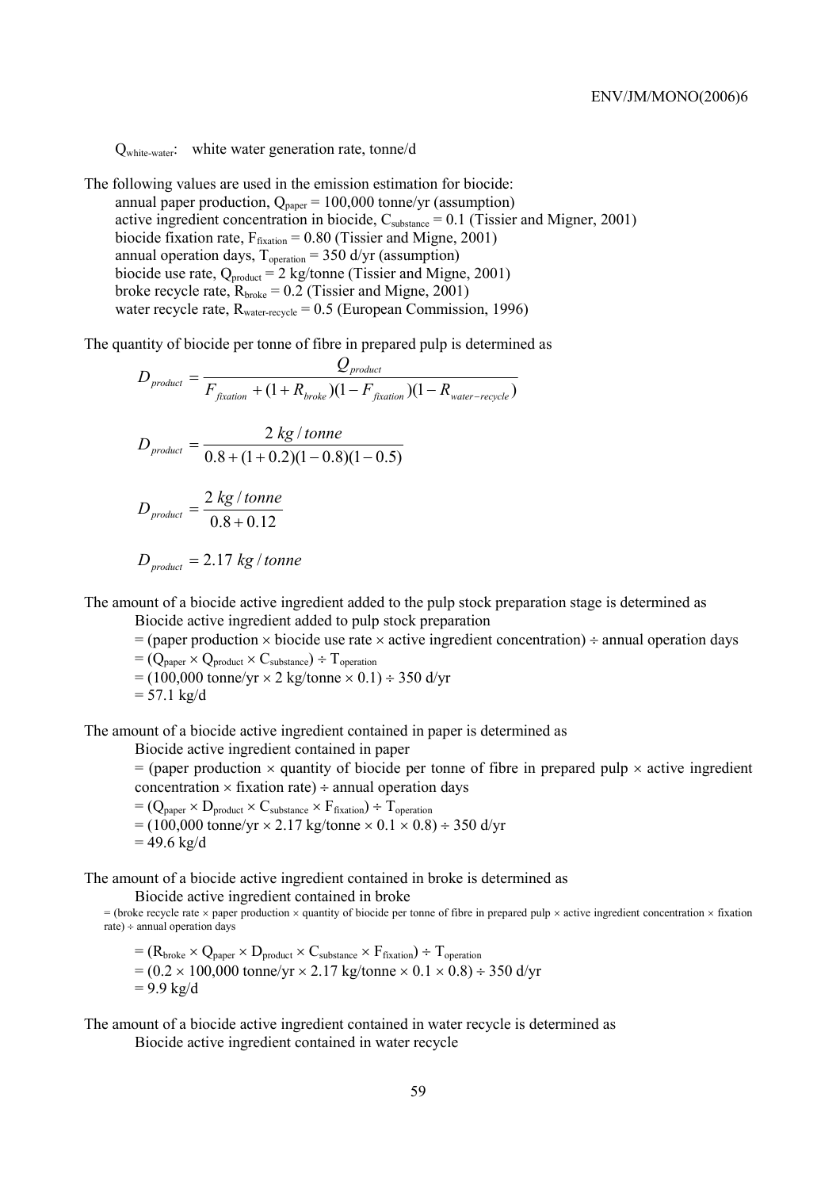$Q_{white-water}$: white water generation rate, tonne/d

The following values are used in the emission estimation for biocide:

annual paper production, $Q_{paper}$ = 100,000 tonne/yr (assumption)
active ingredient concentration in biocide, $C_{substance}$ = 0.1 (Tissier and Migner, 2001)
biocide fixation rate, $F_{fixation}$ = 0.80 (Tissier and Migne, 2001)
annual operation days, $T_{operation}$ = 350 d/yr (assumption)
biocide use rate, $Q_{product}$ = 2 kg/tonne (Tissier and Migne, 2001)
broke recycle rate, $R_{broke}$ = 0.2 (Tissier and Migne, 2001)
water recycle rate, $R_{water-recycle}$ = 0.5 (European Commission, 1996)

The quantity of biocide per tonne of fibre in prepared pulp is determined as

$$D_{product} = \frac{Q_{product}}{F_{fixation} + (1 + R_{broke})(1 - F_{fixation})(1 - R_{water-recycle})}$$

$$D_{product} = \frac{2\ kg/tonne}{0.8 + (1 + 0.2)(1 - 0.8)(1 - 0.5)}$$

$$D_{product} = \frac{2\ kg/tonne}{0.8 + 0.12}$$

$$D_{product} = 2.17\ kg/tonne$$

The amount of a biocide active ingredient added to the pulp stock preparation stage is determined as

Biocide active ingredient added to pulp stock preparation
= (paper production × biocide use rate × active ingredient concentration) ÷ annual operation days
= ($Q_{paper}$ × $Q_{product}$ × $C_{substance}$) ÷ $T_{operation}$
= (100,000 tonne/yr × 2 kg/tonne × 0.1) ÷ 350 d/yr
= 57.1 kg/d

The amount of a biocide active ingredient contained in paper is determined as

Biocide active ingredient contained in paper
= (paper production × quantity of biocide per tonne of fibre in prepared pulp × active ingredient concentration × fixation rate) ÷ annual operation days
= ($Q_{paper}$ × $D_{product}$ × $C_{substance}$ × $F_{fixation}$) ÷ $T_{operation}$
= (100,000 tonne/yr × 2.17 kg/tonne × 0.1 × 0.8) ÷ 350 d/yr
= 49.6 kg/d

The amount of a biocide active ingredient contained in broke is determined as

Biocide active ingredient contained in broke
= (broke recycle rate × paper production × quantity of biocide per tonne of fibre in prepared pulp × active ingredient concentration × fixation rate) ÷ annual operation days

= ($R_{broke}$ × $Q_{paper}$ × $D_{product}$ × $C_{substance}$ × $F_{fixation}$) ÷ $T_{operation}$
= (0.2 × 100,000 tonne/yr × 2.17 kg/tonne × 0.1 × 0.8) ÷ 350 d/yr
= 9.9 kg/d

The amount of a biocide active ingredient contained in water recycle is determined as

Biocide active ingredient contained in water recycle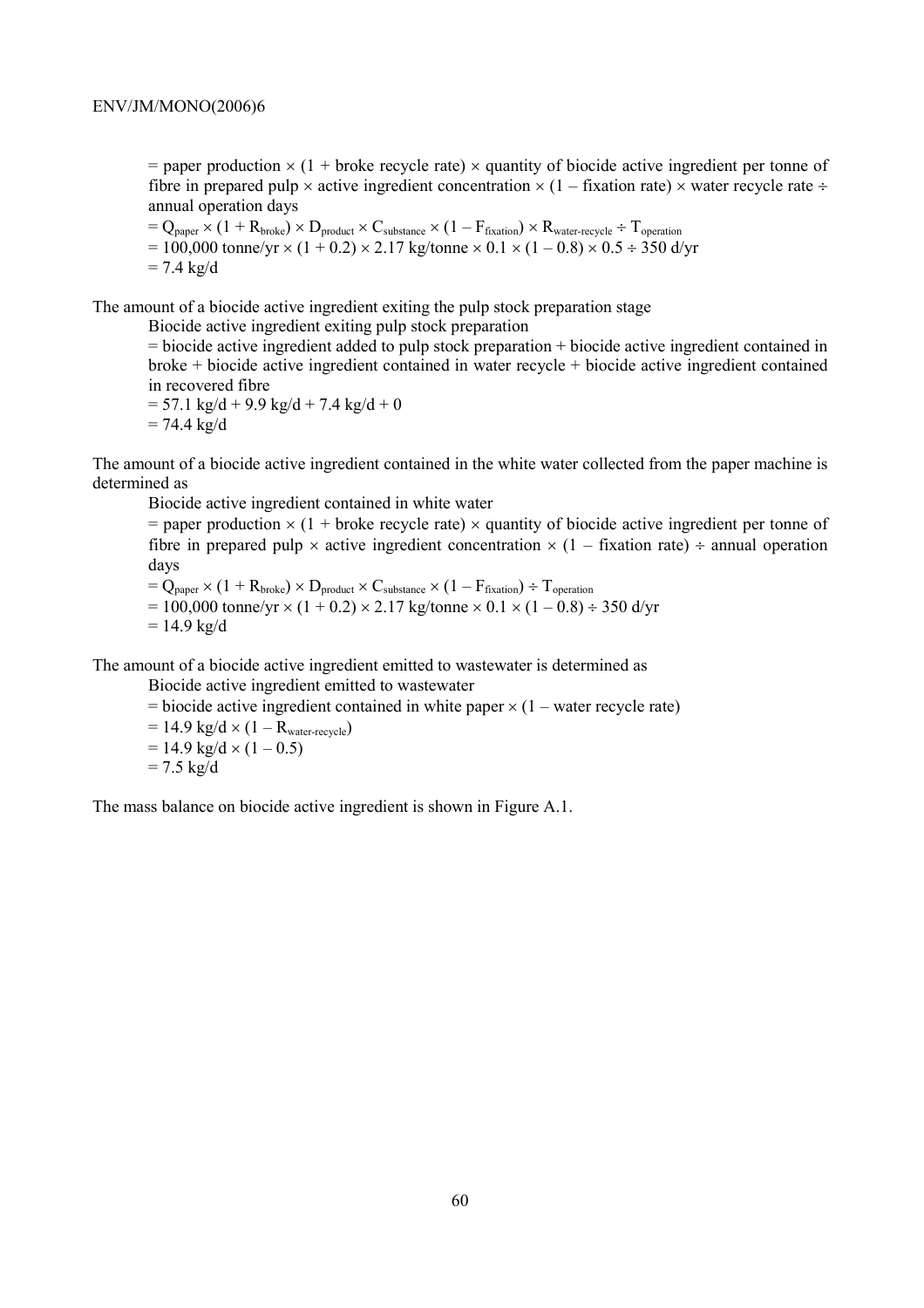= paper production × (1 + broke recycle rate) × quantity of biocide active ingredient per tonne of fibre in prepared pulp × active ingredient concentration × (1 – fixation rate) × water recycle rate ÷ annual operation days

$= Q_{paper} \times (1 + R_{broke}) \times D_{product} \times C_{substance} \times (1 - F_{fixation}) \times R_{water\text{-}recycle} \div T_{operation}$

$= 100{,}000 \text{ tonne/yr} \times (1 + 0.2) \times 2.17 \text{ kg/tonne} \times 0.1 \times (1 - 0.8) \times 0.5 \div 350 \text{ d/yr}$

$= 7.4 \text{ kg/d}$

The amount of a biocide active ingredient exiting the pulp stock preparation stage

Biocide active ingredient exiting pulp stock preparation

= biocide active ingredient added to pulp stock preparation + biocide active ingredient contained in broke + biocide active ingredient contained in water recycle + biocide active ingredient contained in recovered fibre

$= 57.1 \text{ kg/d} + 9.9 \text{ kg/d} + 7.4 \text{ kg/d} + 0$

$= 74.4 \text{ kg/d}$

The amount of a biocide active ingredient contained in the white water collected from the paper machine is determined as

Biocide active ingredient contained in white water

= paper production × (1 + broke recycle rate) × quantity of biocide active ingredient per tonne of fibre in prepared pulp × active ingredient concentration × (1 – fixation rate) ÷ annual operation days

$= Q_{paper} \times (1 + R_{broke}) \times D_{product} \times C_{substance} \times (1 - F_{fixation}) \div T_{operation}$

$= 100{,}000 \text{ tonne/yr} \times (1 + 0.2) \times 2.17 \text{ kg/tonne} \times 0.1 \times (1 - 0.8) \div 350 \text{ d/yr}$

$= 14.9 \text{ kg/d}$

The amount of a biocide active ingredient emitted to wastewater is determined as

Biocide active ingredient emitted to wastewater

= biocide active ingredient contained in white paper × (1 – water recycle rate)

$= 14.9 \text{ kg/d} \times (1 - R_{water\text{-}recycle})$

$= 14.9 \text{ kg/d} \times (1 - 0.5)$

$= 7.5 \text{ kg/d}$

The mass balance on biocide active ingredient is shown in Figure A.1.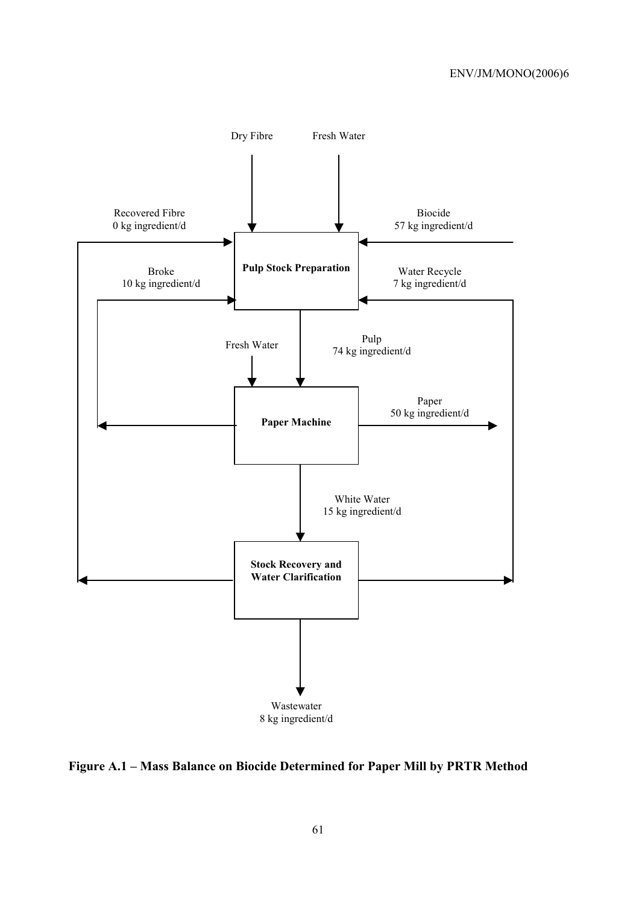Dry Fibre

Fresh Water

Recovered Fibre
0 kg ingredient/d

Biocide
57 kg ingredient/d

**Pulp Stock Preparation**

Broke
10 kg ingredient/d

Water Recycle
7 kg ingredient/d

Fresh Water

Pulp
74 kg ingredient/d

**Paper Machine**

Paper
50 kg ingredient/d

White Water
15 kg ingredient/d

**Stock Recovery and Water Clarification**

Wastewater
8 kg ingredient/d

**Figure A.1 – Mass Balance on Biocide Determined for Paper Mill by PRTR Method**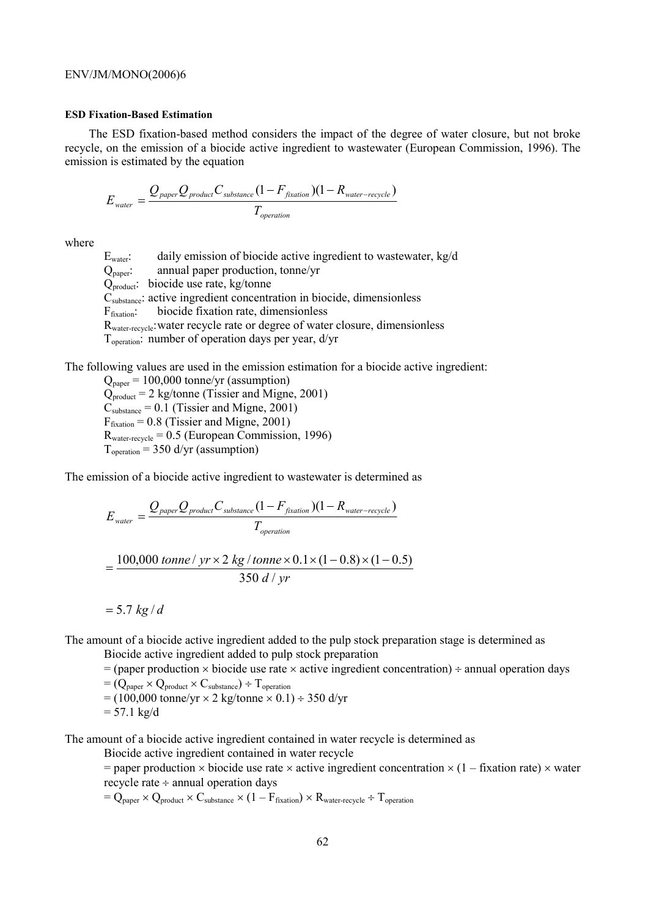**ESD Fixation-Based Estimation**

The ESD fixation-based method considers the impact of the degree of water closure, but not broke recycle, on the emission of a biocide active ingredient to wastewater (European Commission, 1996). The emission is estimated by the equation

$$E_{water} = \frac{Q_{paper} Q_{product} C_{substance} (1 - F_{fixation})(1 - R_{water-recycle})}{T_{operation}}$$

where

$E_{water}$: daily emission of biocide active ingredient to wastewater, kg/d
$Q_{paper}$: annual paper production, tonne/yr
$Q_{product}$: biocide use rate, kg/tonne
$C_{substance}$: active ingredient concentration in biocide, dimensionless
$F_{fixation}$: biocide fixation rate, dimensionless
$R_{water-recycle}$: water recycle rate or degree of water closure, dimensionless
$T_{operation}$: number of operation days per year, d/yr

The following values are used in the emission estimation for a biocide active ingredient:

$Q_{paper}$ = 100,000 tonne/yr (assumption)
$Q_{product}$ = 2 kg/tonne (Tissier and Migne, 2001)
$C_{substance}$ = 0.1 (Tissier and Migne, 2001)
$F_{fixation}$ = 0.8 (Tissier and Migne, 2001)
$R_{water-recycle}$ = 0.5 (European Commission, 1996)
$T_{operation}$ = 350 d/yr (assumption)

The emission of a biocide active ingredient to wastewater is determined as

$$E_{water} = \frac{Q_{paper} Q_{product} C_{substance} (1 - F_{fixation})(1 - R_{water-recycle})}{T_{operation}}$$

$$= \frac{100{,}000\ tonne/yr \times 2\ kg/tonne \times 0.1 \times (1 - 0.8) \times (1 - 0.5)}{350\ d/yr}$$

$$= 5.7\ kg/d$$

The amount of a biocide active ingredient added to the pulp stock preparation stage is determined as

Biocide active ingredient added to pulp stock preparation
= (paper production × biocide use rate × active ingredient concentration) ÷ annual operation days
= ($Q_{paper} \times Q_{product} \times C_{substance}$) ÷ $T_{operation}$
= (100,000 tonne/yr × 2 kg/tonne × 0.1) ÷ 350 d/yr
= 57.1 kg/d

The amount of a biocide active ingredient contained in water recycle is determined as

Biocide active ingredient contained in water recycle
= paper production × biocide use rate × active ingredient concentration × (1 – fixation rate) × water recycle rate ÷ annual operation days
= $Q_{paper} \times Q_{product} \times C_{substance} \times (1 - F_{fixation}) \times R_{water-recycle} \div T_{operation}$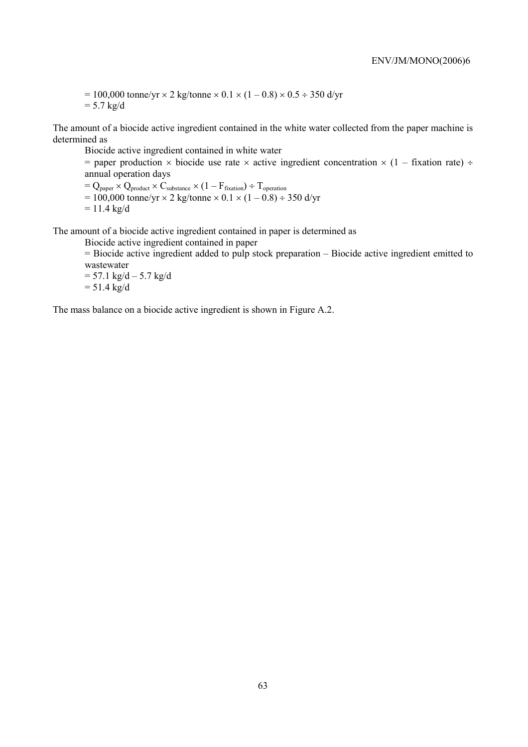$= 100{,}000 \text{ tonne/yr} \times 2 \text{ kg/tonne} \times 0.1 \times (1 - 0.8) \times 0.5 \div 350 \text{ d/yr}$
$= 5.7 \text{ kg/d}$

The amount of a biocide active ingredient contained in the white water collected from the paper machine is determined as

Biocide active ingredient contained in white water
= paper production × biocide use rate × active ingredient concentration × (1 – fixation rate) ÷ annual operation days
$= Q_{paper} \times Q_{product} \times C_{substance} \times (1 - F_{fixation}) \div T_{operation}$
$= 100{,}000 \text{ tonne/yr} \times 2 \text{ kg/tonne} \times 0.1 \times (1 - 0.8) \div 350 \text{ d/yr}$
$= 11.4 \text{ kg/d}$

The amount of a biocide active ingredient contained in paper is determined as

Biocide active ingredient contained in paper
= Biocide active ingredient added to pulp stock preparation – Biocide active ingredient emitted to wastewater
$= 57.1 \text{ kg/d} - 5.7 \text{ kg/d}$
$= 51.4 \text{ kg/d}$

The mass balance on a biocide active ingredient is shown in Figure A.2.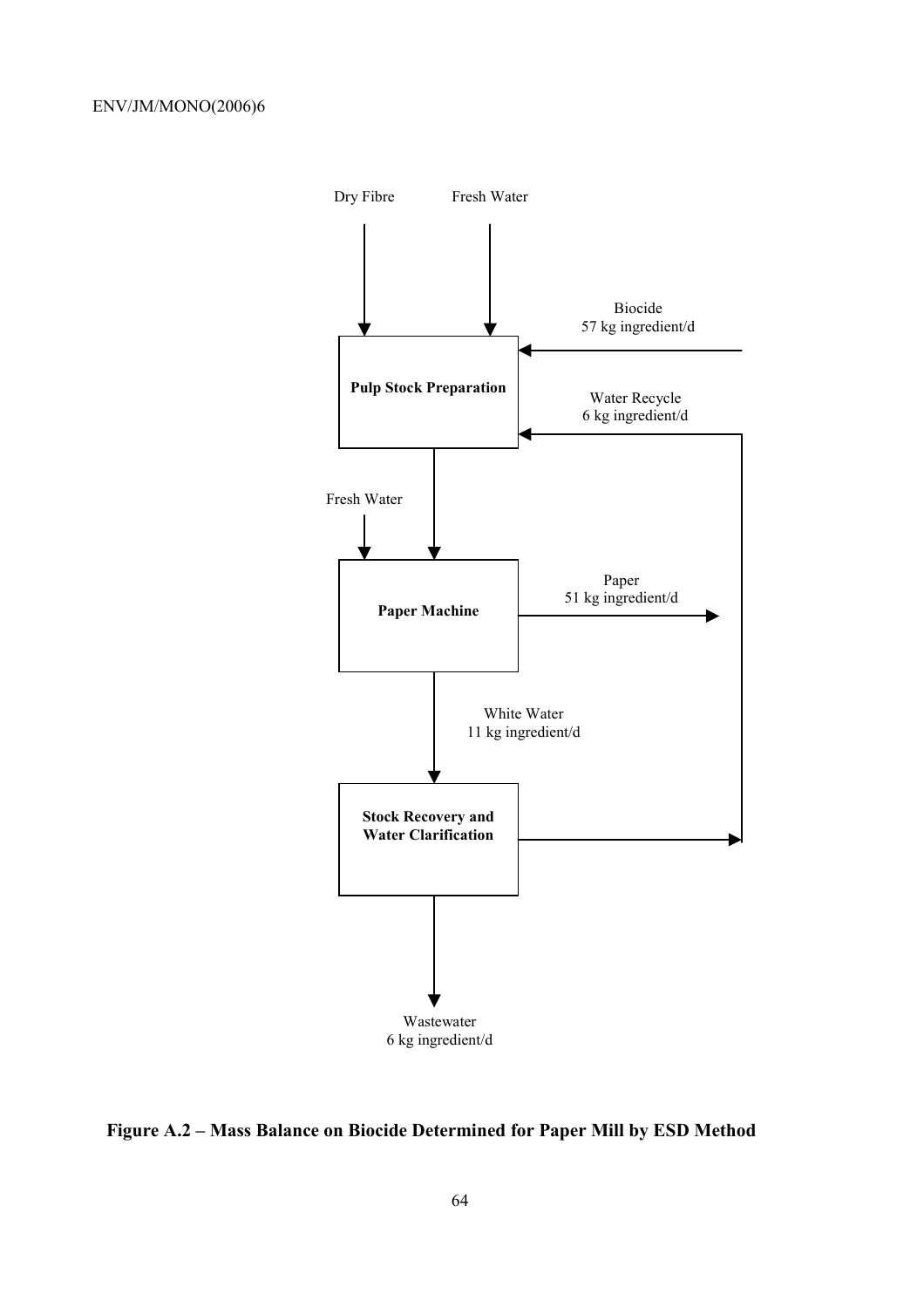Dry Fibre

Fresh Water

Biocide
57 kg ingredient/d

**Pulp Stock Preparation**

Water Recycle
6 kg ingredient/d

Fresh Water

**Paper Machine**

Paper
51 kg ingredient/d

White Water
11 kg ingredient/d

**Stock Recovery and Water Clarification**

Wastewater
6 kg ingredient/d

**Figure A.2 – Mass Balance on Biocide Determined for Paper Mill by ESD Method**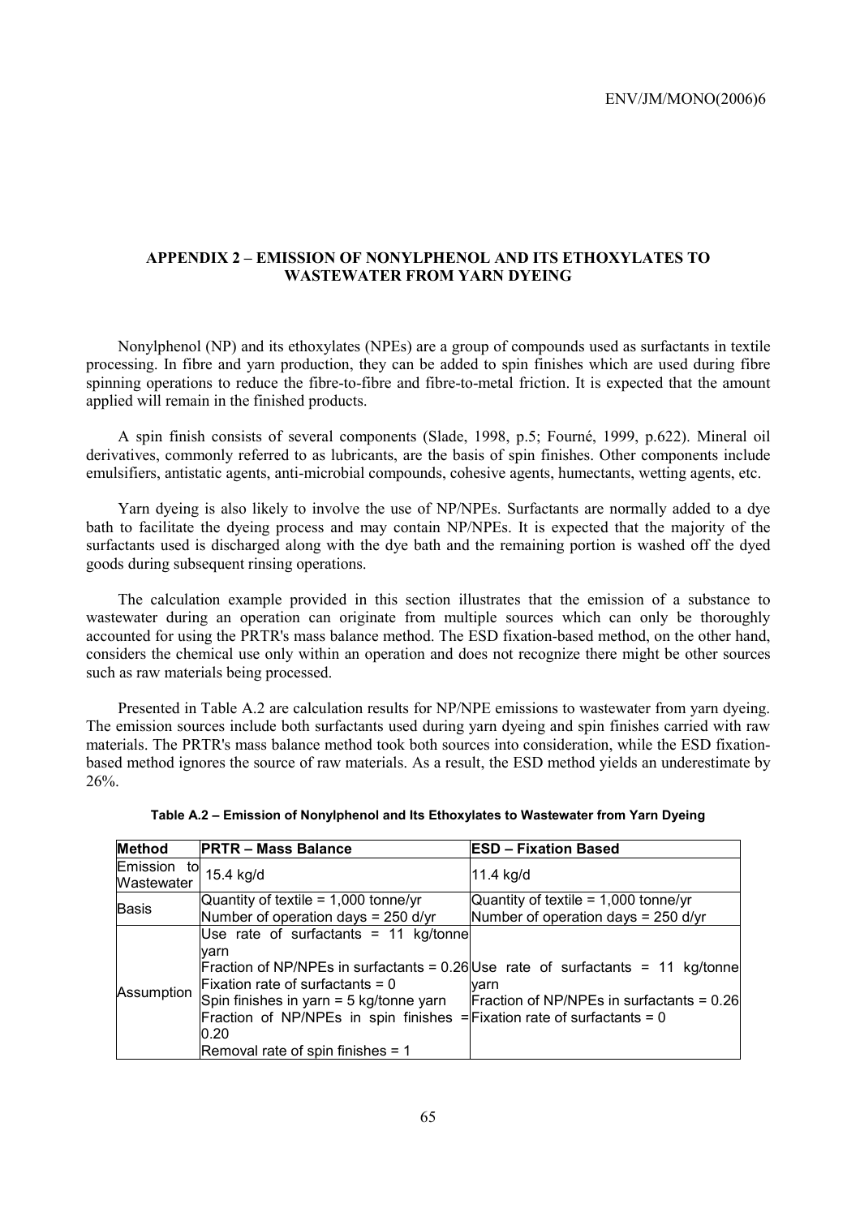## APPENDIX 2 – EMISSION OF NONYLPHENOL AND ITS ETHOXYLATES TO WASTEWATER FROM YARN DYEING

Nonylphenol (NP) and its ethoxylates (NPEs) are a group of compounds used as surfactants in textile processing. In fibre and yarn production, they can be added to spin finishes which are used during fibre spinning operations to reduce the fibre-to-fibre and fibre-to-metal friction. It is expected that the amount applied will remain in the finished products.

A spin finish consists of several components (Slade, 1998, p.5; Fourné, 1999, p.622). Mineral oil derivatives, commonly referred to as lubricants, are the basis of spin finishes. Other components include emulsifiers, antistatic agents, anti-microbial compounds, cohesive agents, humectants, wetting agents, etc.

Yarn dyeing is also likely to involve the use of NP/NPEs. Surfactants are normally added to a dye bath to facilitate the dyeing process and may contain NP/NPEs. It is expected that the majority of the surfactants used is discharged along with the dye bath and the remaining portion is washed off the dyed goods during subsequent rinsing operations.

The calculation example provided in this section illustrates that the emission of a substance to wastewater during an operation can originate from multiple sources which can only be thoroughly accounted for using the PRTR's mass balance method. The ESD fixation-based method, on the other hand, considers the chemical use only within an operation and does not recognize there might be other sources such as raw materials being processed.

Presented in Table A.2 are calculation results for NP/NPE emissions to wastewater from yarn dyeing. The emission sources include both surfactants used during yarn dyeing and spin finishes carried with raw materials. The PRTR's mass balance method took both sources into consideration, while the ESD fixation-based method ignores the source of raw materials. As a result, the ESD method yields an underestimate by 26%.

**Table A.2 – Emission of Nonylphenol and Its Ethoxylates to Wastewater from Yarn Dyeing**

| Method | PRTR – Mass Balance | ESD – Fixation Based |
|---|---|---|
| Emission to Wastewater | 15.4 kg/d | 11.4 kg/d |
| Basis | Quantity of textile = 1,000 tonne/yr<br>Number of operation days = 250 d/yr | Quantity of textile = 1,000 tonne/yr<br>Number of operation days = 250 d/yr |
| Assumption | Use rate of surfactants = 11 kg/tonne yarn<br>Fraction of NP/NPEs in surfactants = 0.26<br>Fixation rate of surfactants = 0<br>Spin finishes in yarn = 5 kg/tonne yarn<br>Fraction of NP/NPEs in spin finishes = 0.20<br>Removal rate of spin finishes = 1 | Use rate of surfactants = 11 kg/tonne yarn<br>Fraction of NP/NPEs in surfactants = 0.26<br>Fixation rate of surfactants = 0 |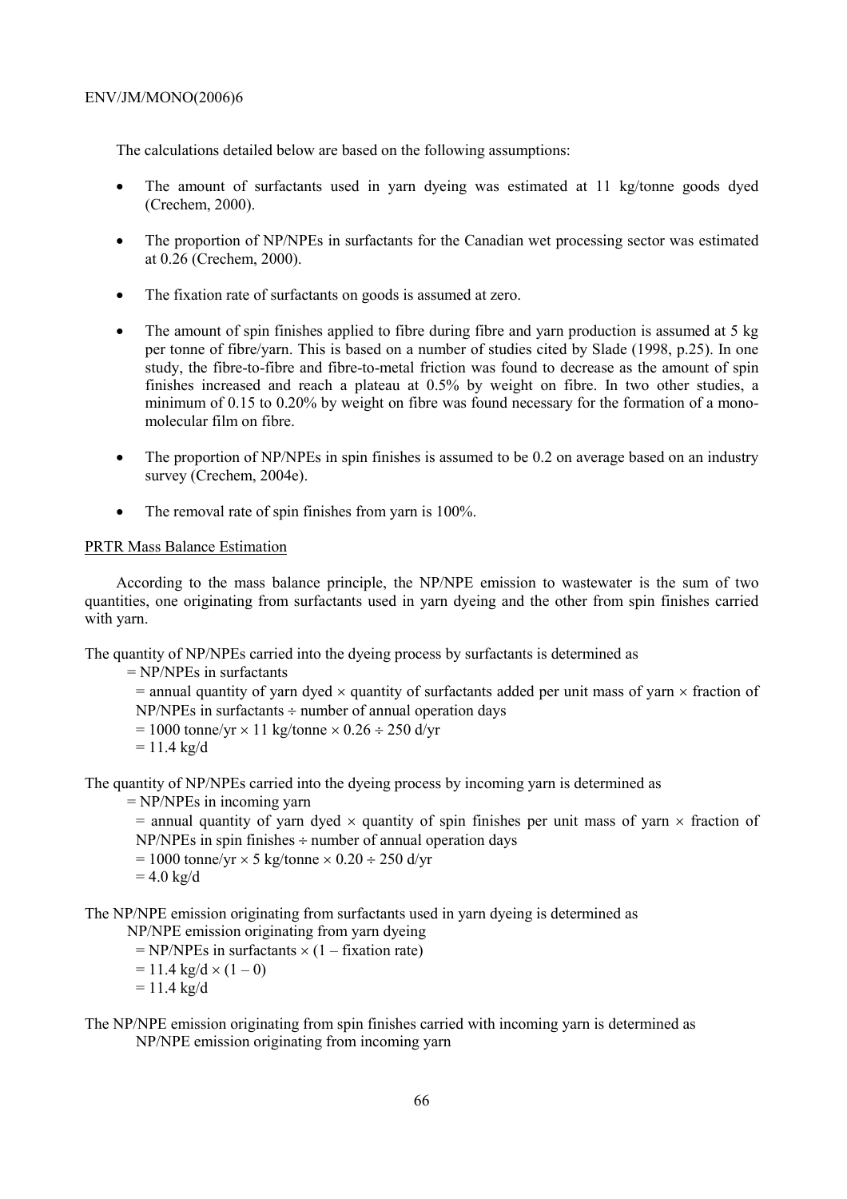The calculations detailed below are based on the following assumptions:

- The amount of surfactants used in yarn dyeing was estimated at 11 kg/tonne goods dyed (Crechem, 2000).
- The proportion of NP/NPEs in surfactants for the Canadian wet processing sector was estimated at 0.26 (Crechem, 2000).
- The fixation rate of surfactants on goods is assumed at zero.
- The amount of spin finishes applied to fibre during fibre and yarn production is assumed at 5 kg per tonne of fibre/yarn. This is based on a number of studies cited by Slade (1998, p.25). In one study, the fibre-to-fibre and fibre-to-metal friction was found to decrease as the amount of spin finishes increased and reach a plateau at 0.5% by weight on fibre. In two other studies, a minimum of 0.15 to 0.20% by weight on fibre was found necessary for the formation of a mono-molecular film on fibre.
- The proportion of NP/NPEs in spin finishes is assumed to be 0.2 on average based on an industry survey (Crechem, 2004e).
- The removal rate of spin finishes from yarn is 100%.

PRTR Mass Balance Estimation

According to the mass balance principle, the NP/NPE emission to wastewater is the sum of two quantities, one originating from surfactants used in yarn dyeing and the other from spin finishes carried with yarn.

The quantity of NP/NPEs carried into the dyeing process by surfactants is determined as

= NP/NPEs in surfactants

= annual quantity of yarn dyed × quantity of surfactants added per unit mass of yarn × fraction of NP/NPEs in surfactants ÷ number of annual operation days

= 1000 tonne/yr × 11 kg/tonne × 0.26 ÷ 250 d/yr

= 11.4 kg/d

The quantity of NP/NPEs carried into the dyeing process by incoming yarn is determined as

= NP/NPEs in incoming yarn

= annual quantity of yarn dyed × quantity of spin finishes per unit mass of yarn × fraction of NP/NPEs in spin finishes ÷ number of annual operation days

= 1000 tonne/yr × 5 kg/tonne × 0.20 ÷ 250 d/yr

= 4.0 kg/d

The NP/NPE emission originating from surfactants used in yarn dyeing is determined as

NP/NPE emission originating from yarn dyeing

= NP/NPEs in surfactants × (1 – fixation rate)

= 11.4 kg/d × (1 – 0)

= 11.4 kg/d

The NP/NPE emission originating from spin finishes carried with incoming yarn is determined as

NP/NPE emission originating from incoming yarn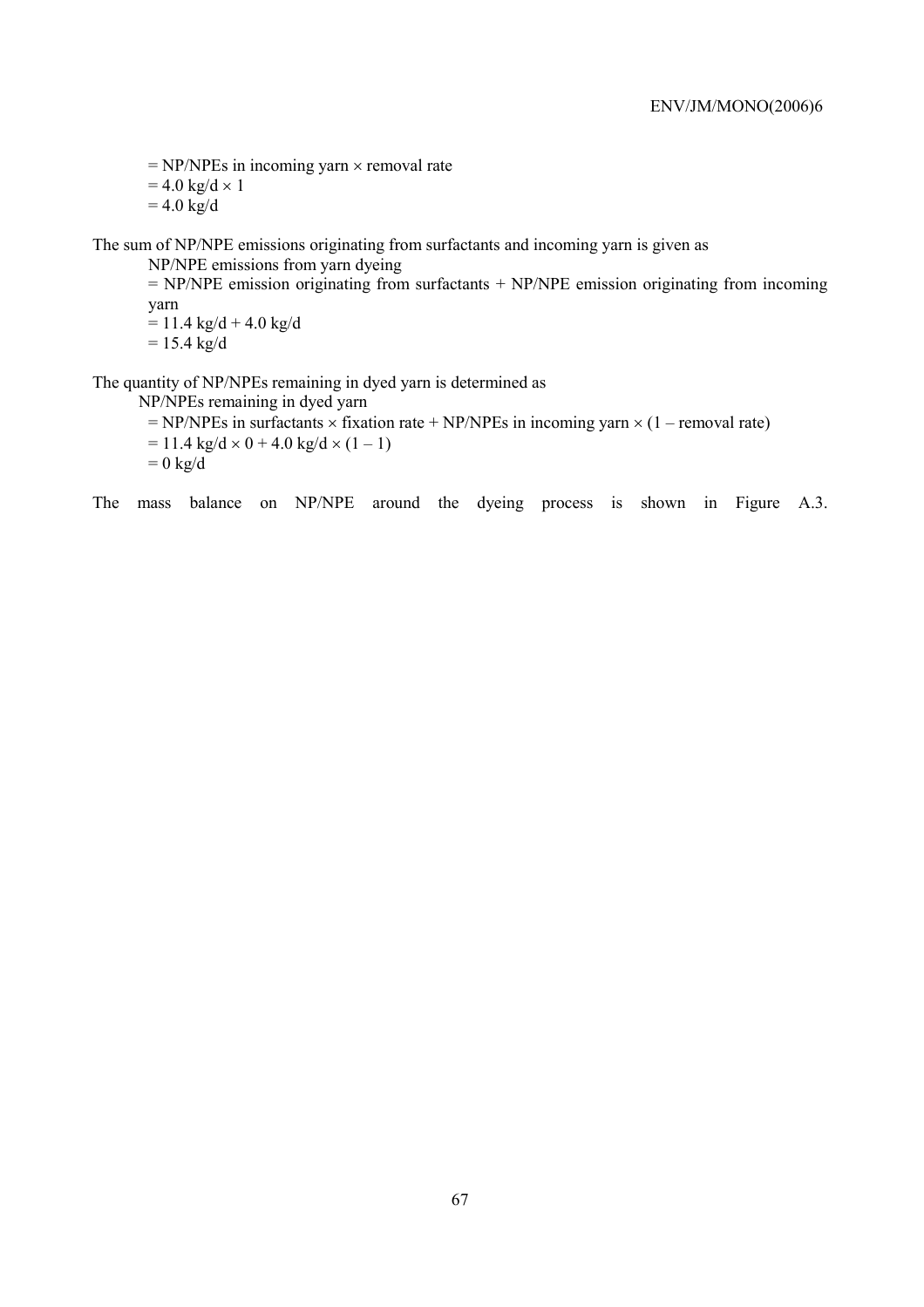= NP/NPEs in incoming yarn × removal rate
= 4.0 kg/d × 1
= 4.0 kg/d

The sum of NP/NPE emissions originating from surfactants and incoming yarn is given as

NP/NPE emissions from yarn dyeing
= NP/NPE emission originating from surfactants + NP/NPE emission originating from incoming yarn
= 11.4 kg/d + 4.0 kg/d
= 15.4 kg/d

The quantity of NP/NPEs remaining in dyed yarn is determined as

NP/NPEs remaining in dyed yarn
= NP/NPEs in surfactants × fixation rate + NP/NPEs in incoming yarn × (1 – removal rate)
= 11.4 kg/d × 0 + 4.0 kg/d × (1 – 1)
= 0 kg/d

The mass balance on NP/NPE around the dyeing process is shown in Figure A.3.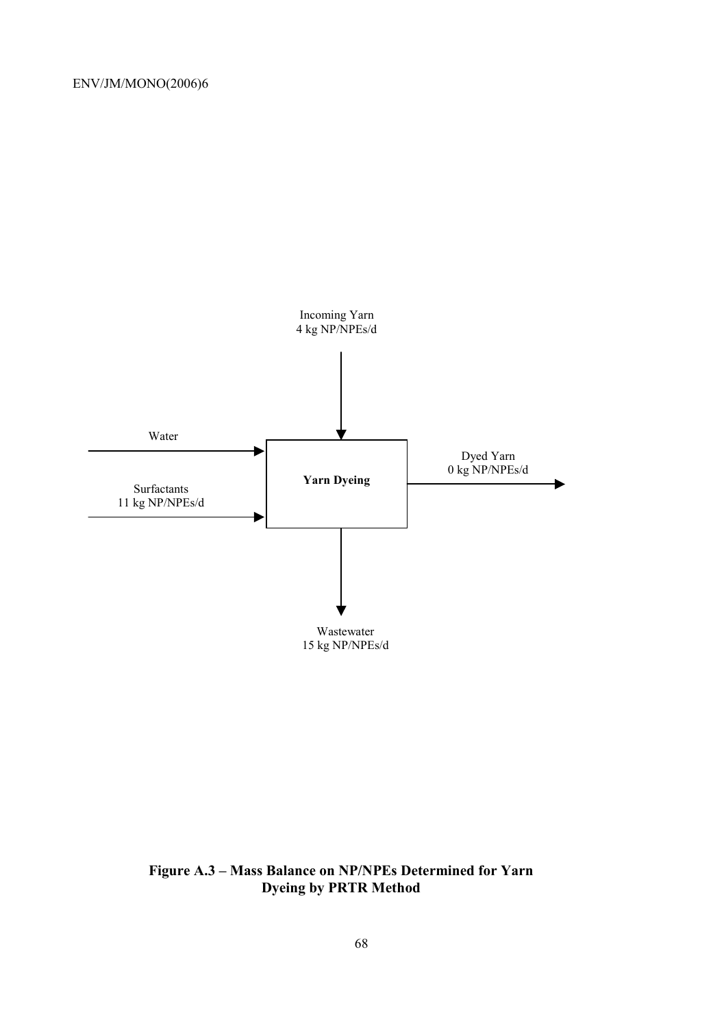Incoming Yarn
4 kg NP/NPEs/d

Water

Surfactants
11 kg NP/NPEs/d

**Yarn Dyeing**

Dyed Yarn
0 kg NP/NPEs/d

Wastewater
15 kg NP/NPEs/d

**Figure A.3 – Mass Balance on NP/NPEs Determined for Yarn Dyeing by PRTR Method**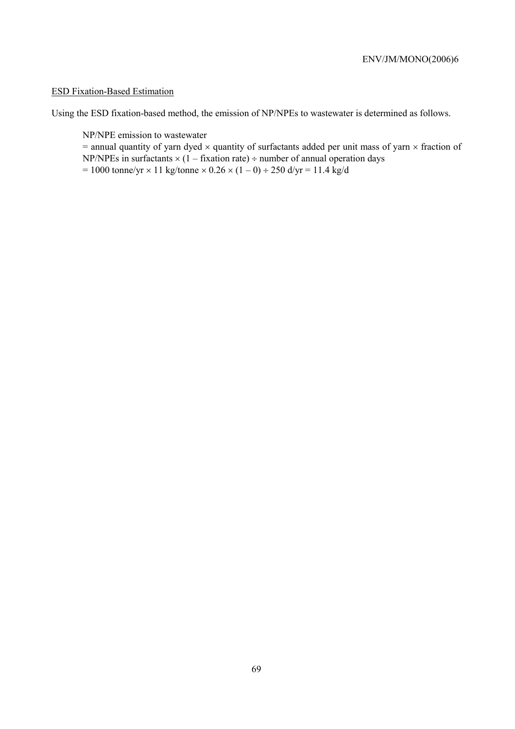<u>ESD Fixation-Based Estimation</u>

Using the ESD fixation-based method, the emission of NP/NPEs to wastewater is determined as follows.

> NP/NPE emission to wastewater
> = annual quantity of yarn dyed × quantity of surfactants added per unit mass of yarn × fraction of NP/NPEs in surfactants × (1 – fixation rate) ÷ number of annual operation days
> = 1000 tonne/yr × 11 kg/tonne × 0.26 × (1 – 0) ÷ 250 d/yr = 11.4 kg/d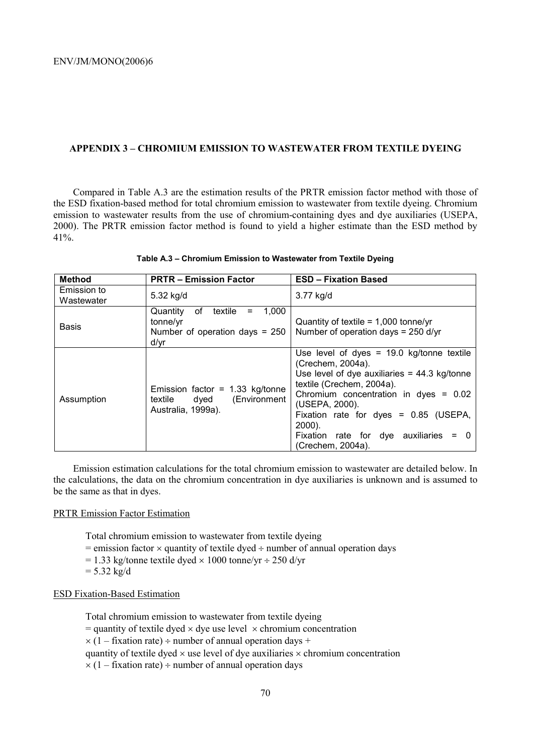## APPENDIX 3 – CHROMIUM EMISSION TO WASTEWATER FROM TEXTILE DYEING

Compared in Table A.3 are the estimation results of the PRTR emission factor method with those of the ESD fixation-based method for total chromium emission to wastewater from textile dyeing. Chromium emission to wastewater results from the use of chromium-containing dyes and dye auxiliaries (USEPA, 2000). The PRTR emission factor method is found to yield a higher estimate than the ESD method by 41%.

**Table A.3 – Chromium Emission to Wastewater from Textile Dyeing**

| Method | PRTR – Emission Factor | ESD – Fixation Based |
|---|---|---|
| Emission to Wastewater | 5.32 kg/d | 3.77 kg/d |
| Basis | Quantity of textile = 1,000 tonne/yr<br>Number of operation days = 250 d/yr | Quantity of textile = 1,000 tonne/yr<br>Number of operation days = 250 d/yr |
| Assumption | Emission factor = 1.33 kg/tonne textile dyed (Environment Australia, 1999a). | Use level of dyes = 19.0 kg/tonne textile (Crechem, 2004a).<br>Use level of dye auxiliaries = 44.3 kg/tonne textile (Crechem, 2004a).<br>Chromium concentration in dyes = 0.02 (USEPA, 2000).<br>Fixation rate for dyes = 0.85 (USEPA, 2000).<br>Fixation rate for dye auxiliaries = 0 (Crechem, 2004a). |

Emission estimation calculations for the total chromium emission to wastewater are detailed below. In the calculations, the data on the chromium concentration in dye auxiliaries is unknown and is assumed to be the same as that in dyes.

<u>PRTR Emission Factor Estimation</u>

Total chromium emission to wastewater from textile dyeing
= emission factor × quantity of textile dyed ÷ number of annual operation days
= 1.33 kg/tonne textile dyed × 1000 tonne/yr ÷ 250 d/yr
= 5.32 kg/d

<u>ESD Fixation-Based Estimation</u>

Total chromium emission to wastewater from textile dyeing
= quantity of textile dyed × dye use level × chromium concentration
× (1 – fixation rate) ÷ number of annual operation days +
quantity of textile dyed × use level of dye auxiliaries × chromium concentration
× (1 – fixation rate) ÷ number of annual operation days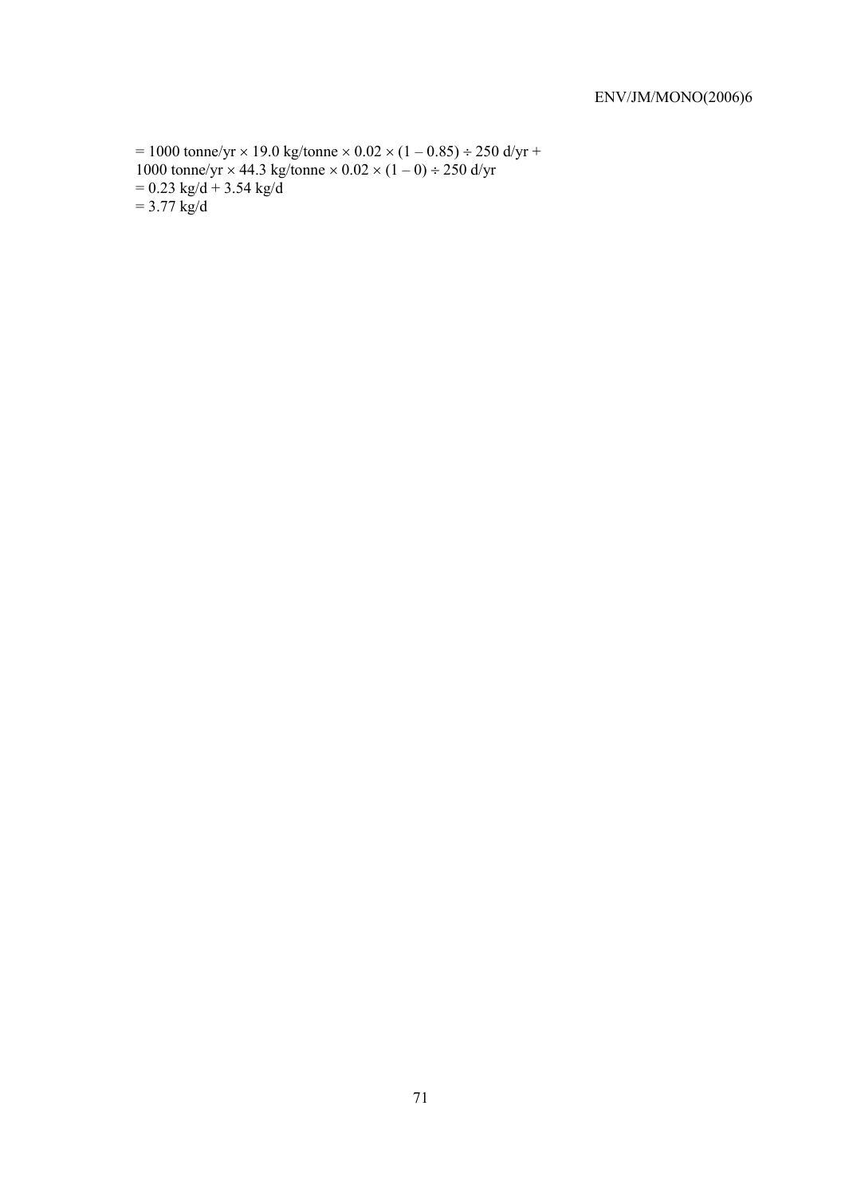$= 1000 \text{ tonne/yr} \times 19.0 \text{ kg/tonne} \times 0.02 \times (1 - 0.85) \div 250 \text{ d/yr} +$
$1000 \text{ tonne/yr} \times 44.3 \text{ kg/tonne} \times 0.02 \times (1 - 0) \div 250 \text{ d/yr}$
$= 0.23 \text{ kg/d} + 3.54 \text{ kg/d}$
$= 3.77 \text{ kg/d}$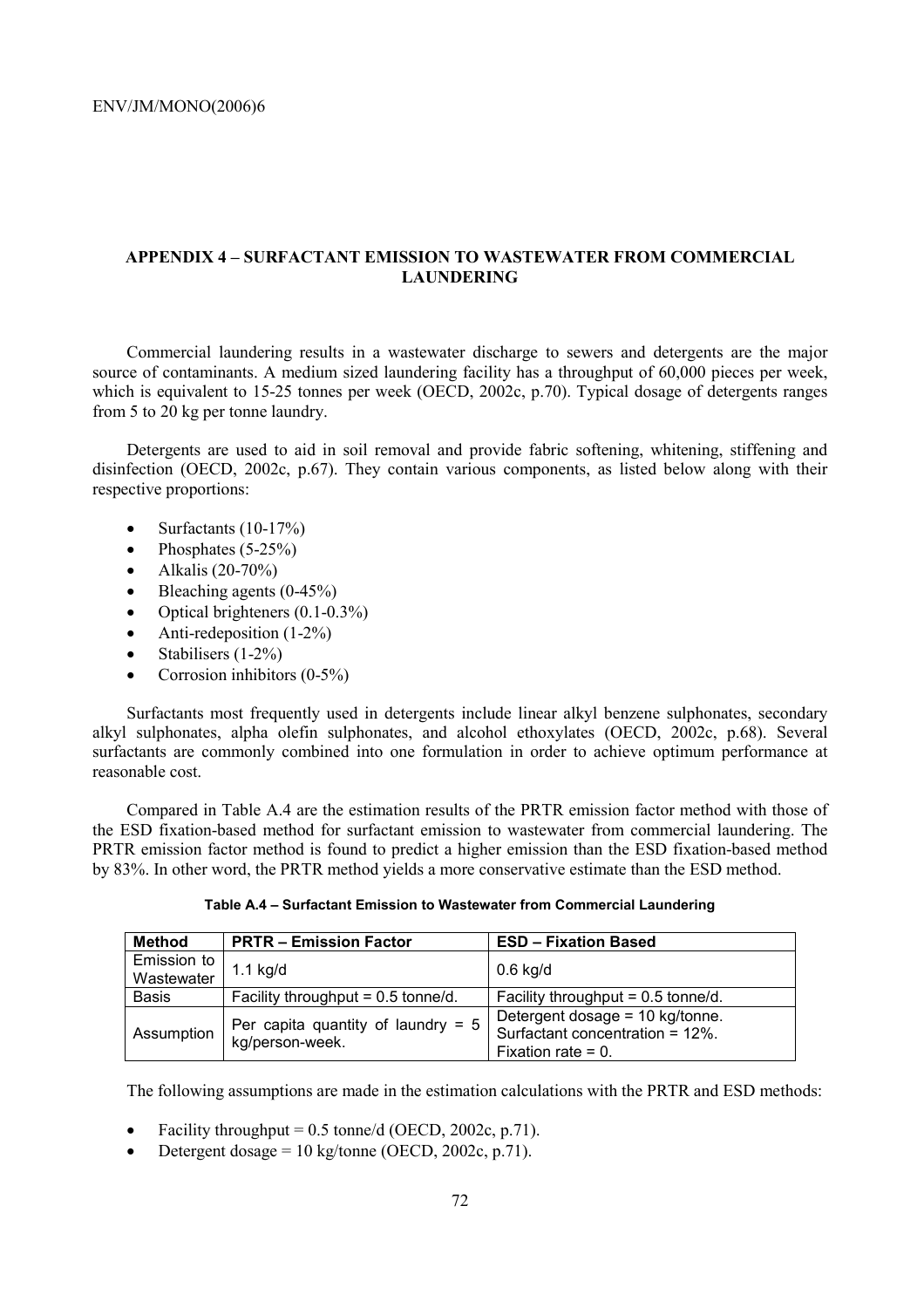## APPENDIX 4 – SURFACTANT EMISSION TO WASTEWATER FROM COMMERCIAL LAUNDERING

Commercial laundering results in a wastewater discharge to sewers and detergents are the major source of contaminants. A medium sized laundering facility has a throughput of 60,000 pieces per week, which is equivalent to 15-25 tonnes per week (OECD, 2002c, p.70). Typical dosage of detergents ranges from 5 to 20 kg per tonne laundry.

Detergents are used to aid in soil removal and provide fabric softening, whitening, stiffening and disinfection (OECD, 2002c, p.67). They contain various components, as listed below along with their respective proportions:

- Surfactants (10-17%)
- Phosphates (5-25%)
- Alkalis (20-70%)
- Bleaching agents (0-45%)
- Optical brighteners (0.1-0.3%)
- Anti-redeposition (1-2%)
- Stabilisers (1-2%)
- Corrosion inhibitors (0-5%)

Surfactants most frequently used in detergents include linear alkyl benzene sulphonates, secondary alkyl sulphonates, alpha olefin sulphonates, and alcohol ethoxylates (OECD, 2002c, p.68). Several surfactants are commonly combined into one formulation in order to achieve optimum performance at reasonable cost.

Compared in Table A.4 are the estimation results of the PRTR emission factor method with those of the ESD fixation-based method for surfactant emission to wastewater from commercial laundering. The PRTR emission factor method is found to predict a higher emission than the ESD fixation-based method by 83%. In other word, the PRTR method yields a more conservative estimate than the ESD method.

**Table A.4 – Surfactant Emission to Wastewater from Commercial Laundering**

| Method | PRTR – Emission Factor | ESD – Fixation Based |
|---|---|---|
| Emission to Wastewater | 1.1 kg/d | 0.6 kg/d |
| Basis | Facility throughput = 0.5 tonne/d. | Facility throughput = 0.5 tonne/d. |
| Assumption | Per capita quantity of laundry = 5 kg/person-week. | Detergent dosage = 10 kg/tonne. Surfactant concentration = 12%. Fixation rate = 0. |

The following assumptions are made in the estimation calculations with the PRTR and ESD methods:

- Facility throughput = 0.5 tonne/d (OECD, 2002c, p.71).
- Detergent dosage = 10 kg/tonne (OECD, 2002c, p.71).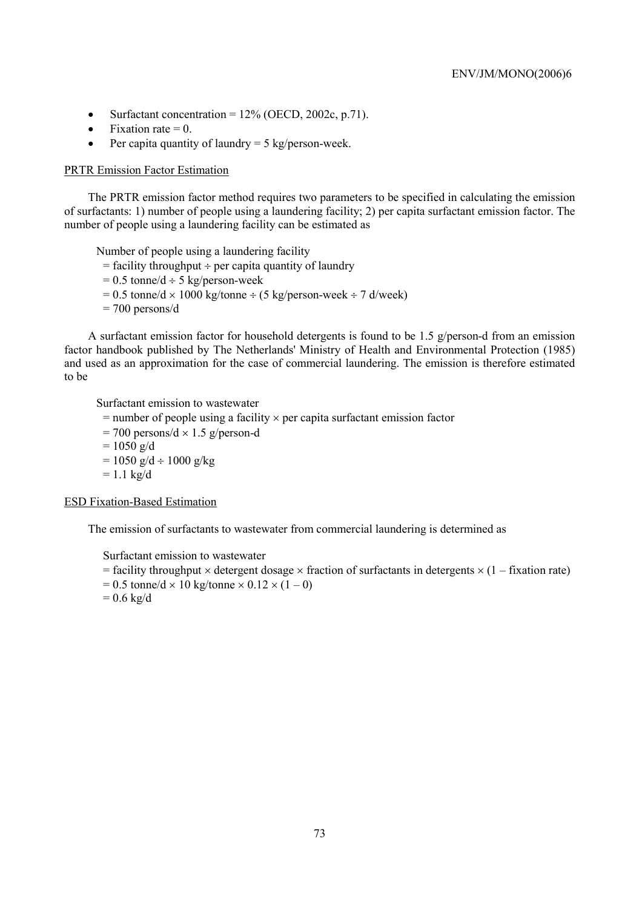- Surfactant concentration = 12% (OECD, 2002c, p.71).
- Fixation rate = 0.
- Per capita quantity of laundry = 5 kg/person-week.

PRTR Emission Factor Estimation

The PRTR emission factor method requires two parameters to be specified in calculating the emission of surfactants: 1) number of people using a laundering facility; 2) per capita surfactant emission factor. The number of people using a laundering facility can be estimated as

Number of people using a laundering facility
= facility throughput ÷ per capita quantity of laundry
= 0.5 tonne/d ÷ 5 kg/person-week
= 0.5 tonne/d × 1000 kg/tonne ÷ (5 kg/person-week ÷ 7 d/week)
= 700 persons/d

A surfactant emission factor for household detergents is found to be 1.5 g/person-d from an emission factor handbook published by The Netherlands' Ministry of Health and Environmental Protection (1985) and used as an approximation for the case of commercial laundering. The emission is therefore estimated to be

Surfactant emission to wastewater
= number of people using a facility × per capita surfactant emission factor
= 700 persons/d × 1.5 g/person-d
= 1050 g/d
= 1050 g/d ÷ 1000 g/kg
= 1.1 kg/d

ESD Fixation-Based Estimation

The emission of surfactants to wastewater from commercial laundering is determined as

Surfactant emission to wastewater
= facility throughput × detergent dosage × fraction of surfactants in detergents × (1 – fixation rate)
= 0.5 tonne/d × 10 kg/tonne × 0.12 × (1 – 0)
= 0.6 kg/d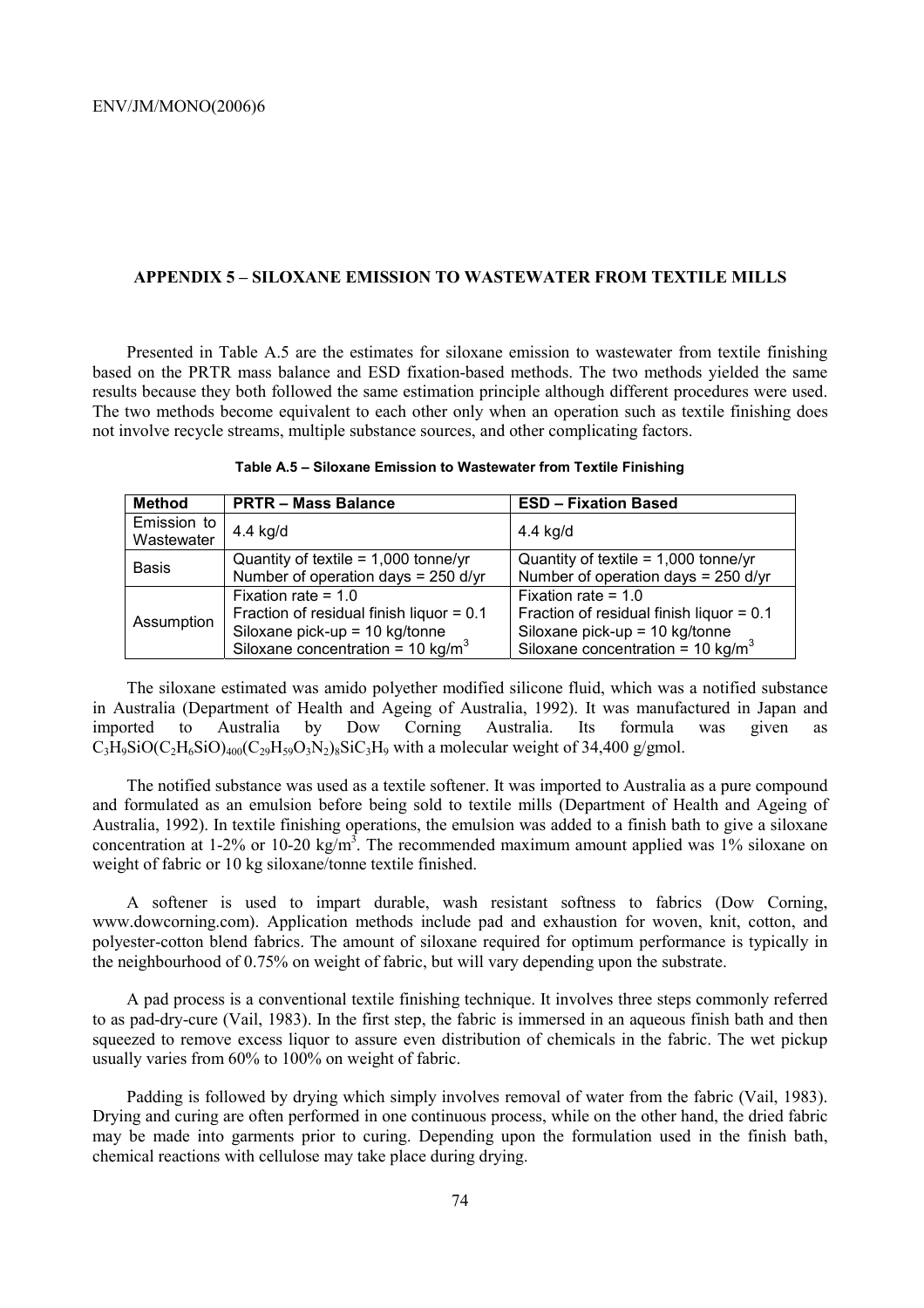## APPENDIX 5 – SILOXANE EMISSION TO WASTEWATER FROM TEXTILE MILLS

Presented in Table A.5 are the estimates for siloxane emission to wastewater from textile finishing based on the PRTR mass balance and ESD fixation-based methods. The two methods yielded the same results because they both followed the same estimation principle although different procedures were used. The two methods become equivalent to each other only when an operation such as textile finishing does not involve recycle streams, multiple substance sources, and other complicating factors.

**Table A.5 – Siloxane Emission to Wastewater from Textile Finishing**

| Method | PRTR – Mass Balance | ESD – Fixation Based |
|---|---|---|
| Emission to Wastewater | 4.4 kg/d | 4.4 kg/d |
| Basis | Quantity of textile = 1,000 tonne/yr<br>Number of operation days = 250 d/yr | Quantity of textile = 1,000 tonne/yr<br>Number of operation days = 250 d/yr |
| Assumption | Fixation rate = 1.0<br>Fraction of residual finish liquor = 0.1<br>Siloxane pick-up = 10 kg/tonne<br>Siloxane concentration = 10 kg/m$^3$ | Fixation rate = 1.0<br>Fraction of residual finish liquor = 0.1<br>Siloxane pick-up = 10 kg/tonne<br>Siloxane concentration = 10 kg/m$^3$ |

The siloxane estimated was amido polyether modified silicone fluid, which was a notified substance in Australia (Department of Health and Ageing of Australia, 1992). It was manufactured in Japan and imported to Australia by Dow Corning Australia. Its formula was given as $C_3H_9SiO(C_2H_6SiO)_{400}(C_{29}H_{59}O_3N_2)_8SiC_3H_9$ with a molecular weight of 34,400 g/gmol.

The notified substance was used as a textile softener. It was imported to Australia as a pure compound and formulated as an emulsion before being sold to textile mills (Department of Health and Ageing of Australia, 1992). In textile finishing operations, the emulsion was added to a finish bath to give a siloxane concentration at 1-2% or 10-20 kg/m$^3$. The recommended maximum amount applied was 1% siloxane on weight of fabric or 10 kg siloxane/tonne textile finished.

A softener is used to impart durable, wash resistant softness to fabrics (Dow Corning, www.dowcorning.com). Application methods include pad and exhaustion for woven, knit, cotton, and polyester-cotton blend fabrics. The amount of siloxane required for optimum performance is typically in the neighbourhood of 0.75% on weight of fabric, but will vary depending upon the substrate.

A pad process is a conventional textile finishing technique. It involves three steps commonly referred to as pad-dry-cure (Vail, 1983). In the first step, the fabric is immersed in an aqueous finish bath and then squeezed to remove excess liquor to assure even distribution of chemicals in the fabric. The wet pickup usually varies from 60% to 100% on weight of fabric.

Padding is followed by drying which simply involves removal of water from the fabric (Vail, 1983). Drying and curing are often performed in one continuous process, while on the other hand, the dried fabric may be made into garments prior to curing. Depending upon the formulation used in the finish bath, chemical reactions with cellulose may take place during drying.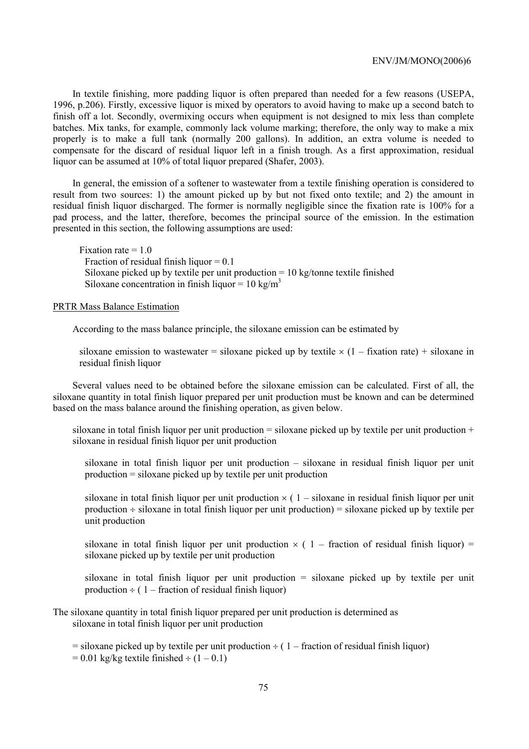In textile finishing, more padding liquor is often prepared than needed for a few reasons (USEPA, 1996, p.206). Firstly, excessive liquor is mixed by operators to avoid having to make up a second batch to finish off a lot. Secondly, overmixing occurs when equipment is not designed to mix less than complete batches. Mix tanks, for example, commonly lack volume marking; therefore, the only way to make a mix properly is to make a full tank (normally 200 gallons). In addition, an extra volume is needed to compensate for the discard of residual liquor left in a finish trough. As a first approximation, residual liquor can be assumed at 10% of total liquor prepared (Shafer, 2003).

In general, the emission of a softener to wastewater from a textile finishing operation is considered to result from two sources: 1) the amount picked up by but not fixed onto textile; and 2) the amount in residual finish liquor discharged. The former is normally negligible since the fixation rate is 100% for a pad process, and the latter, therefore, becomes the principal source of the emission. In the estimation presented in this section, the following assumptions are used:

Fixation rate = 1.0
Fraction of residual finish liquor = 0.1
Siloxane picked up by textile per unit production = 10 kg/tonne textile finished
Siloxane concentration in finish liquor = 10 kg/m$^3$

PRTR Mass Balance Estimation

According to the mass balance principle, the siloxane emission can be estimated by

siloxane emission to wastewater = siloxane picked up by textile × (1 – fixation rate) + siloxane in residual finish liquor

Several values need to be obtained before the siloxane emission can be calculated. First of all, the siloxane quantity in total finish liquor prepared per unit production must be known and can be determined based on the mass balance around the finishing operation, as given below.

siloxane in total finish liquor per unit production = siloxane picked up by textile per unit production + siloxane in residual finish liquor per unit production

siloxane in total finish liquor per unit production – siloxane in residual finish liquor per unit production = siloxane picked up by textile per unit production

siloxane in total finish liquor per unit production × ( 1 – siloxane in residual finish liquor per unit production ÷ siloxane in total finish liquor per unit production) = siloxane picked up by textile per unit production

siloxane in total finish liquor per unit production × ( 1 – fraction of residual finish liquor) = siloxane picked up by textile per unit production

siloxane in total finish liquor per unit production = siloxane picked up by textile per unit production ÷ ( 1 – fraction of residual finish liquor)

The siloxane quantity in total finish liquor prepared per unit production is determined as
siloxane in total finish liquor per unit production

= siloxane picked up by textile per unit production ÷ ( 1 – fraction of residual finish liquor)
= 0.01 kg/kg textile finished ÷ (1 – 0.1)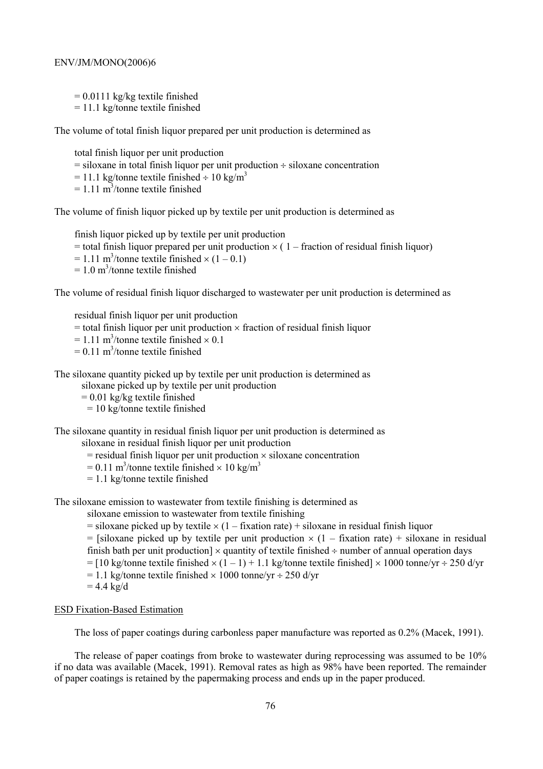$= 0.0111$ kg/kg textile finished
$= 11.1$ kg/tonne textile finished

The volume of total finish liquor prepared per unit production is determined as

total finish liquor per unit production
= siloxane in total finish liquor per unit production ÷ siloxane concentration
$= 11.1$ kg/tonne textile finished ÷ 10 kg/m$^3$
$= 1.11$ m$^3$/tonne textile finished

The volume of finish liquor picked up by textile per unit production is determined as

finish liquor picked up by textile per unit production
= total finish liquor prepared per unit production × ( 1 – fraction of residual finish liquor)
$= 1.11$ m$^3$/tonne textile finished × (1 – 0.1)
$= 1.0$ m$^3$/tonne textile finished

The volume of residual finish liquor discharged to wastewater per unit production is determined as

residual finish liquor per unit production
= total finish liquor per unit production × fraction of residual finish liquor
$= 1.11$ m$^3$/tonne textile finished × 0.1
$= 0.11$ m$^3$/tonne textile finished

The siloxane quantity picked up by textile per unit production is determined as

siloxane picked up by textile per unit production
$= 0.01$ kg/kg textile finished
$= 10$ kg/tonne textile finished

The siloxane quantity in residual finish liquor per unit production is determined as

siloxane in residual finish liquor per unit production
= residual finish liquor per unit production × siloxane concentration
$= 0.11$ m$^3$/tonne textile finished × 10 kg/m$^3$
$= 1.1$ kg/tonne textile finished

The siloxane emission to wastewater from textile finishing is determined as

siloxane emission to wastewater from textile finishing
= siloxane picked up by textile × (1 – fixation rate) + siloxane in residual finish liquor
= [siloxane picked up by textile per unit production × (1 – fixation rate) + siloxane in residual finish bath per unit production] × quantity of textile finished ÷ number of annual operation days
= [10 kg/tonne textile finished × (1 – 1) + 1.1 kg/tonne textile finished] × 1000 tonne/yr ÷ 250 d/yr
$= 1.1$ kg/tonne textile finished × 1000 tonne/yr ÷ 250 d/yr
$= 4.4$ kg/d

ESD Fixation-Based Estimation

The loss of paper coatings during carbonless paper manufacture was reported as 0.2% (Macek, 1991).

The release of paper coatings from broke to wastewater during reprocessing was assumed to be 10% if no data was available (Macek, 1991). Removal rates as high as 98% have been reported. The remainder of paper coatings is retained by the papermaking process and ends up in the paper produced.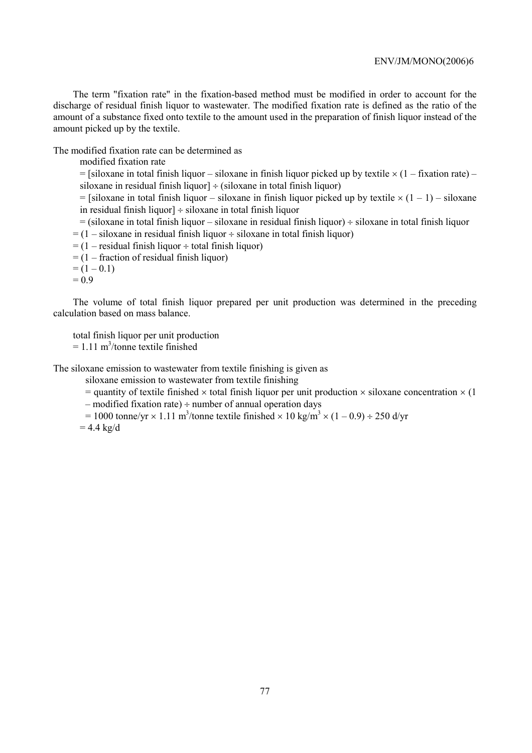The term "fixation rate" in the fixation-based method must be modified in order to account for the discharge of residual finish liquor to wastewater. The modified fixation rate is defined as the ratio of the amount of a substance fixed onto textile to the amount used in the preparation of finish liquor instead of the amount picked up by the textile.

The modified fixation rate can be determined as

modified fixation rate

= [siloxane in total finish liquor – siloxane in finish liquor picked up by textile × (1 – fixation rate) – siloxane in residual finish liquor] ÷ (siloxane in total finish liquor)

= [siloxane in total finish liquor – siloxane in finish liquor picked up by textile × (1 – 1) – siloxane in residual finish liquor] ÷ siloxane in total finish liquor

= (siloxane in total finish liquor – siloxane in residual finish liquor) ÷ siloxane in total finish liquor

= (1 – siloxane in residual finish liquor ÷ siloxane in total finish liquor)

= (1 – residual finish liquor ÷ total finish liquor)

= (1 – fraction of residual finish liquor)

= (1 – 0.1)

= 0.9

The volume of total finish liquor prepared per unit production was determined in the preceding calculation based on mass balance.

total finish liquor per unit production

= 1.11 $m^3$/tonne textile finished

The siloxane emission to wastewater from textile finishing is given as

siloxane emission to wastewater from textile finishing

= quantity of textile finished × total finish liquor per unit production × siloxane concentration × (1 – modified fixation rate) ÷ number of annual operation days

= 1000 tonne/yr × 1.11 $m^3$/tonne textile finished × 10 kg/$m^3$ × (1 – 0.9) ÷ 250 d/yr

= 4.4 kg/d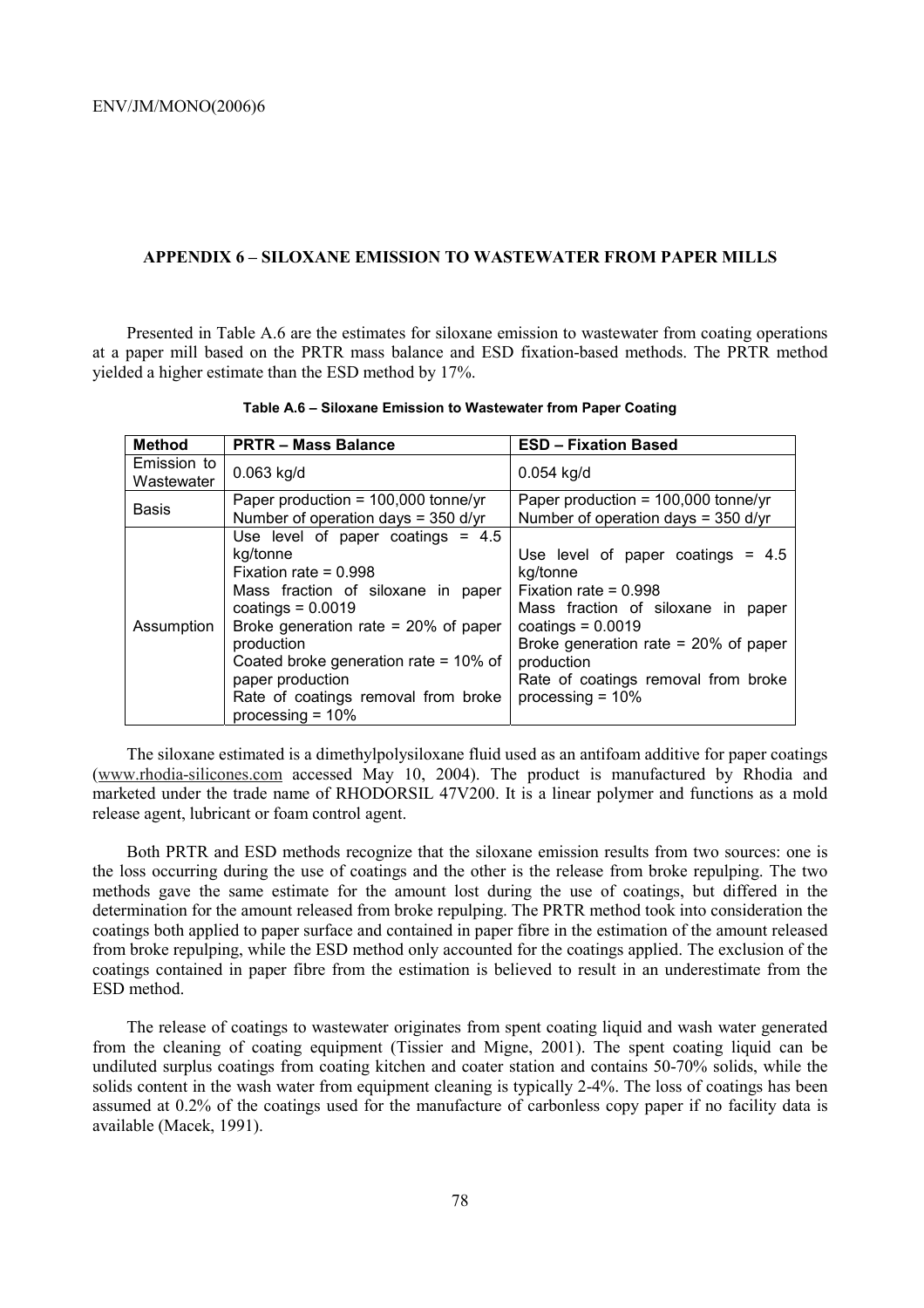## APPENDIX 6 – SILOXANE EMISSION TO WASTEWATER FROM PAPER MILLS

Presented in Table A.6 are the estimates for siloxane emission to wastewater from coating operations at a paper mill based on the PRTR mass balance and ESD fixation-based methods. The PRTR method yielded a higher estimate than the ESD method by 17%.

**Table A.6 – Siloxane Emission to Wastewater from Paper Coating**

| Method | PRTR – Mass Balance | ESD – Fixation Based |
|---|---|---|
| Emission to Wastewater | 0.063 kg/d | 0.054 kg/d |
| Basis | Paper production = 100,000 tonne/yr<br>Number of operation days = 350 d/yr | Paper production = 100,000 tonne/yr<br>Number of operation days = 350 d/yr |
| Assumption | Use level of paper coatings = 4.5 kg/tonne<br>Fixation rate = 0.998<br>Mass fraction of siloxane in paper coatings = 0.0019<br>Broke generation rate = 20% of paper production<br>Coated broke generation rate = 10% of paper production<br>Rate of coatings removal from broke processing = 10% | Use level of paper coatings = 4.5 kg/tonne<br>Fixation rate = 0.998<br>Mass fraction of siloxane in paper coatings = 0.0019<br>Broke generation rate = 20% of paper production<br>Rate of coatings removal from broke processing = 10% |

The siloxane estimated is a dimethylpolysiloxane fluid used as an antifoam additive for paper coatings (www.rhodia-silicones.com accessed May 10, 2004). The product is manufactured by Rhodia and marketed under the trade name of RHODORSIL 47V200. It is a linear polymer and functions as a mold release agent, lubricant or foam control agent.

Both PRTR and ESD methods recognize that the siloxane emission results from two sources: one is the loss occurring during the use of coatings and the other is the release from broke repulping. The two methods gave the same estimate for the amount lost during the use of coatings, but differed in the determination for the amount released from broke repulping. The PRTR method took into consideration the coatings both applied to paper surface and contained in paper fibre in the estimation of the amount released from broke repulping, while the ESD method only accounted for the coatings applied. The exclusion of the coatings contained in paper fibre from the estimation is believed to result in an underestimate from the ESD method.

The release of coatings to wastewater originates from spent coating liquid and wash water generated from the cleaning of coating equipment (Tissier and Migne, 2001). The spent coating liquid can be undiluted surplus coatings from coating kitchen and coater station and contains 50-70% solids, while the solids content in the wash water from equipment cleaning is typically 2-4%. The loss of coatings has been assumed at 0.2% of the coatings used for the manufacture of carbonless copy paper if no facility data is available (Macek, 1991).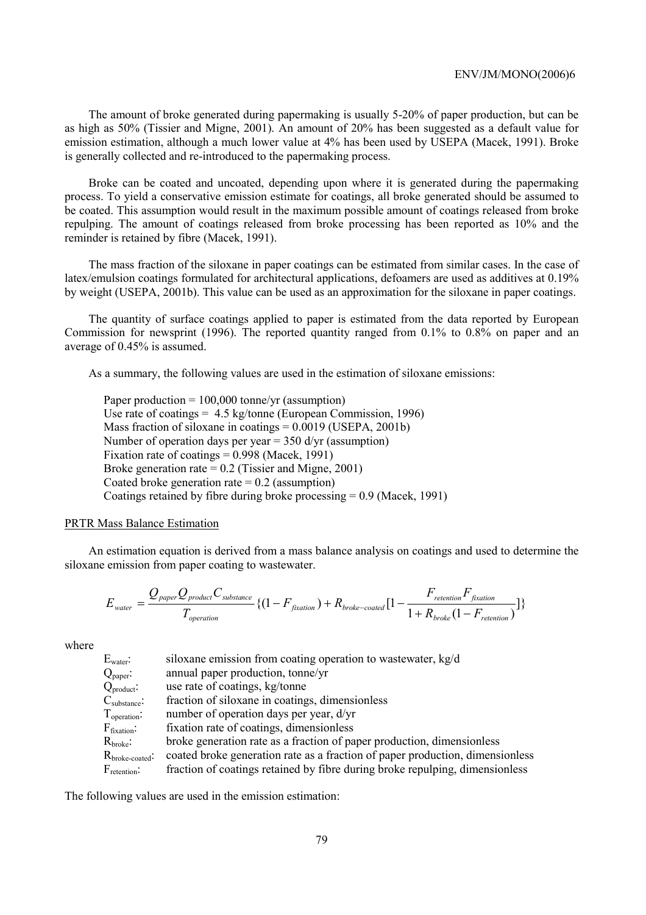The amount of broke generated during papermaking is usually 5-20% of paper production, but can be as high as 50% (Tissier and Migne, 2001). An amount of 20% has been suggested as a default value for emission estimation, although a much lower value at 4% has been used by USEPA (Macek, 1991). Broke is generally collected and re-introduced to the papermaking process.

Broke can be coated and uncoated, depending upon where it is generated during the papermaking process. To yield a conservative emission estimate for coatings, all broke generated should be assumed to be coated. This assumption would result in the maximum possible amount of coatings released from broke repulping. The amount of coatings released from broke processing has been reported as 10% and the reminder is retained by fibre (Macek, 1991).

The mass fraction of the siloxane in paper coatings can be estimated from similar cases. In the case of latex/emulsion coatings formulated for architectural applications, defoamers are used as additives at 0.19% by weight (USEPA, 2001b). This value can be used as an approximation for the siloxane in paper coatings.

The quantity of surface coatings applied to paper is estimated from the data reported by European Commission for newsprint (1996). The reported quantity ranged from 0.1% to 0.8% on paper and an average of 0.45% is assumed.

As a summary, the following values are used in the estimation of siloxane emissions:

Paper production = 100,000 tonne/yr (assumption)
Use rate of coatings = 4.5 kg/tonne (European Commission, 1996)
Mass fraction of siloxane in coatings = 0.0019 (USEPA, 2001b)
Number of operation days per year = 350 d/yr (assumption)
Fixation rate of coatings = 0.998 (Macek, 1991)
Broke generation rate = 0.2 (Tissier and Migne, 2001)
Coated broke generation rate = 0.2 (assumption)
Coatings retained by fibre during broke processing = 0.9 (Macek, 1991)

PRTR Mass Balance Estimation

An estimation equation is derived from a mass balance analysis on coatings and used to determine the siloxane emission from paper coating to wastewater.

$$E_{water} = \frac{Q_{paper} Q_{product} C_{substance}}{T_{operation}} \{(1 - F_{fixation}) + R_{broke-coated}[1 - \frac{F_{retention} F_{fixation}}{1 + R_{broke}(1 - F_{retention})}]\}$$

where

| | |
|---|---|
| $E_{water}$: | siloxane emission from coating operation to wastewater, kg/d |
| $Q_{paper}$: | annual paper production, tonne/yr |
| $Q_{product}$: | use rate of coatings, kg/tonne |
| $C_{substance}$: | fraction of siloxane in coatings, dimensionless |
| $T_{operation}$: | number of operation days per year, d/yr |
| $F_{fixation}$: | fixation rate of coatings, dimensionless |
| $R_{broke}$: | broke generation rate as a fraction of paper production, dimensionless |
| $R_{broke-coated}$: | coated broke generation rate as a fraction of paper production, dimensionless |
| $F_{retention}$: | fraction of coatings retained by fibre during broke repulping, dimensionless |

The following values are used in the emission estimation: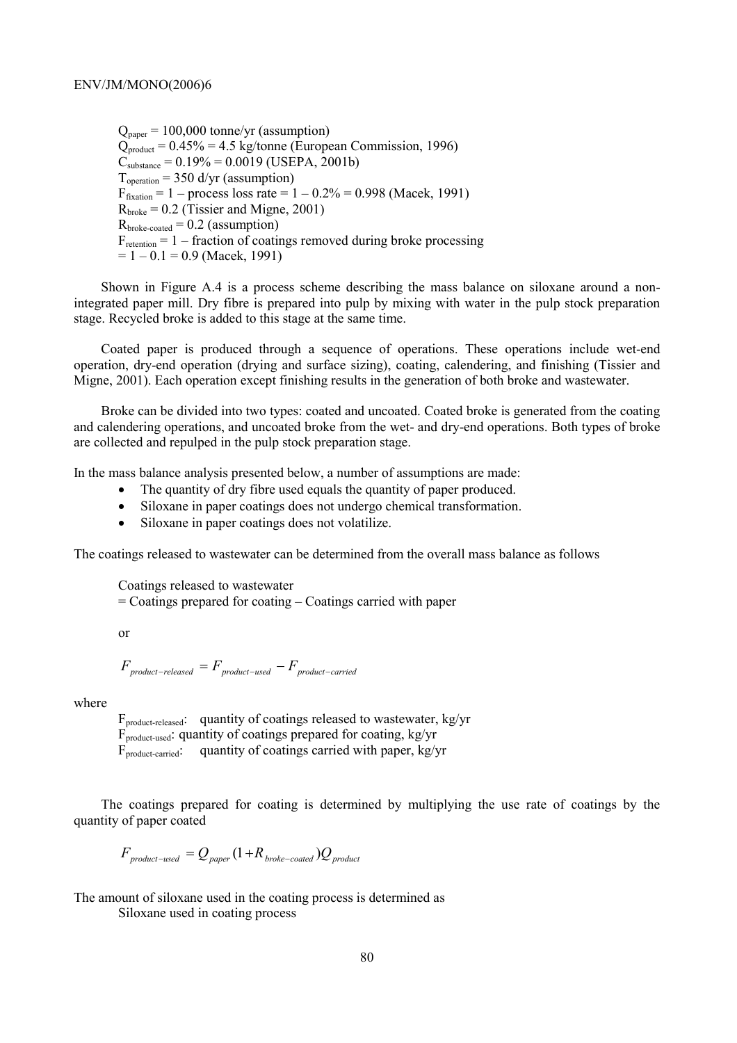$Q_{paper}$ = 100,000 tonne/yr (assumption)
$Q_{product}$ = 0.45% = 4.5 kg/tonne (European Commission, 1996)
$C_{substance}$ = 0.19% = 0.0019 (USEPA, 2001b)
$T_{operation}$ = 350 d/yr (assumption)
$F_{fixation}$ = 1 – process loss rate = 1 – 0.2% = 0.998 (Macek, 1991)
$R_{broke}$ = 0.2 (Tissier and Migne, 2001)
$R_{broke-coated}$ = 0.2 (assumption)
$F_{retention}$ = 1 – fraction of coatings removed during broke processing
= 1 – 0.1 = 0.9 (Macek, 1991)

Shown in Figure A.4 is a process scheme describing the mass balance on siloxane around a non-integrated paper mill. Dry fibre is prepared into pulp by mixing with water in the pulp stock preparation stage. Recycled broke is added to this stage at the same time.

Coated paper is produced through a sequence of operations. These operations include wet-end operation, dry-end operation (drying and surface sizing), coating, calendering, and finishing (Tissier and Migne, 2001). Each operation except finishing results in the generation of both broke and wastewater.

Broke can be divided into two types: coated and uncoated. Coated broke is generated from the coating and calendering operations, and uncoated broke from the wet- and dry-end operations. Both types of broke are collected and repulped in the pulp stock preparation stage.

In the mass balance analysis presented below, a number of assumptions are made:

- The quantity of dry fibre used equals the quantity of paper produced.
- Siloxane in paper coatings does not undergo chemical transformation.
- Siloxane in paper coatings does not volatilize.

The coatings released to wastewater can be determined from the overall mass balance as follows

Coatings released to wastewater
= Coatings prepared for coating – Coatings carried with paper

or

$$F_{product-released} = F_{product-used} - F_{product-carried}$$

where

$F_{product-released}$: quantity of coatings released to wastewater, kg/yr
$F_{product-used}$: quantity of coatings prepared for coating, kg/yr
$F_{product-carried}$: quantity of coatings carried with paper, kg/yr

The coatings prepared for coating is determined by multiplying the use rate of coatings by the quantity of paper coated

$$F_{product-used} = Q_{paper}(1 + R_{broke-coated})Q_{product}$$

The amount of siloxane used in the coating process is determined as

Siloxane used in coating process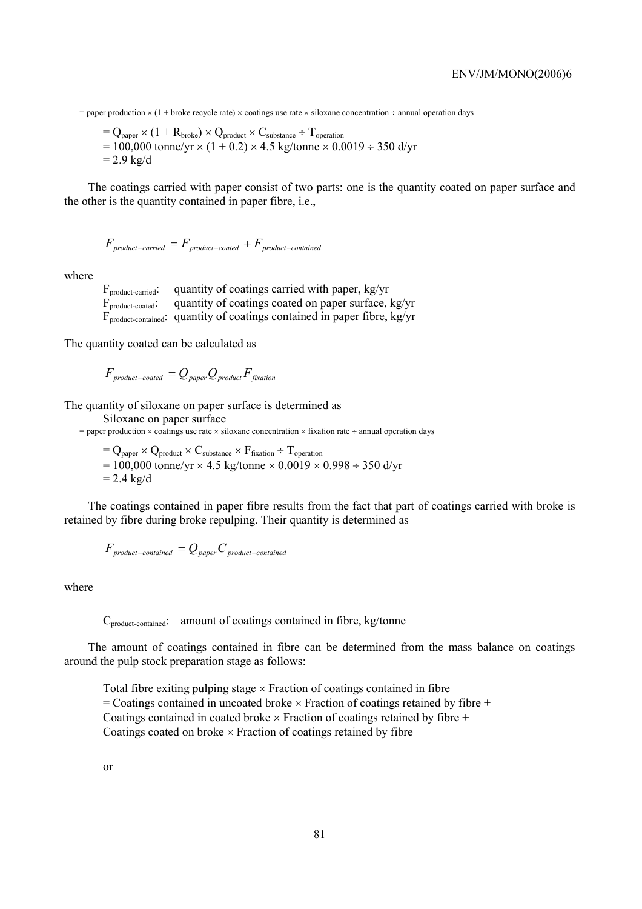= paper production × (1 + broke recycle rate) × coatings use rate × siloxane concentration ÷ annual operation days

$= Q_{paper} \times (1 + R_{broke}) \times Q_{product} \times C_{substance} \div T_{operation}$
$= 100{,}000 \text{ tonne/yr} \times (1 + 0.2) \times 4.5 \text{ kg/tonne} \times 0.0019 \div 350 \text{ d/yr}$
$= 2.9 \text{ kg/d}$

The coatings carried with paper consist of two parts: one is the quantity coated on paper surface and the other is the quantity contained in paper fibre, i.e.,

$$F_{product-carried} = F_{product-coated} + F_{product-contained}$$

where

$F_{product-carried}$: quantity of coatings carried with paper, kg/yr
$F_{product-coated}$: quantity of coatings coated on paper surface, kg/yr
$F_{product-contained}$: quantity of coatings contained in paper fibre, kg/yr

The quantity coated can be calculated as

$$F_{product-coated} = Q_{paper} Q_{product} F_{fixation}$$

The quantity of siloxane on paper surface is determined as

Siloxane on paper surface
= paper production × coatings use rate × siloxane concentration × fixation rate ÷ annual operation days

$= Q_{paper} \times Q_{product} \times C_{substance} \times F_{fixation} \div T_{operation}$
$= 100{,}000 \text{ tonne/yr} \times 4.5 \text{ kg/tonne} \times 0.0019 \times 0.998 \div 350 \text{ d/yr}$
$= 2.4 \text{ kg/d}$

The coatings contained in paper fibre results from the fact that part of coatings carried with broke is retained by fibre during broke repulping. Their quantity is determined as

$$F_{product-contained} = Q_{paper} C_{product-contained}$$

where

$C_{product-contained}$: amount of coatings contained in fibre, kg/tonne

The amount of coatings contained in fibre can be determined from the mass balance on coatings around the pulp stock preparation stage as follows:

Total fibre exiting pulping stage × Fraction of coatings contained in fibre
= Coatings contained in uncoated broke × Fraction of coatings retained by fibre +
Coatings contained in coated broke × Fraction of coatings retained by fibre +
Coatings coated on broke × Fraction of coatings retained by fibre

or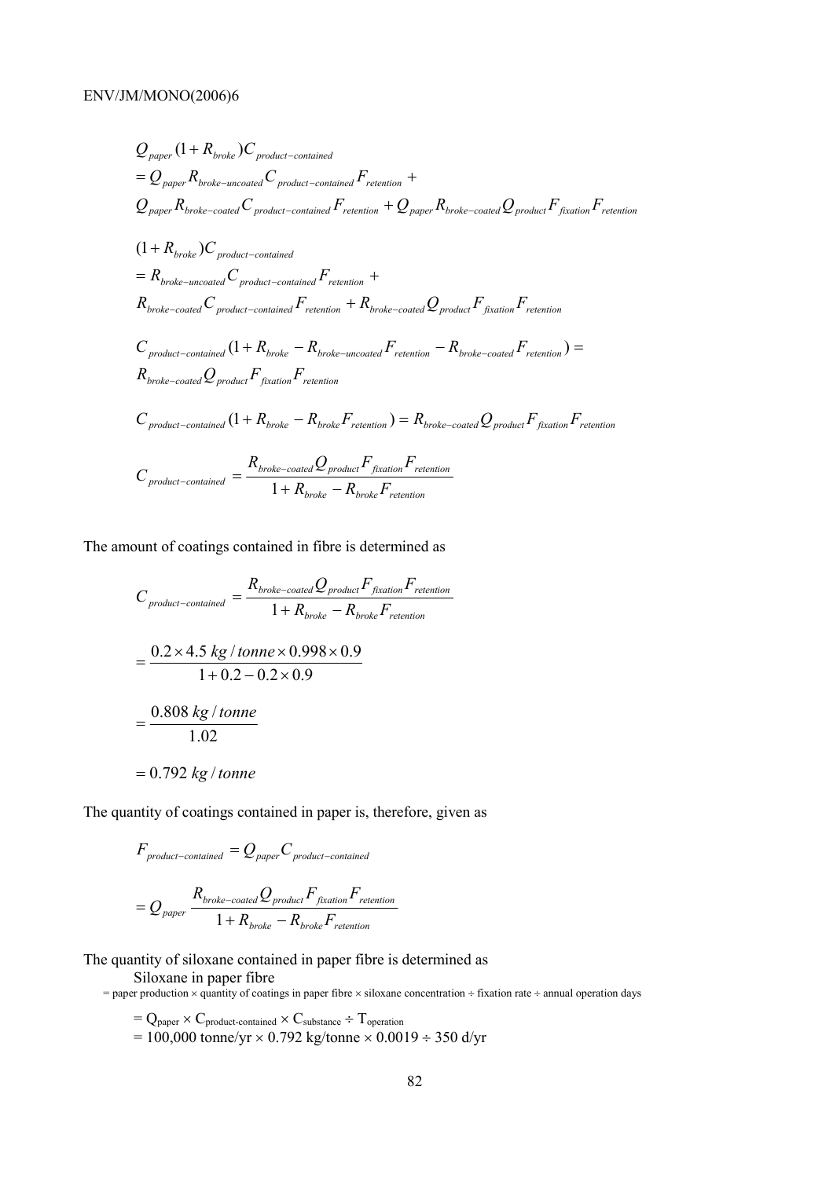$$
\begin{aligned}
& Q_{paper}(1+R_{broke})C_{product-contained} \\
& = Q_{paper}R_{broke-uncoated}C_{product-contained}F_{retention} + \\
& Q_{paper}R_{broke-coated}C_{product-contained}F_{retention} + Q_{paper}R_{broke-coated}Q_{product}F_{fixation}F_{retention}
\end{aligned}
$$

$$
\begin{aligned}
& (1+R_{broke})C_{product-contained} \\
& = R_{broke-uncoated}C_{product-contained}F_{retention} + \\
& R_{broke-coated}C_{product-contained}F_{retention} + R_{broke-coated}Q_{product}F_{fixation}F_{retention}
\end{aligned}
$$

$$
\begin{aligned}
& C_{product-contained}(1+R_{broke} - R_{broke-uncoated}F_{retention} - R_{broke-coated}F_{retention}) = \\
& R_{broke-coated}Q_{product}F_{fixation}F_{retention}
\end{aligned}
$$

$$
C_{product-contained}(1+R_{broke} - R_{broke}F_{retention}) = R_{broke-coated}Q_{product}F_{fixation}F_{retention}
$$

$$
C_{product-contained} = \frac{R_{broke-coated}Q_{product}F_{fixation}F_{retention}}{1+R_{broke} - R_{broke}F_{retention}}
$$

The amount of coatings contained in fibre is determined as

$$
C_{product-contained} = \frac{R_{broke-coated}Q_{product}F_{fixation}F_{retention}}{1+R_{broke} - R_{broke}F_{retention}}
$$

$$
= \frac{0.2 \times 4.5\ kg/tonne \times 0.998 \times 0.9}{1+0.2-0.2\times 0.9}
$$

$$
= \frac{0.808\ kg/tonne}{1.02}
$$

$$
= 0.792\ kg/tonne
$$

The quantity of coatings contained in paper is, therefore, given as

$$
F_{product-contained} = Q_{paper}C_{product-contained}
$$

$$
= Q_{paper}\frac{R_{broke-coated}Q_{product}F_{fixation}F_{retention}}{1+R_{broke} - R_{broke}F_{retention}}
$$

The quantity of siloxane contained in paper fibre is determined as

Siloxane in paper fibre

= paper production × quantity of coatings in paper fibre × siloxane concentration ÷ fixation rate ÷ annual operation days

$= Q_{paper} \times C_{product\text{-}contained} \times C_{substance} \div T_{operation}$

$= 100{,}000$ tonne/yr × 0.792 kg/tonne × 0.0019 ÷ 350 d/yr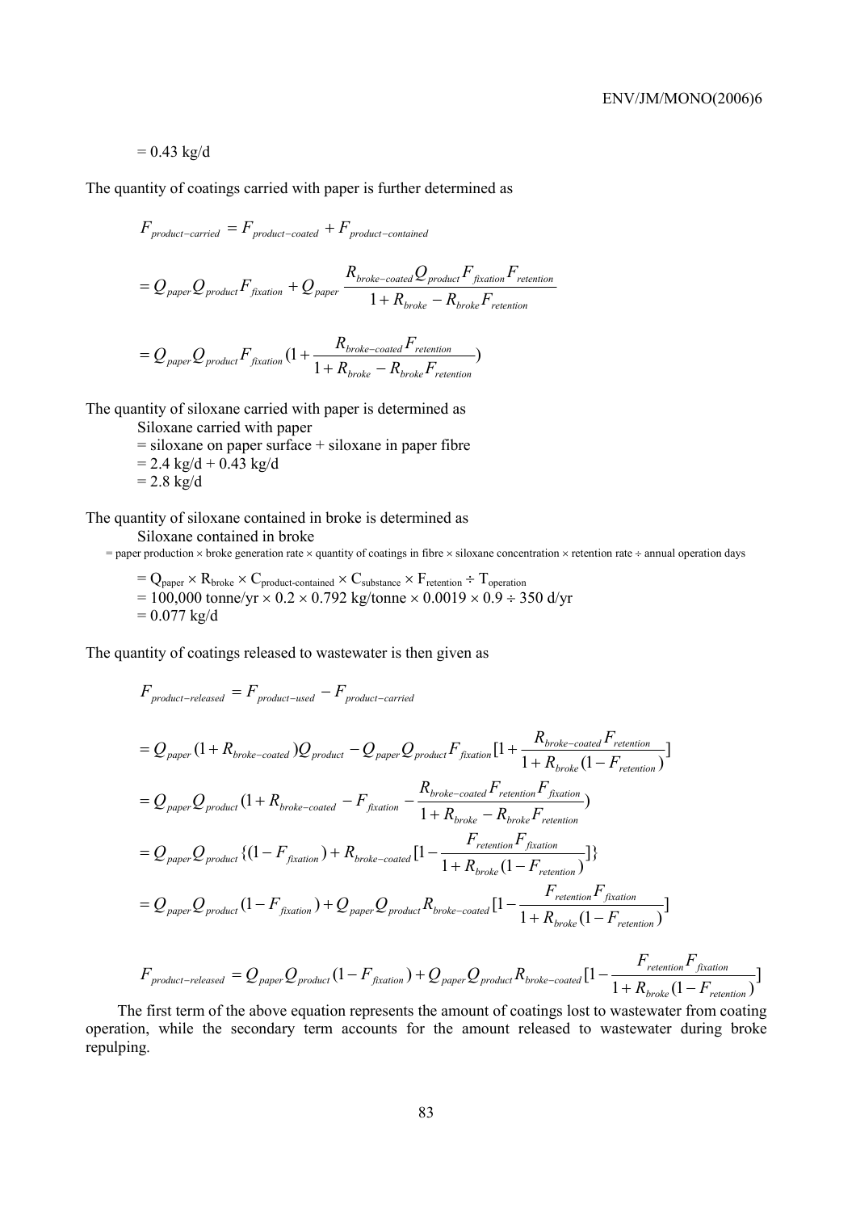= 0.43 kg/d

The quantity of coatings carried with paper is further determined as

$$F_{product-carried} = F_{product-coated} + F_{product-contained}$$

$$= Q_{paper} Q_{product} F_{fixation} + Q_{paper} \frac{R_{broke-coated} Q_{product} F_{fixation} F_{retention}}{1 + R_{broke} - R_{broke} F_{retention}}$$

$$= Q_{paper} Q_{product} F_{fixation} (1 + \frac{R_{broke-coated} F_{retention}}{1 + R_{broke} - R_{broke} F_{retention}})$$

The quantity of siloxane carried with paper is determined as

Siloxane carried with paper
= siloxane on paper surface + siloxane in paper fibre
= 2.4 kg/d + 0.43 kg/d
= 2.8 kg/d

The quantity of siloxane contained in broke is determined as

Siloxane contained in broke
= paper production × broke generation rate × quantity of coatings in fibre × siloxane concentration × retention rate ÷ annual operation days

= $Q_{paper} \times R_{broke} \times C_{product\text{-}contained} \times C_{substance} \times F_{retention} \div T_{operation}$
= 100,000 tonne/yr × 0.2 × 0.792 kg/tonne × 0.0019 × 0.9 ÷ 350 d/yr
= 0.077 kg/d

The quantity of coatings released to wastewater is then given as

$$F_{product-released} = F_{product-used} - F_{product-carried}$$

$$= Q_{paper} (1 + R_{broke-coated}) Q_{product} - Q_{paper} Q_{product} F_{fixation} [1 + \frac{R_{broke-coated} F_{retention}}{1 + R_{broke} (1 - F_{retention})}]$$

$$= Q_{paper} Q_{product} (1 + R_{broke-coated} - F_{fixation} - \frac{R_{broke-coated} F_{retention} F_{fixation}}{1 + R_{broke} - R_{broke} F_{retention}})$$

$$= Q_{paper} Q_{product} \{(1 - F_{fixation}) + R_{broke-coated} [1 - \frac{F_{retention} F_{fixation}}{1 + R_{broke} (1 - F_{retention})}]\}$$

$$= Q_{paper} Q_{product} (1 - F_{fixation}) + Q_{paper} Q_{product} R_{broke-coated} [1 - \frac{F_{retention} F_{fixation}}{1 + R_{broke} (1 - F_{retention})}]$$

$$F_{product-released} = Q_{paper} Q_{product} (1 - F_{fixation}) + Q_{paper} Q_{product} R_{broke-coated} [1 - \frac{F_{retention} F_{fixation}}{1 + R_{broke} (1 - F_{retention})}]$$

The first term of the above equation represents the amount of coatings lost to wastewater from coating operation, while the secondary term accounts for the amount released to wastewater during broke repulping.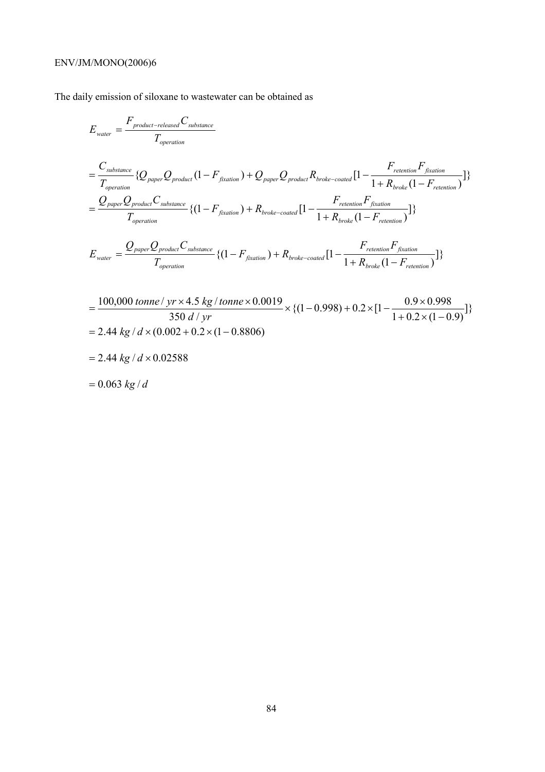The daily emission of siloxane to wastewater can be obtained as

$$E_{water} = \frac{F_{product-released} C_{substance}}{T_{operation}}$$

$$= \frac{C_{substance}}{T_{operation}} \{Q_{paper} Q_{product} (1 - F_{fixation}) + Q_{paper} Q_{product} R_{broke-coated} [1 - \frac{F_{retention} F_{fixation}}{1 + R_{broke} (1 - F_{retention})}]\}$$

$$= \frac{Q_{paper} Q_{product} C_{substance}}{T_{operation}} \{(1 - F_{fixation}) + R_{broke-coated} [1 - \frac{F_{retention} F_{fixation}}{1 + R_{broke} (1 - F_{retention})}]\}$$

$$E_{water} = \frac{Q_{paper} Q_{product} C_{substance}}{T_{operation}} \{(1 - F_{fixation}) + R_{broke-coated} [1 - \frac{F_{retention} F_{fixation}}{1 + R_{broke} (1 - F_{retention})}]\}$$

$$= \frac{100{,}000\ tonne/yr \times 4.5\ kg/tonne \times 0.0019}{350\ d/yr} \times \{(1 - 0.998) + 0.2 \times [1 - \frac{0.9 \times 0.998}{1 + 0.2 \times (1 - 0.9)}]\}$$

$$= 2.44\ kg/d \times (0.002 + 0.2 \times (1 - 0.8806)$$

$$= 2.44\ kg/d \times 0.02588$$

$$= 0.063\ kg/d$$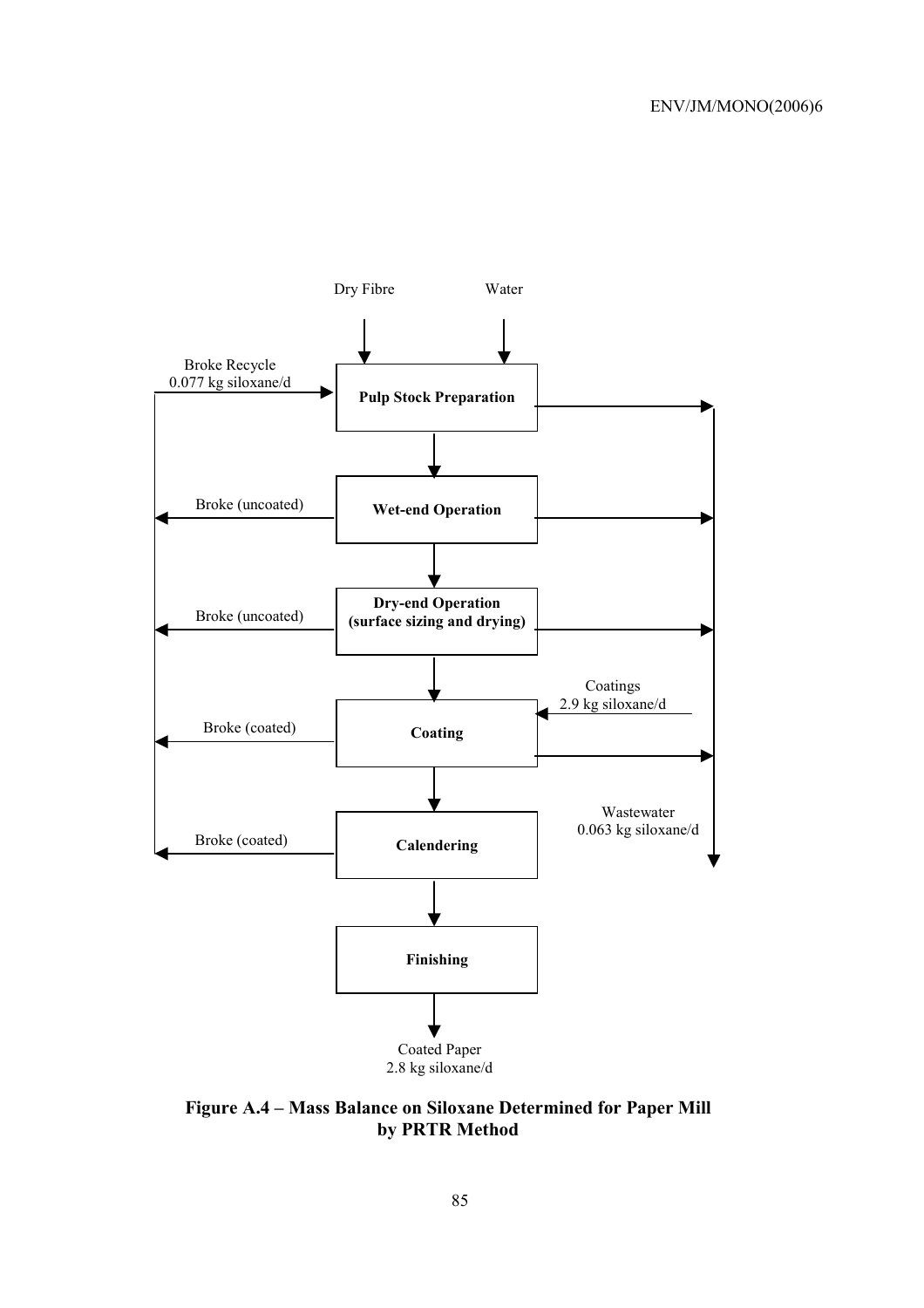Dry Fibre

Water

Broke Recycle
0.077 kg siloxane/d

**Pulp Stock Preparation**

Broke (uncoated)

**Wet-end Operation**

Broke (uncoated)

**Dry-end Operation**
**(surface sizing and drying)**

Coatings
2.9 kg siloxane/d

Broke (coated)

**Coating**

Wastewater
0.063 kg siloxane/d

Broke (coated)

**Calendering**

**Finishing**

Coated Paper
2.8 kg siloxane/d

**Figure A.4 – Mass Balance on Siloxane Determined for Paper Mill by PRTR Method**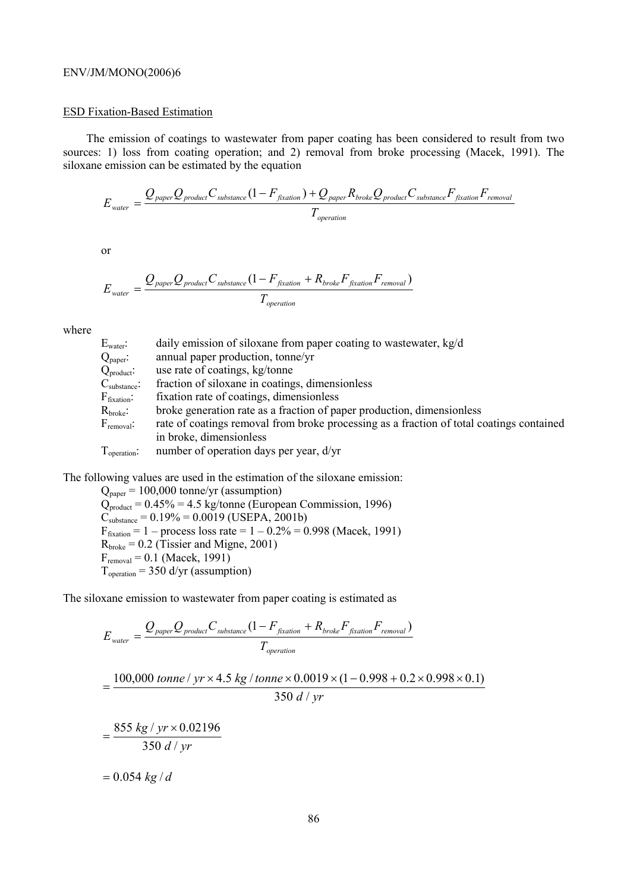ESD Fixation-Based Estimation

The emission of coatings to wastewater from paper coating has been considered to result from two sources: 1) loss from coating operation; and 2) removal from broke processing (Macek, 1991). The siloxane emission can be estimated by the equation

$$E_{water} = \frac{Q_{paper}Q_{product}C_{substance}(1 - F_{fixation}) + Q_{paper}R_{broke}Q_{product}C_{substance}F_{fixation}F_{removal}}{T_{operation}}$$

or

$$E_{water} = \frac{Q_{paper}Q_{product}C_{substance}(1 - F_{fixation} + R_{broke}F_{fixation}F_{removal})}{T_{operation}}$$

where

- $E_{water}$: daily emission of siloxane from paper coating to wastewater, kg/d
- $Q_{paper}$: annual paper production, tonne/yr
- $Q_{product}$: use rate of coatings, kg/tonne
- $C_{substance}$: fraction of siloxane in coatings, dimensionless
- $F_{fixation}$: fixation rate of coatings, dimensionless
- $R_{broke}$: broke generation rate as a fraction of paper production, dimensionless
- $F_{removal}$: rate of coatings removal from broke processing as a fraction of total coatings contained in broke, dimensionless
- $T_{operation}$: number of operation days per year, d/yr

The following values are used in the estimation of the siloxane emission:

$Q_{paper}$ = 100,000 tonne/yr (assumption)
$Q_{product}$ = 0.45% = 4.5 kg/tonne (European Commission, 1996)
$C_{substance}$ = 0.19% = 0.0019 (USEPA, 2001b)
$F_{fixation}$ = 1 – process loss rate = 1 – 0.2% = 0.998 (Macek, 1991)
$R_{broke}$ = 0.2 (Tissier and Migne, 2001)
$F_{removal}$ = 0.1 (Macek, 1991)
$T_{operation}$ = 350 d/yr (assumption)

The siloxane emission to wastewater from paper coating is estimated as

$$E_{water} = \frac{Q_{paper}Q_{product}C_{substance}(1 - F_{fixation} + R_{broke}F_{fixation}F_{removal})}{T_{operation}}$$

$$= \frac{100{,}000\ tonne/yr \times 4.5\ kg/tonne \times 0.0019 \times (1 - 0.998 + 0.2 \times 0.998 \times 0.1)}{350\ d/yr}$$

$$= \frac{855\ kg/yr \times 0.02196}{350\ d/yr}$$

$$= 0.054\ kg/d$$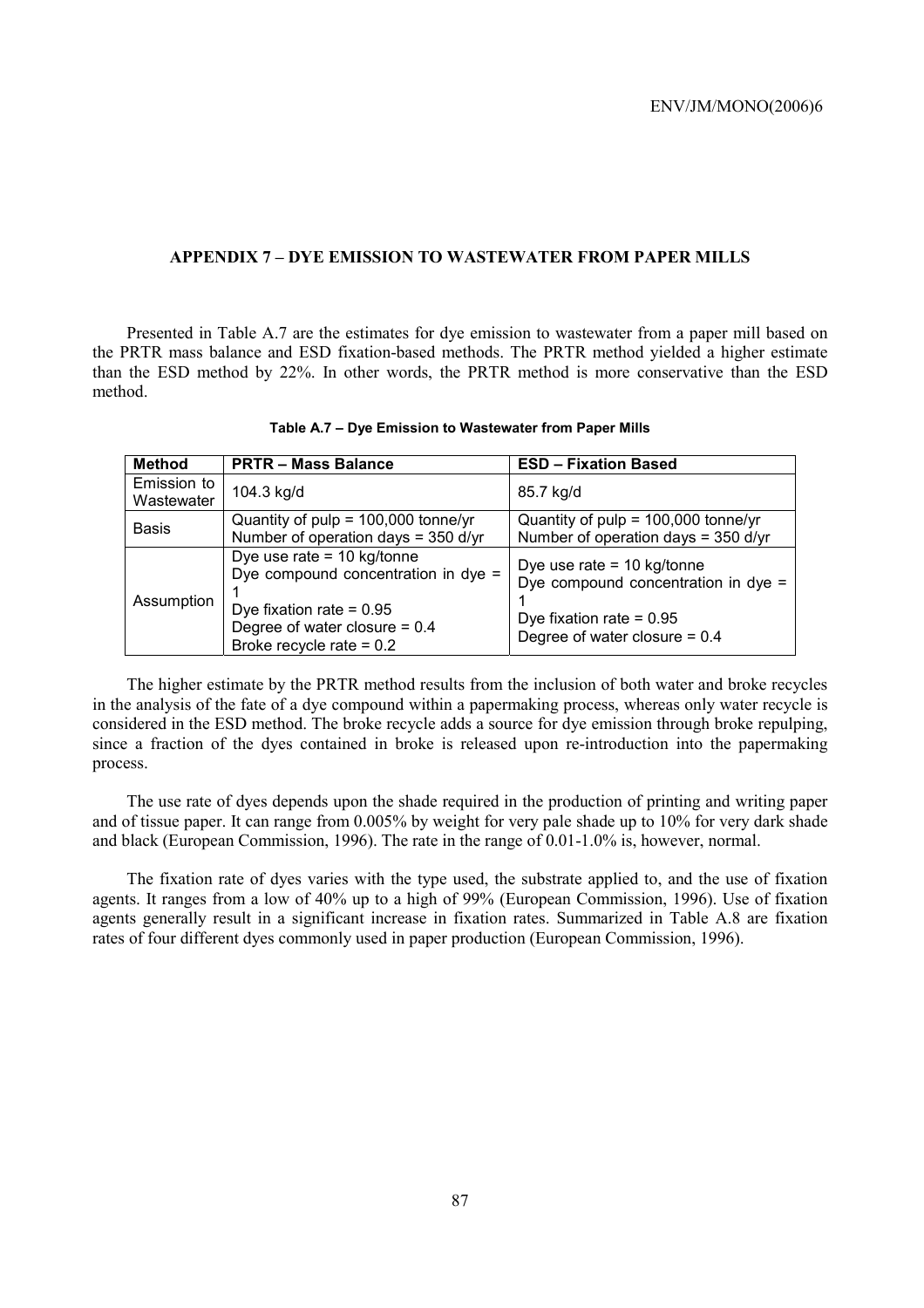## APPENDIX 7 – DYE EMISSION TO WASTEWATER FROM PAPER MILLS

Presented in Table A.7 are the estimates for dye emission to wastewater from a paper mill based on the PRTR mass balance and ESD fixation-based methods. The PRTR method yielded a higher estimate than the ESD method by 22%. In other words, the PRTR method is more conservative than the ESD method.

**Table A.7 – Dye Emission to Wastewater from Paper Mills**

| Method | PRTR – Mass Balance | ESD – Fixation Based |
|---|---|---|
| Emission to Wastewater | 104.3 kg/d | 85.7 kg/d |
| Basis | Quantity of pulp = 100,000 tonne/yr<br>Number of operation days = 350 d/yr | Quantity of pulp = 100,000 tonne/yr<br>Number of operation days = 350 d/yr |
| Assumption | Dye use rate = 10 kg/tonne<br>Dye compound concentration in dye = 1<br>Dye fixation rate = 0.95<br>Degree of water closure = 0.4<br>Broke recycle rate = 0.2 | Dye use rate = 10 kg/tonne<br>Dye compound concentration in dye = 1<br>Dye fixation rate = 0.95<br>Degree of water closure = 0.4 |

The higher estimate by the PRTR method results from the inclusion of both water and broke recycles in the analysis of the fate of a dye compound within a papermaking process, whereas only water recycle is considered in the ESD method. The broke recycle adds a source for dye emission through broke repulping, since a fraction of the dyes contained in broke is released upon re-introduction into the papermaking process.

The use rate of dyes depends upon the shade required in the production of printing and writing paper and of tissue paper. It can range from 0.005% by weight for very pale shade up to 10% for very dark shade and black (European Commission, 1996). The rate in the range of 0.01-1.0% is, however, normal.

The fixation rate of dyes varies with the type used, the substrate applied to, and the use of fixation agents. It ranges from a low of 40% up to a high of 99% (European Commission, 1996). Use of fixation agents generally result in a significant increase in fixation rates. Summarized in Table A.8 are fixation rates of four different dyes commonly used in paper production (European Commission, 1996).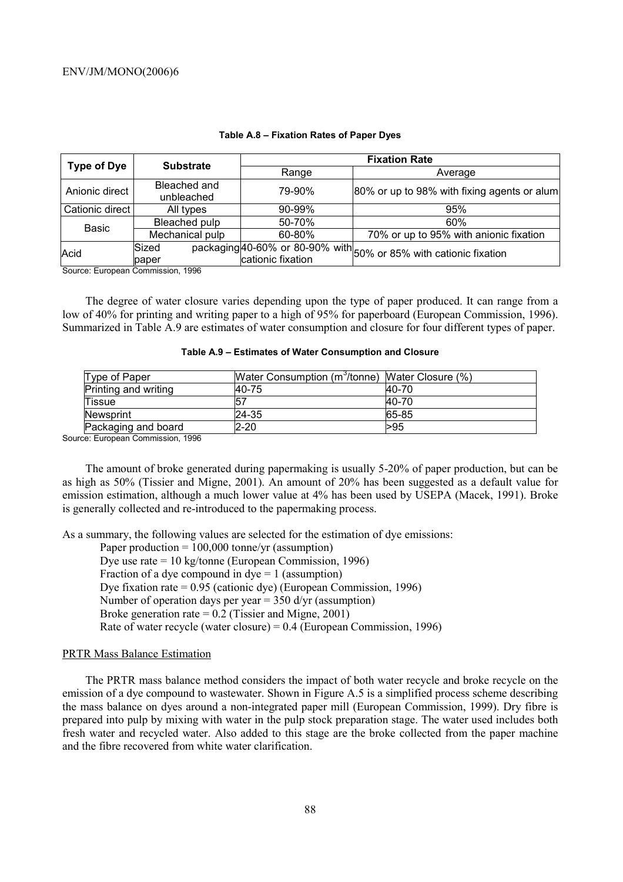**Table A.8 – Fixation Rates of Paper Dyes**

| Type of Dye | Substrate | Fixation Rate | |
|---|---|---|---|
| | | Range | Average |
| Anionic direct | Bleached and unbleached | 79-90% | 80% or up to 98% with fixing agents or alum |
| Cationic direct | All types | 90-99% | 95% |
| Basic | Bleached pulp | 50-70% | 60% |
| | Mechanical pulp | 60-80% | 70% or up to 95% with anionic fixation |
| Acid | Sized packaging paper | 40-60% or 80-90% with cationic fixation | 50% or 85% with cationic fixation |

Source: European Commission, 1996

The degree of water closure varies depending upon the type of paper produced. It can range from a low of 40% for printing and writing paper to a high of 95% for paperboard (European Commission, 1996). Summarized in Table A.9 are estimates of water consumption and closure for four different types of paper.

**Table A.9 – Estimates of Water Consumption and Closure**

| Type of Paper | Water Consumption ($m^3$/tonne) | Water Closure (%) |
|---|---|---|
| Printing and writing | 40-75 | 40-70 |
| Tissue | 57 | 40-70 |
| Newsprint | 24-35 | 65-85 |
| Packaging and board | 2-20 | >95 |

Source: European Commission, 1996

The amount of broke generated during papermaking is usually 5-20% of paper production, but can be as high as 50% (Tissier and Migne, 2001). An amount of 20% has been suggested as a default value for emission estimation, although a much lower value at 4% has been used by USEPA (Macek, 1991). Broke is generally collected and re-introduced to the papermaking process.

As a summary, the following values are selected for the estimation of dye emissions:

Paper production = 100,000 tonne/yr (assumption)
Dye use rate = 10 kg/tonne (European Commission, 1996)
Fraction of a dye compound in dye = 1 (assumption)
Dye fixation rate = 0.95 (cationic dye) (European Commission, 1996)
Number of operation days per year = 350 d/yr (assumption)
Broke generation rate = 0.2 (Tissier and Migne, 2001)
Rate of water recycle (water closure) = 0.4 (European Commission, 1996)

PRTR Mass Balance Estimation

The PRTR mass balance method considers the impact of both water recycle and broke recycle on the emission of a dye compound to wastewater. Shown in Figure A.5 is a simplified process scheme describing the mass balance on dyes around a non-integrated paper mill (European Commission, 1999). Dry fibre is prepared into pulp by mixing with water in the pulp stock preparation stage. The water used includes both fresh water and recycled water. Also added to this stage are the broke collected from the paper machine and the fibre recovered from white water clarification.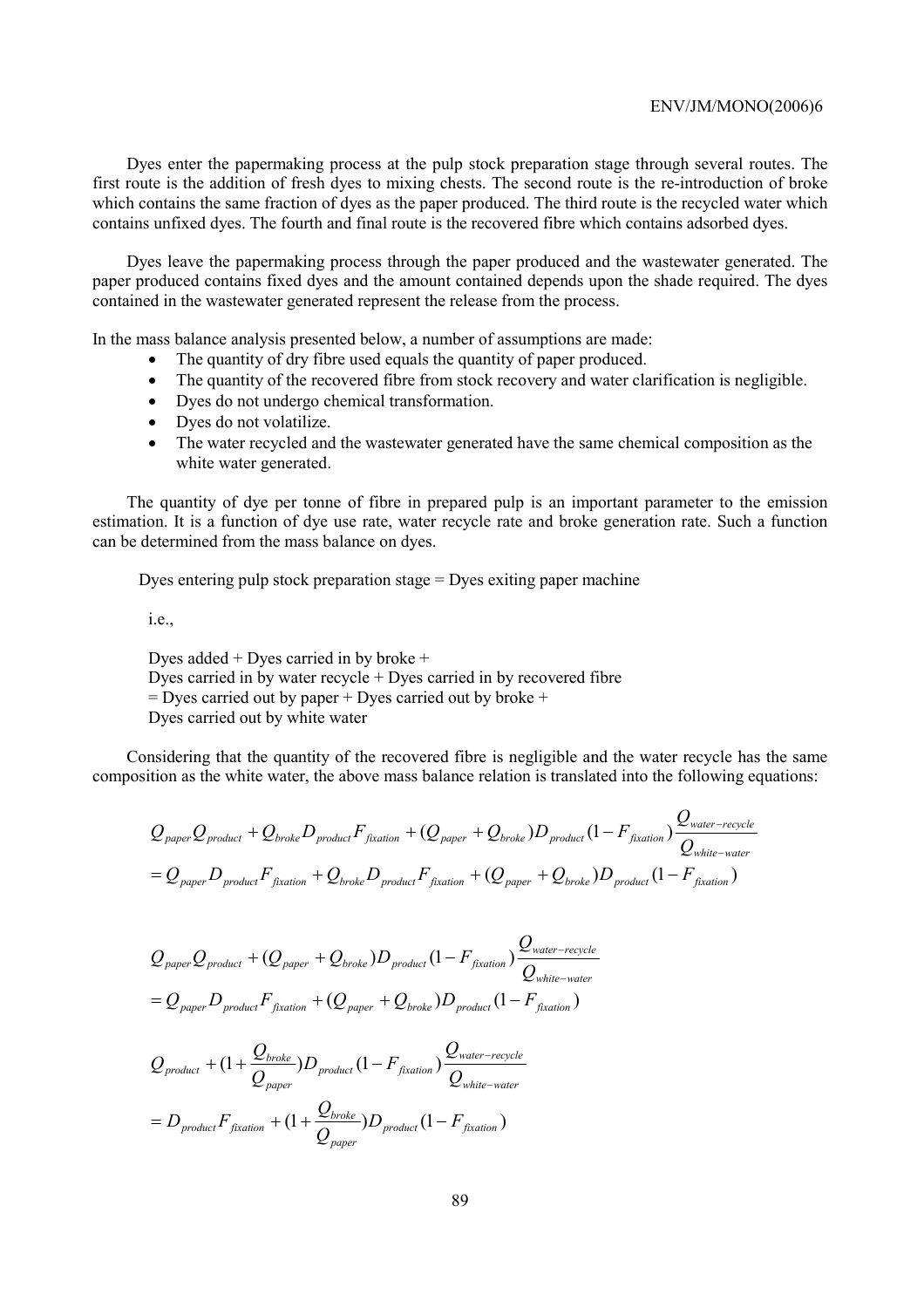Dyes enter the papermaking process at the pulp stock preparation stage through several routes. The first route is the addition of fresh dyes to mixing chests. The second route is the re-introduction of broke which contains the same fraction of dyes as the paper produced. The third route is the recycled water which contains unfixed dyes. The fourth and final route is the recovered fibre which contains adsorbed dyes.

Dyes leave the papermaking process through the paper produced and the wastewater generated. The paper produced contains fixed dyes and the amount contained depends upon the shade required. The dyes contained in the wastewater generated represent the release from the process.

In the mass balance analysis presented below, a number of assumptions are made:

- The quantity of dry fibre used equals the quantity of paper produced.
- The quantity of the recovered fibre from stock recovery and water clarification is negligible.
- Dyes do not undergo chemical transformation.
- Dyes do not volatilize.
- The water recycled and the wastewater generated have the same chemical composition as the white water generated.

The quantity of dye per tonne of fibre in prepared pulp is an important parameter to the emission estimation. It is a function of dye use rate, water recycle rate and broke generation rate. Such a function can be determined from the mass balance on dyes.

Dyes entering pulp stock preparation stage = Dyes exiting paper machine

i.e.,

Dyes added + Dyes carried in by broke +
Dyes carried in by water recycle + Dyes carried in by recovered fibre
= Dyes carried out by paper + Dyes carried out by broke +
Dyes carried out by white water

Considering that the quantity of the recovered fibre is negligible and the water recycle has the same composition as the white water, the above mass balance relation is translated into the following equations:

$$
\begin{aligned}
& Q_{paper} Q_{product} + Q_{broke} D_{product} F_{fixation} + (Q_{paper} + Q_{broke}) D_{product} (1 - F_{fixation}) \frac{Q_{water-recycle}}{Q_{white-water}} \\
& = Q_{paper} D_{product} F_{fixation} + Q_{broke} D_{product} F_{fixation} + (Q_{paper} + Q_{broke}) D_{product} (1 - F_{fixation})
\end{aligned}
$$

$$
\begin{aligned}
& Q_{paper} Q_{product} + (Q_{paper} + Q_{broke}) D_{product} (1 - F_{fixation}) \frac{Q_{water-recycle}}{Q_{white-water}} \\
& = Q_{paper} D_{product} F_{fixation} + (Q_{paper} + Q_{broke}) D_{product} (1 - F_{fixation})
\end{aligned}
$$

$$
\begin{aligned}
& Q_{product} + (1 + \frac{Q_{broke}}{Q_{paper}}) D_{product} (1 - F_{fixation}) \frac{Q_{water-recycle}}{Q_{white-water}} \\
& = D_{product} F_{fixation} + (1 + \frac{Q_{broke}}{Q_{paper}}) D_{product} (1 - F_{fixation})
\end{aligned}
$$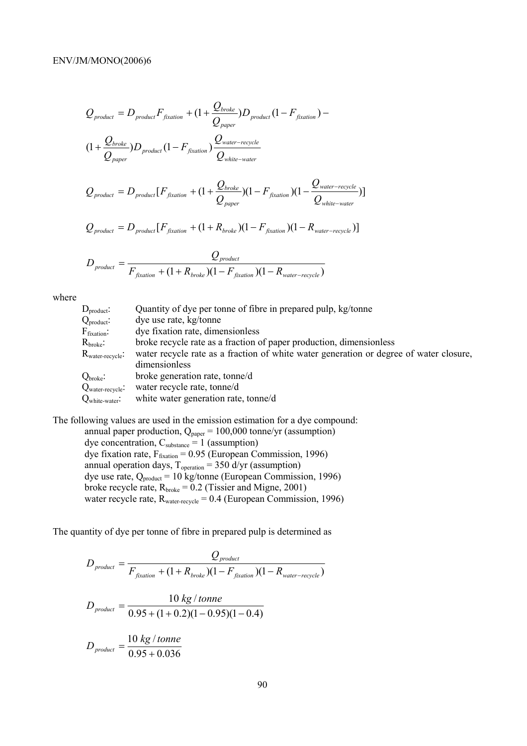$$Q_{product} = D_{product} F_{fixation} + (1 + \frac{Q_{broke}}{Q_{paper}}) D_{product} (1 - F_{fixation}) -$$

$$(1 + \frac{Q_{broke}}{Q_{paper}}) D_{product} (1 - F_{fixation}) \frac{Q_{water-recycle}}{Q_{white-water}}$$

$$Q_{product} = D_{product} [F_{fixation} + (1 + \frac{Q_{broke}}{Q_{paper}})(1 - F_{fixation})(1 - \frac{Q_{water-recycle}}{Q_{white-water}})]$$

$$Q_{product} = D_{product} [F_{fixation} + (1 + R_{broke})(1 - F_{fixation})(1 - R_{water-recycle})]$$

$$D_{product} = \frac{Q_{product}}{F_{fixation} + (1 + R_{broke})(1 - F_{fixation})(1 - R_{water-recycle})}$$

where

| | |
|---|---|
| $D_{product}$: | Quantity of dye per tonne of fibre in prepared pulp, kg/tonne |
| $Q_{product}$: | dye use rate, kg/tonne |
| $F_{fixation}$: | dye fixation rate, dimensionless |
| $R_{broke}$: | broke recycle rate as a fraction of paper production, dimensionless |
| $R_{water-recycle}$: | water recycle rate as a fraction of white water generation or degree of water closure, dimensionless |
| $Q_{broke}$: | broke generation rate, tonne/d |
| $Q_{water-recycle}$: | water recycle rate, tonne/d |
| $Q_{white-water}$: | white water generation rate, tonne/d |

The following values are used in the emission estimation for a dye compound:

- annual paper production, $Q_{paper}$ = 100,000 tonne/yr (assumption)
- dye concentration, $C_{substance}$ = 1 (assumption)
- dye fixation rate, $F_{fixation}$ = 0.95 (European Commission, 1996)
- annual operation days, $T_{operation}$ = 350 d/yr (assumption)
- dye use rate, $Q_{product}$ = 10 kg/tonne (European Commission, 1996)
- broke recycle rate, $R_{broke}$ = 0.2 (Tissier and Migne, 2001)
- water recycle rate, $R_{water-recycle}$ = 0.4 (European Commission, 1996)

The quantity of dye per tonne of fibre in prepared pulp is determined as

$$D_{product} = \frac{Q_{product}}{F_{fixation} + (1 + R_{broke})(1 - F_{fixation})(1 - R_{water-recycle})}$$

$$D_{product} = \frac{10 \ kg/tonne}{0.95 + (1 + 0.2)(1 - 0.95)(1 - 0.4)}$$

$$D_{product} = \frac{10 \ kg/tonne}{0.95 + 0.036}$$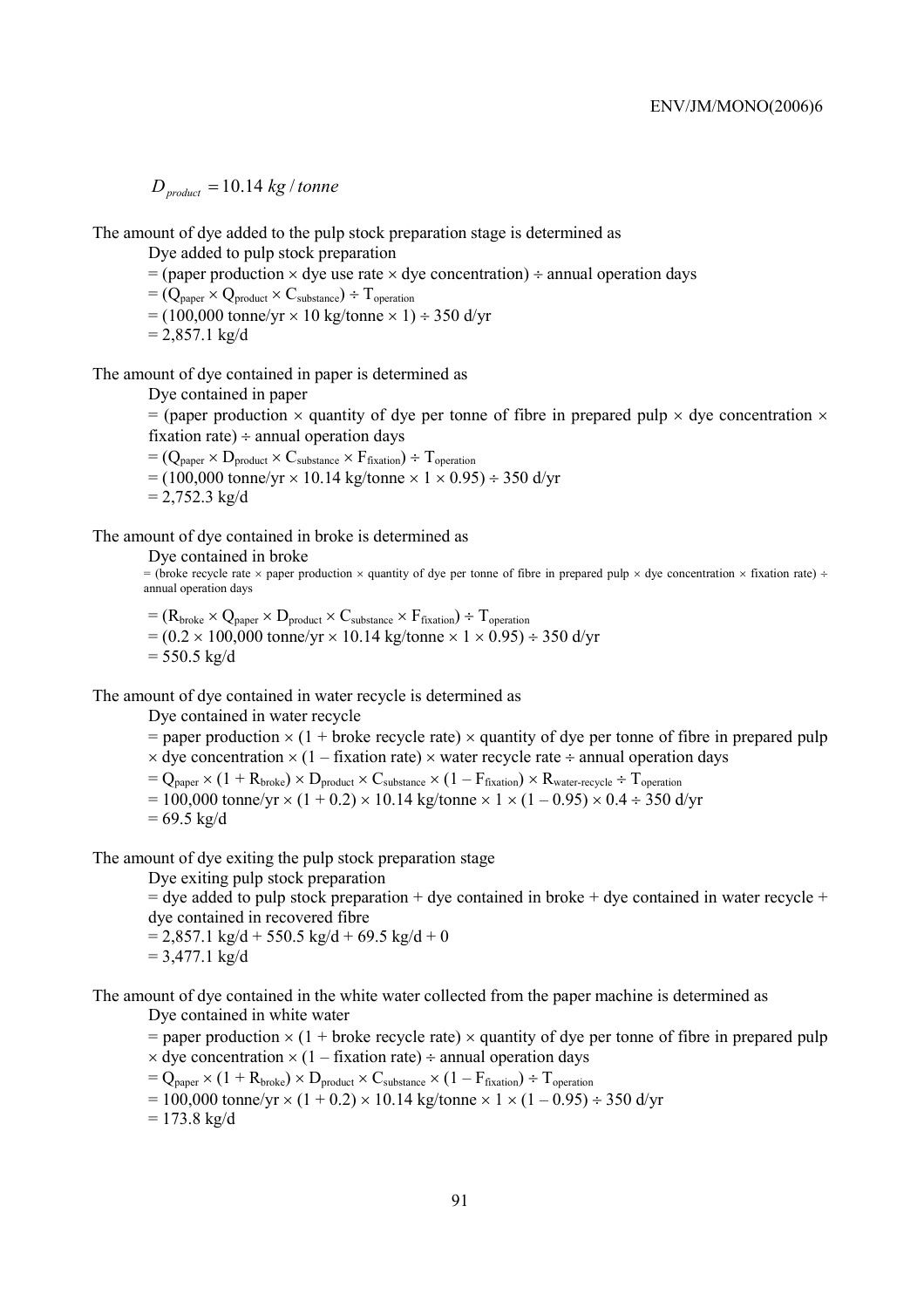$$D_{product} = 10.14\ kg/tonne$$

The amount of dye added to the pulp stock preparation stage is determined as

Dye added to pulp stock preparation

= (paper production × dye use rate × dye concentration) ÷ annual operation days

= ($Q_{paper} \times Q_{product} \times C_{substance}$) ÷ $T_{operation}$

= (100,000 tonne/yr × 10 kg/tonne × 1) ÷ 350 d/yr

= 2,857.1 kg/d

The amount of dye contained in paper is determined as

Dye contained in paper

= (paper production × quantity of dye per tonne of fibre in prepared pulp × dye concentration × fixation rate) ÷ annual operation days

= ($Q_{paper} \times D_{product} \times C_{substance} \times F_{fixation}$) ÷ $T_{operation}$

= (100,000 tonne/yr × 10.14 kg/tonne × 1 × 0.95) ÷ 350 d/yr

= 2,752.3 kg/d

The amount of dye contained in broke is determined as

Dye contained in broke

= (broke recycle rate × paper production × quantity of dye per tonne of fibre in prepared pulp × dye concentration × fixation rate) ÷ annual operation days

= ($R_{broke} \times Q_{paper} \times D_{product} \times C_{substance} \times F_{fixation}$) ÷ $T_{operation}$

= (0.2 × 100,000 tonne/yr × 10.14 kg/tonne × 1 × 0.95) ÷ 350 d/yr

= 550.5 kg/d

The amount of dye contained in water recycle is determined as

Dye contained in water recycle

= paper production × (1 + broke recycle rate) × quantity of dye per tonne of fibre in prepared pulp × dye concentration × (1 – fixation rate) × water recycle rate ÷ annual operation days

= $Q_{paper} \times (1 + R_{broke}) \times D_{product} \times C_{substance} \times (1 - F_{fixation}) \times R_{water\text{-}recycle} \div T_{operation}$

= 100,000 tonne/yr × (1 + 0.2) × 10.14 kg/tonne × 1 × (1 – 0.95) × 0.4 ÷ 350 d/yr

= 69.5 kg/d

The amount of dye exiting the pulp stock preparation stage

Dye exiting pulp stock preparation

= dye added to pulp stock preparation + dye contained in broke + dye contained in water recycle + dye contained in recovered fibre

= 2,857.1 kg/d + 550.5 kg/d + 69.5 kg/d + 0

= 3,477.1 kg/d

The amount of dye contained in the white water collected from the paper machine is determined as

Dye contained in white water

= paper production × (1 + broke recycle rate) × quantity of dye per tonne of fibre in prepared pulp × dye concentration × (1 – fixation rate) ÷ annual operation days

= $Q_{paper} \times (1 + R_{broke}) \times D_{product} \times C_{substance} \times (1 - F_{fixation}) \div T_{operation}$

= 100,000 tonne/yr × (1 + 0.2) × 10.14 kg/tonne × 1 × (1 – 0.95) ÷ 350 d/yr

= 173.8 kg/d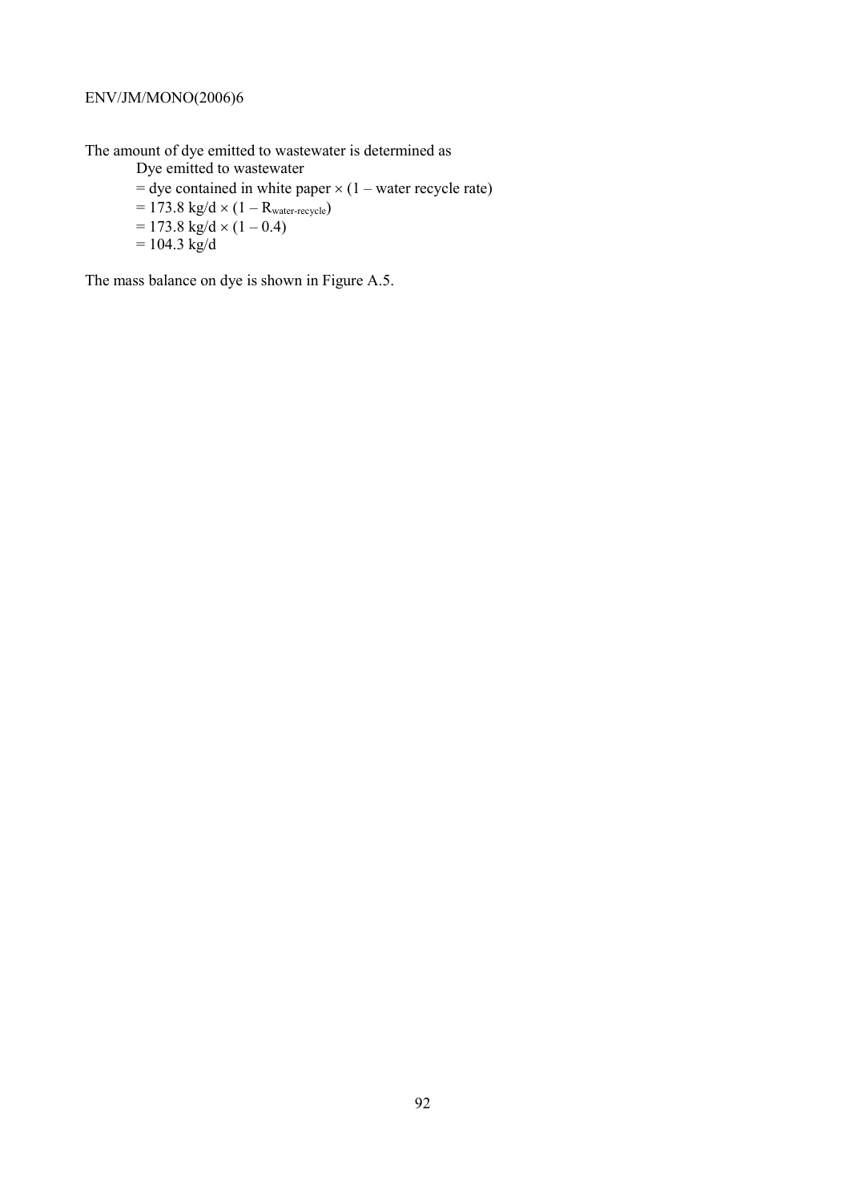The amount of dye emitted to wastewater is determined as

Dye emitted to wastewater

= dye contained in white paper × (1 – water recycle rate)

= 173.8 kg/d × (1 – $R_{water\text{-}recycle}$)

= 173.8 kg/d × (1 – 0.4)

= 104.3 kg/d

The mass balance on dye is shown in Figure A.5.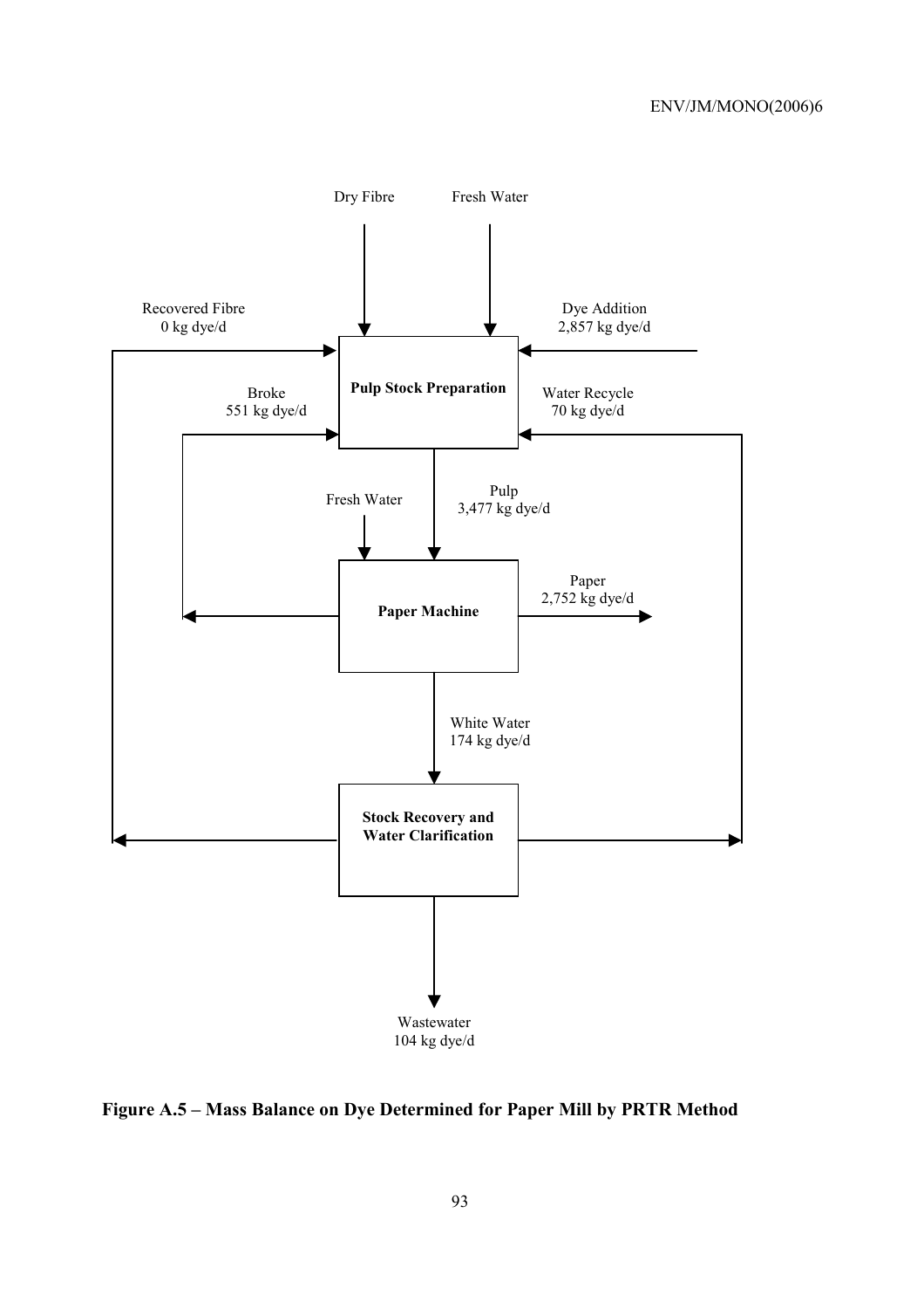Dry Fibre

Fresh Water

Recovered Fibre
0 kg dye/d

Dye Addition
2,857 kg dye/d

**Pulp Stock Preparation**

Broke
551 kg dye/d

Water Recycle
70 kg dye/d

Fresh Water

Pulp
3,477 kg dye/d

**Paper Machine**

Paper
2,752 kg dye/d

White Water
174 kg dye/d

**Stock Recovery and Water Clarification**

Wastewater
104 kg dye/d

**Figure A.5 – Mass Balance on Dye Determined for Paper Mill by PRTR Method**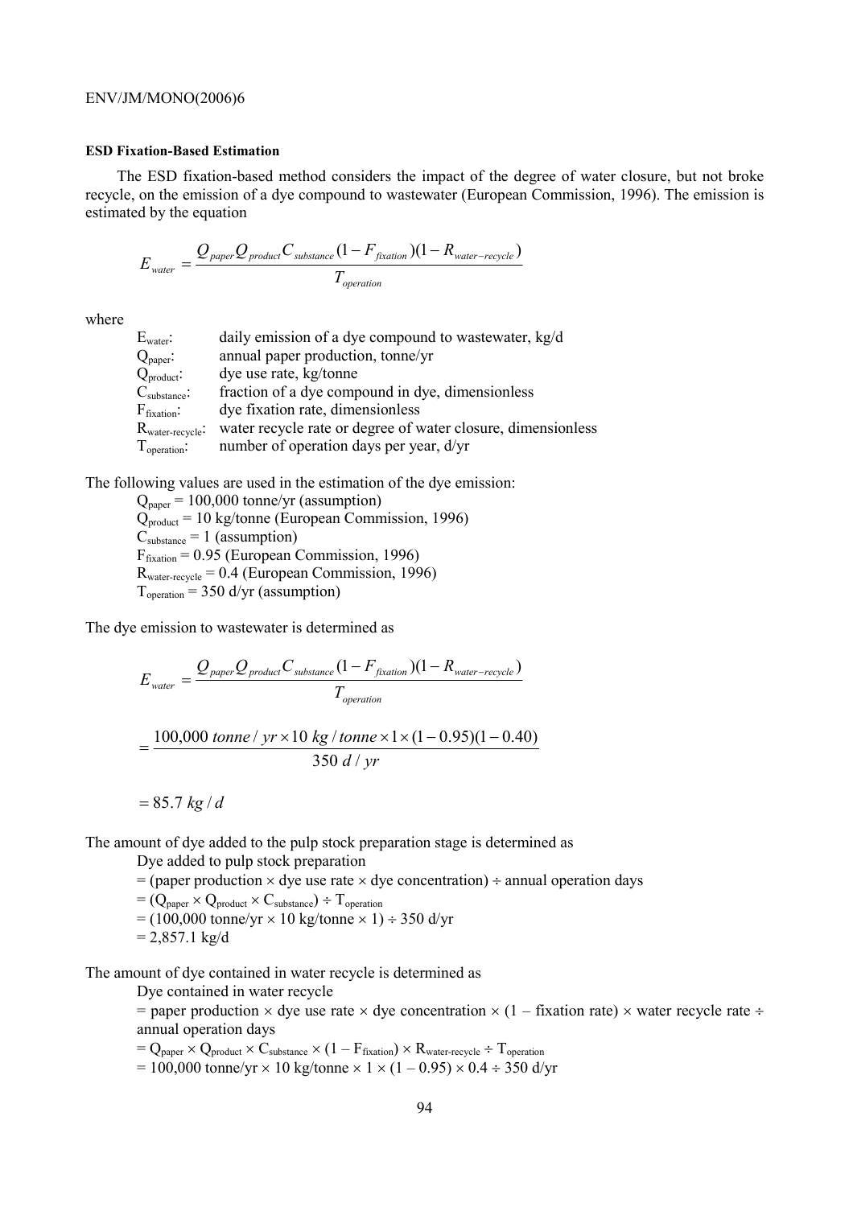**ESD Fixation-Based Estimation**

The ESD fixation-based method considers the impact of the degree of water closure, but not broke recycle, on the emission of a dye compound to wastewater (European Commission, 1996). The emission is estimated by the equation

$$E_{water} = \frac{Q_{paper} Q_{product} C_{substance} (1 - F_{fixation})(1 - R_{water-recycle})}{T_{operation}}$$

where

- $E_{water}$: daily emission of a dye compound to wastewater, kg/d
- $Q_{paper}$: annual paper production, tonne/yr
- $Q_{product}$: dye use rate, kg/tonne
- $C_{substance}$: fraction of a dye compound in dye, dimensionless
- $F_{fixation}$: dye fixation rate, dimensionless
- $R_{water-recycle}$: water recycle rate or degree of water closure, dimensionless
- $T_{operation}$: number of operation days per year, d/yr

The following values are used in the estimation of the dye emission:

- $Q_{paper}$ = 100,000 tonne/yr (assumption)
- $Q_{product}$ = 10 kg/tonne (European Commission, 1996)
- $C_{substance}$ = 1 (assumption)
- $F_{fixation}$ = 0.95 (European Commission, 1996)
- $R_{water-recycle}$ = 0.4 (European Commission, 1996)
- $T_{operation}$ = 350 d/yr (assumption)

The dye emission to wastewater is determined as

$$E_{water} = \frac{Q_{paper} Q_{product} C_{substance} (1 - F_{fixation})(1 - R_{water-recycle})}{T_{operation}}$$

$$= \frac{100{,}000\ tonne/yr \times 10\ kg/tonne \times 1 \times (1 - 0.95)(1 - 0.40)}{350\ d/yr}$$

$$= 85.7\ kg/d$$

The amount of dye added to the pulp stock preparation stage is determined as

Dye added to pulp stock preparation

= (paper production × dye use rate × dye concentration) ÷ annual operation days

= ($Q_{paper} \times Q_{product} \times C_{substance}$) ÷ $T_{operation}$

= (100,000 tonne/yr × 10 kg/tonne × 1) ÷ 350 d/yr

= 2,857.1 kg/d

The amount of dye contained in water recycle is determined as

Dye contained in water recycle

= paper production × dye use rate × dye concentration × (1 – fixation rate) × water recycle rate ÷ annual operation days

= $Q_{paper} \times Q_{product} \times C_{substance} \times (1 - F_{fixation}) \times R_{water-recycle} \div T_{operation}$

= 100,000 tonne/yr × 10 kg/tonne × 1 × (1 – 0.95) × 0.4 ÷ 350 d/yr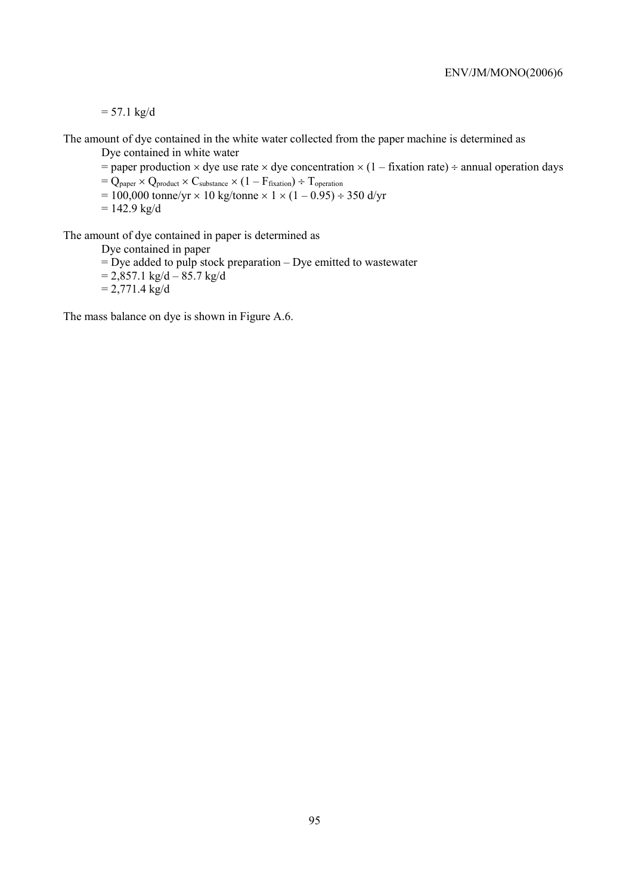$= 57.1$ kg/d

The amount of dye contained in the white water collected from the paper machine is determined as

Dye contained in white water

= paper production × dye use rate × dye concentration × (1 – fixation rate) ÷ annual operation days

$= Q_{paper} \times Q_{product} \times C_{substance} \times (1 - F_{fixation}) \div T_{operation}$

$= 100{,}000$ tonne/yr × 10 kg/tonne × 1 × (1 – 0.95) ÷ 350 d/yr

$= 142.9$ kg/d

The amount of dye contained in paper is determined as

Dye contained in paper

= Dye added to pulp stock preparation – Dye emitted to wastewater

= 2,857.1 kg/d – 85.7 kg/d

= 2,771.4 kg/d

The mass balance on dye is shown in Figure A.6.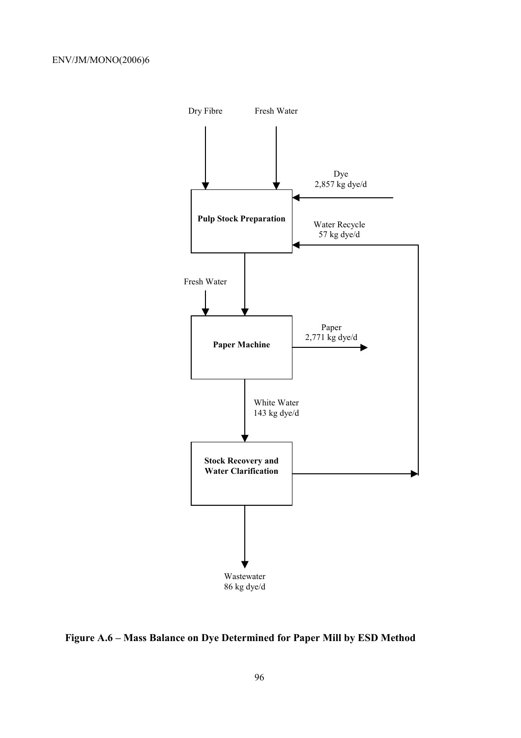Dry Fibre

Fresh Water

Dye
2,857 kg dye/d

Pulp Stock Preparation

Water Recycle
57 kg dye/d

Fresh Water

Paper Machine

Paper
2,771 kg dye/d

White Water
143 kg dye/d

Stock Recovery and Water Clarification

Wastewater
86 kg dye/d

**Figure A.6 – Mass Balance on Dye Determined for Paper Mill by ESD Method**